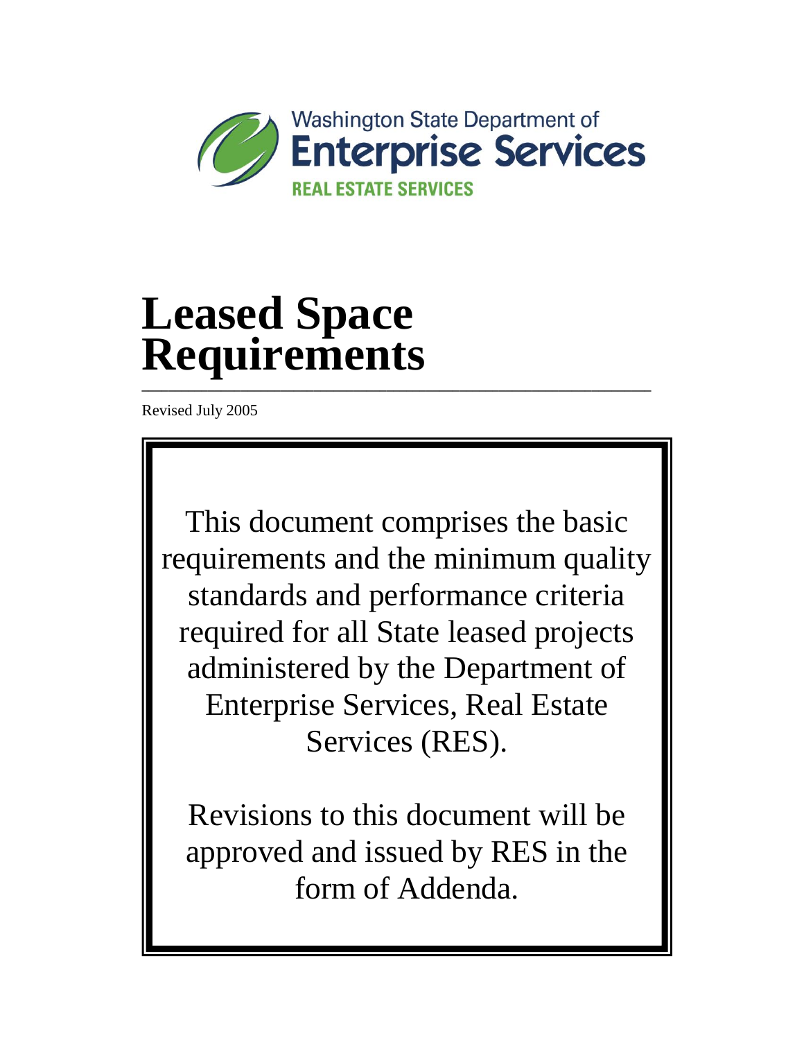Washington State Department of
**Enterprise Services**
**REAL ESTATE SERVICES**

# Leased Space Requirements

Revised July 2005

This document comprises the basic requirements and the minimum quality standards and performance criteria required for all State leased projects administered by the Department of Enterprise Services, Real Estate Services (RES).

Revisions to this document will be approved and issued by RES in the form of Addenda.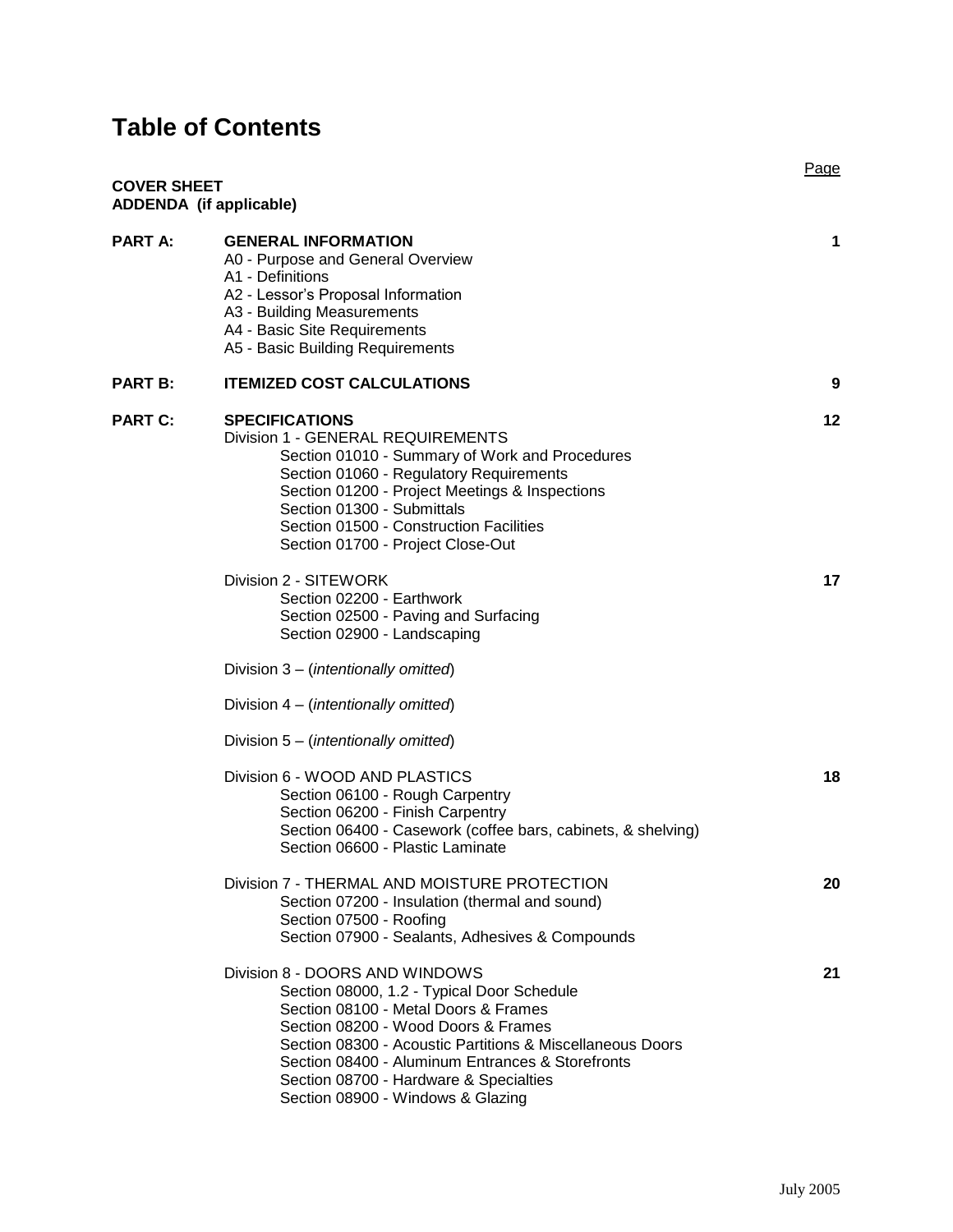# Table of Contents

| | | Page |
|---|---|---|
| **COVER SHEET** | | |
| **ADDENDA (if applicable)** | | |
| **PART A:** | **GENERAL INFORMATION** | **1** |
| | A0 - Purpose and General Overview | |
| | A1 - Definitions | |
| | A2 - Lessor's Proposal Information | |
| | A3 - Building Measurements | |
| | A4 - Basic Site Requirements | |
| | A5 - Basic Building Requirements | |
| **PART B:** | **ITEMIZED COST CALCULATIONS** | **9** |
| **PART C:** | **SPECIFICATIONS** | **12** |
| | Division 1 - GENERAL REQUIREMENTS | |
| | Section 01010 - Summary of Work and Procedures | |
| | Section 01060 - Regulatory Requirements | |
| | Section 01200 - Project Meetings & Inspections | |
| | Section 01300 - Submittals | |
| | Section 01500 - Construction Facilities | |
| | Section 01700 - Project Close-Out | |
| | Division 2 - SITEWORK | **17** |
| | Section 02200 - Earthwork | |
| | Section 02500 - Paving and Surfacing | |
| | Section 02900 - Landscaping | |
| | Division 3 – (*intentionally omitted*) | |
| | Division 4 – (*intentionally omitted*) | |
| | Division 5 – (*intentionally omitted*) | |
| | Division 6 - WOOD AND PLASTICS | **18** |
| | Section 06100 - Rough Carpentry | |
| | Section 06200 - Finish Carpentry | |
| | Section 06400 - Casework (coffee bars, cabinets, & shelving) | |
| | Section 06600 - Plastic Laminate | |
| | Division 7 - THERMAL AND MOISTURE PROTECTION | **20** |
| | Section 07200 - Insulation (thermal and sound) | |
| | Section 07500 - Roofing | |
| | Section 07900 - Sealants, Adhesives & Compounds | |
| | Division 8 - DOORS AND WINDOWS | **21** |
| | Section 08000, 1.2 - Typical Door Schedule | |
| | Section 08100 - Metal Doors & Frames | |
| | Section 08200 - Wood Doors & Frames | |
| | Section 08300 - Acoustic Partitions & Miscellaneous Doors | |
| | Section 08400 - Aluminum Entrances & Storefronts | |
| | Section 08700 - Hardware & Specialties | |
| | Section 08900 - Windows & Glazing | |

July 2005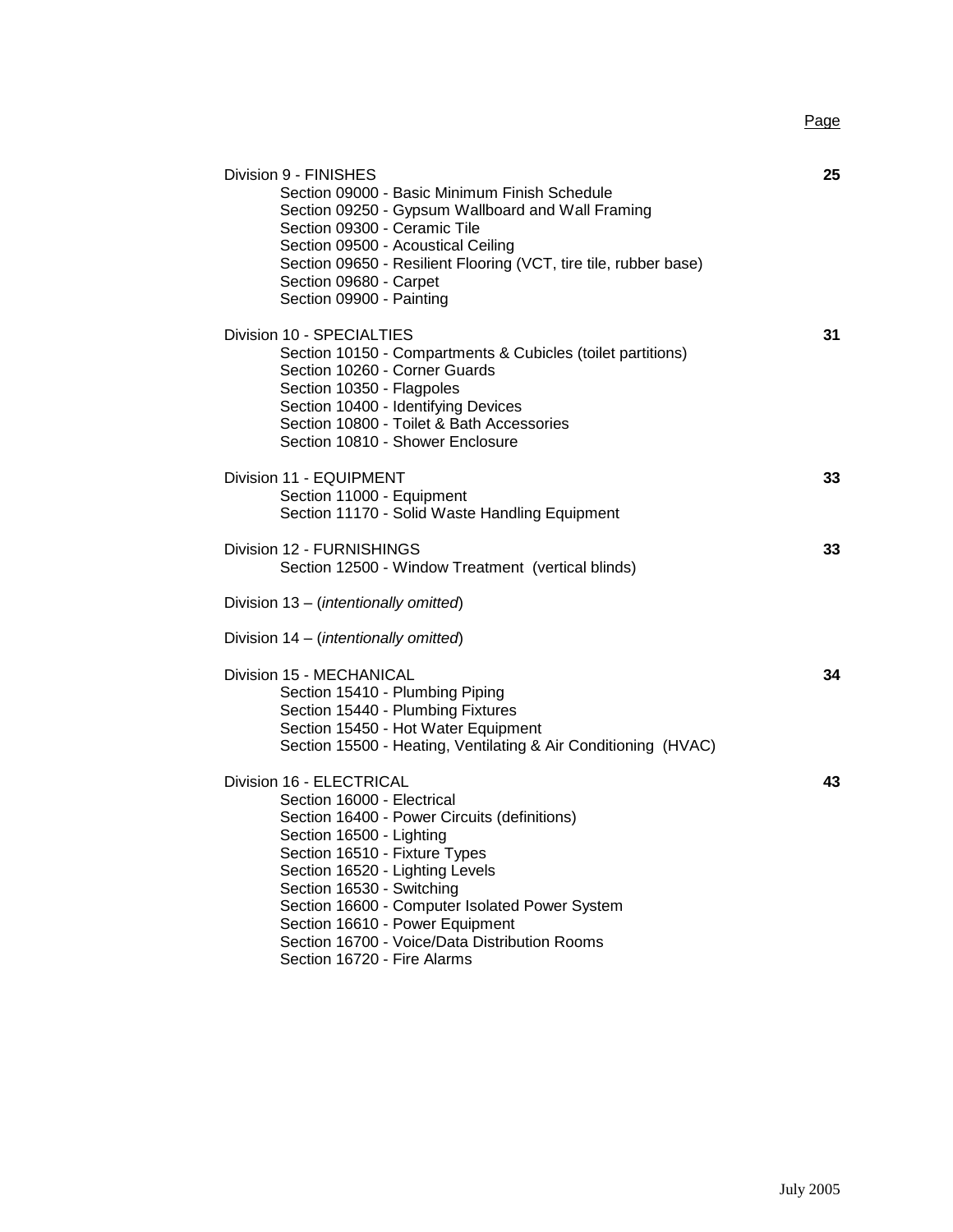| | Page |
|---|---|
| Division 9 - FINISHES | **25** |
| Section 09000 - Basic Minimum Finish Schedule | |
| Section 09250 - Gypsum Wallboard and Wall Framing | |
| Section 09300 - Ceramic Tile | |
| Section 09500 - Acoustical Ceiling | |
| Section 09650 - Resilient Flooring (VCT, tire tile, rubber base) | |
| Section 09680 - Carpet | |
| Section 09900 - Painting | |
| Division 10 - SPECIALTIES | **31** |
| Section 10150 - Compartments & Cubicles (toilet partitions) | |
| Section 10260 - Corner Guards | |
| Section 10350 - Flagpoles | |
| Section 10400 - Identifying Devices | |
| Section 10800 - Toilet & Bath Accessories | |
| Section 10810 - Shower Enclosure | |
| Division 11 - EQUIPMENT | **33** |
| Section 11000 - Equipment | |
| Section 11170 - Solid Waste Handling Equipment | |
| Division 12 - FURNISHINGS | **33** |
| Section 12500 - Window Treatment (vertical blinds) | |
| Division 13 – (*intentionally omitted*) | |
| Division 14 – (*intentionally omitted*) | |
| Division 15 - MECHANICAL | **34** |
| Section 15410 - Plumbing Piping | |
| Section 15440 - Plumbing Fixtures | |
| Section 15450 - Hot Water Equipment | |
| Section 15500 - Heating, Ventilating & Air Conditioning (HVAC) | |
| Division 16 - ELECTRICAL | **43** |
| Section 16000 - Electrical | |
| Section 16400 - Power Circuits (definitions) | |
| Section 16500 - Lighting | |
| Section 16510 - Fixture Types | |
| Section 16520 - Lighting Levels | |
| Section 16530 - Switching | |
| Section 16600 - Computer Isolated Power System | |
| Section 16610 - Power Equipment | |
| Section 16700 - Voice/Data Distribution Rooms | |
| Section 16720 - Fire Alarms | |

July 2005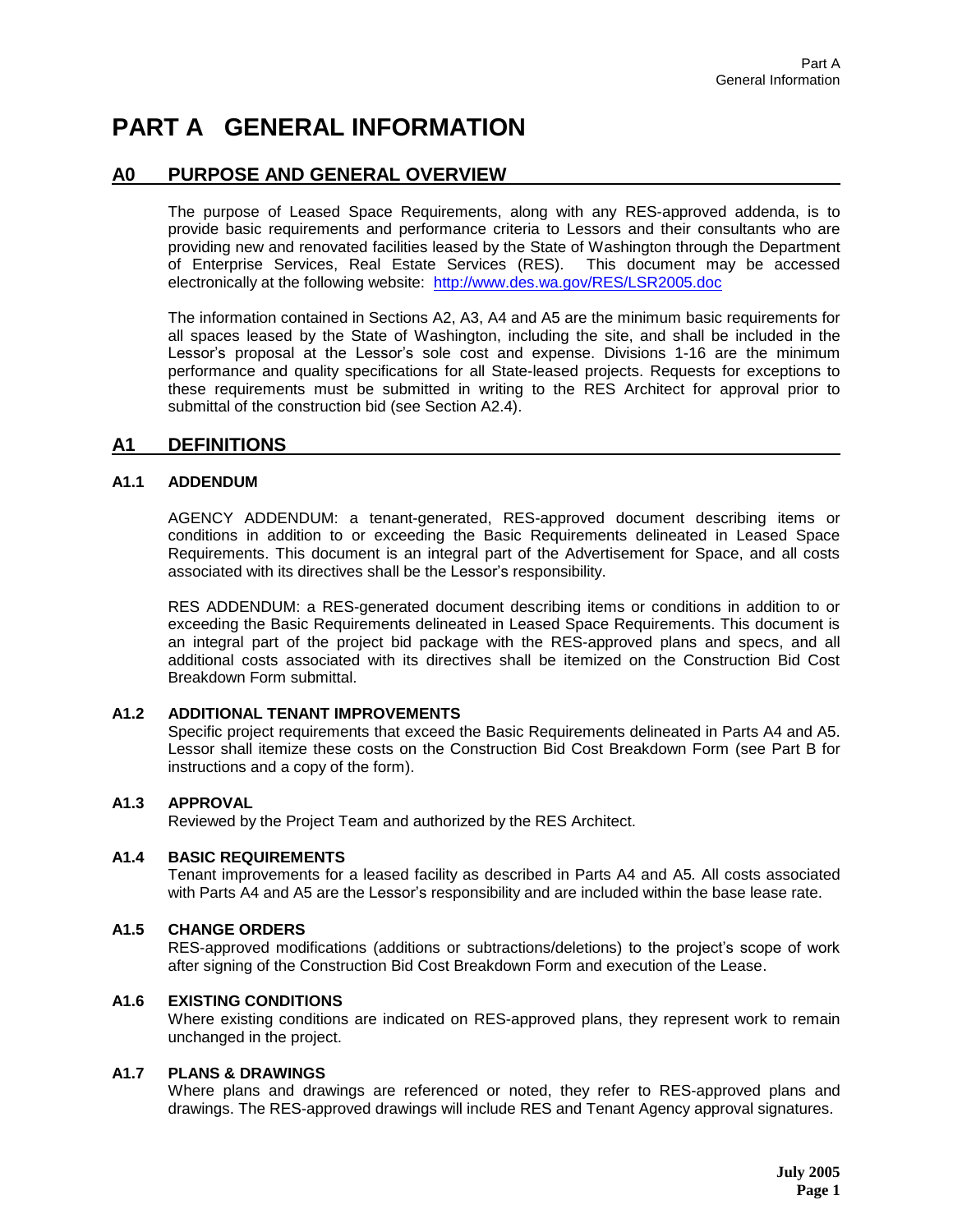# PART A GENERAL INFORMATION

## A0 PURPOSE AND GENERAL OVERVIEW

The purpose of Leased Space Requirements, along with any RES-approved addenda, is to provide basic requirements and performance criteria to Lessors and their consultants who are providing new and renovated facilities leased by the State of Washington through the Department of Enterprise Services, Real Estate Services (RES). This document may be accessed electronically at the following website: [http://www.des.wa.gov/RES/LSR2005.doc](http://www.des.wa.gov/RES/LSR2005.doc)

The information contained in Sections A2, A3, A4 and A5 are the minimum basic requirements for all spaces leased by the State of Washington, including the site, and shall be included in the Lessor's proposal at the Lessor's sole cost and expense. Divisions 1-16 are the minimum performance and quality specifications for all State-leased projects. Requests for exceptions to these requirements must be submitted in writing to the RES Architect for approval prior to submittal of the construction bid (see Section A2.4).

## A1 DEFINITIONS

### A1.1 ADDENDUM

AGENCY ADDENDUM: a tenant-generated, RES-approved document describing items or conditions in addition to or exceeding the Basic Requirements delineated in Leased Space Requirements. This document is an integral part of the Advertisement for Space, and all costs associated with its directives shall be the Lessor's responsibility.

RES ADDENDUM: a RES-generated document describing items or conditions in addition to or exceeding the Basic Requirements delineated in Leased Space Requirements. This document is an integral part of the project bid package with the RES-approved plans and specs, and all additional costs associated with its directives shall be itemized on the Construction Bid Cost Breakdown Form submittal.

### A1.2 ADDITIONAL TENANT IMPROVEMENTS

Specific project requirements that exceed the Basic Requirements delineated in Parts A4 and A5. Lessor shall itemize these costs on the Construction Bid Cost Breakdown Form (see Part B for instructions and a copy of the form).

### A1.3 APPROVAL

Reviewed by the Project Team and authorized by the RES Architect.

### A1.4 BASIC REQUIREMENTS

Tenant improvements for a leased facility as described in Parts A4 and A5. All costs associated with Parts A4 and A5 are the Lessor's responsibility and are included within the base lease rate.

### A1.5 CHANGE ORDERS

RES-approved modifications (additions or subtractions/deletions) to the project's scope of work after signing of the Construction Bid Cost Breakdown Form and execution of the Lease.

### A1.6 EXISTING CONDITIONS

Where existing conditions are indicated on RES-approved plans, they represent work to remain unchanged in the project.

### A1.7 PLANS & DRAWINGS

Where plans and drawings are referenced or noted, they refer to RES-approved plans and drawings. The RES-approved drawings will include RES and Tenant Agency approval signatures.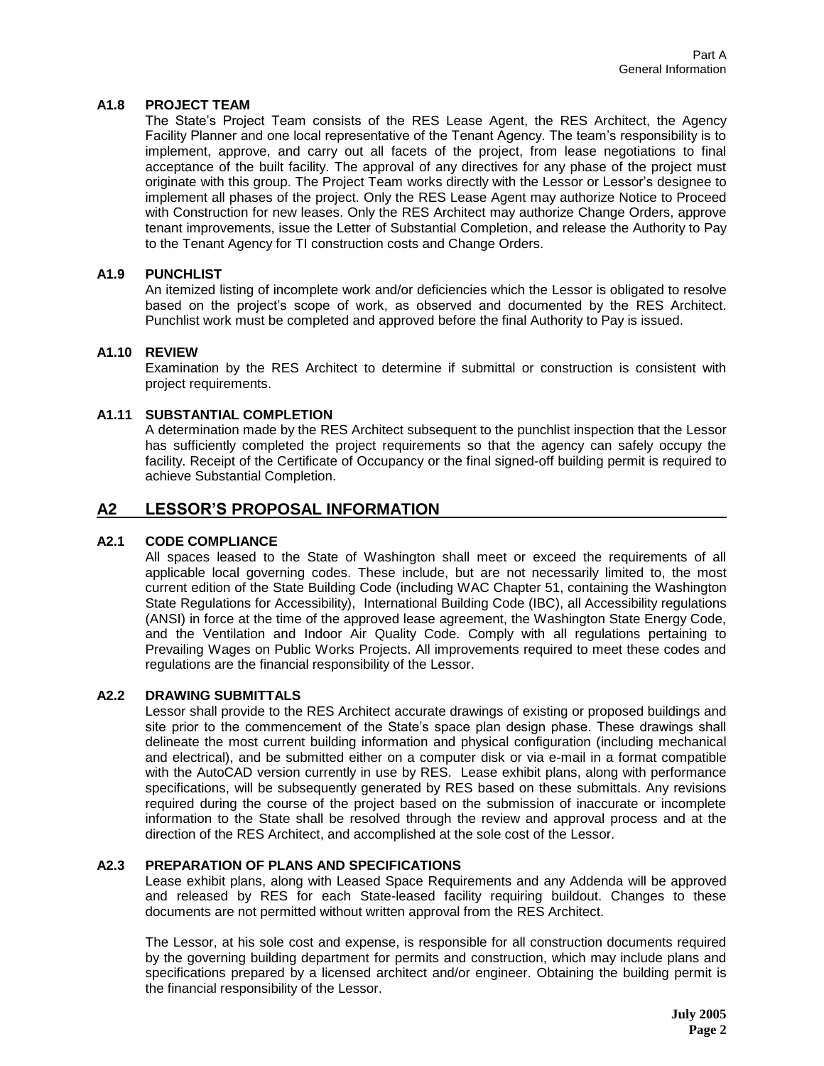### A1.8 PROJECT TEAM

The State's Project Team consists of the RES Lease Agent, the RES Architect, the Agency Facility Planner and one local representative of the Tenant Agency. The team's responsibility is to implement, approve, and carry out all facets of the project, from lease negotiations to final acceptance of the built facility. The approval of any directives for any phase of the project must originate with this group. The Project Team works directly with the Lessor or Lessor's designee to implement all phases of the project. Only the RES Lease Agent may authorize Notice to Proceed with Construction for new leases. Only the RES Architect may authorize Change Orders, approve tenant improvements, issue the Letter of Substantial Completion, and release the Authority to Pay to the Tenant Agency for TI construction costs and Change Orders.

### A1.9 PUNCHLIST

An itemized listing of incomplete work and/or deficiencies which the Lessor is obligated to resolve based on the project's scope of work, as observed and documented by the RES Architect. Punchlist work must be completed and approved before the final Authority to Pay is issued.

### A1.10 REVIEW

Examination by the RES Architect to determine if submittal or construction is consistent with project requirements.

### A1.11 SUBSTANTIAL COMPLETION

A determination made by the RES Architect subsequent to the punchlist inspection that the Lessor has sufficiently completed the project requirements so that the agency can safely occupy the facility. Receipt of the Certificate of Occupancy or the final signed-off building permit is required to achieve Substantial Completion.

## A2 LESSOR'S PROPOSAL INFORMATION

### A2.1 CODE COMPLIANCE

All spaces leased to the State of Washington shall meet or exceed the requirements of all applicable local governing codes. These include, but are not necessarily limited to, the most current edition of the State Building Code (including WAC Chapter 51, containing the Washington State Regulations for Accessibility), International Building Code (IBC), all Accessibility regulations (ANSI) in force at the time of the approved lease agreement, the Washington State Energy Code, and the Ventilation and Indoor Air Quality Code. Comply with all regulations pertaining to Prevailing Wages on Public Works Projects. All improvements required to meet these codes and regulations are the financial responsibility of the Lessor.

### A2.2 DRAWING SUBMITTALS

Lessor shall provide to the RES Architect accurate drawings of existing or proposed buildings and site prior to the commencement of the State's space plan design phase. These drawings shall delineate the most current building information and physical configuration (including mechanical and electrical), and be submitted either on a computer disk or via e-mail in a format compatible with the AutoCAD version currently in use by RES. Lease exhibit plans, along with performance specifications, will be subsequently generated by RES based on these submittals. Any revisions required during the course of the project based on the submission of inaccurate or incomplete information to the State shall be resolved through the review and approval process and at the direction of the RES Architect, and accomplished at the sole cost of the Lessor.

### A2.3 PREPARATION OF PLANS AND SPECIFICATIONS

Lease exhibit plans, along with Leased Space Requirements and any Addenda will be approved and released by RES for each State-leased facility requiring buildout. Changes to these documents are not permitted without written approval from the RES Architect.

The Lessor, at his sole cost and expense, is responsible for all construction documents required by the governing building department for permits and construction, which may include plans and specifications prepared by a licensed architect and/or engineer. Obtaining the building permit is the financial responsibility of the Lessor.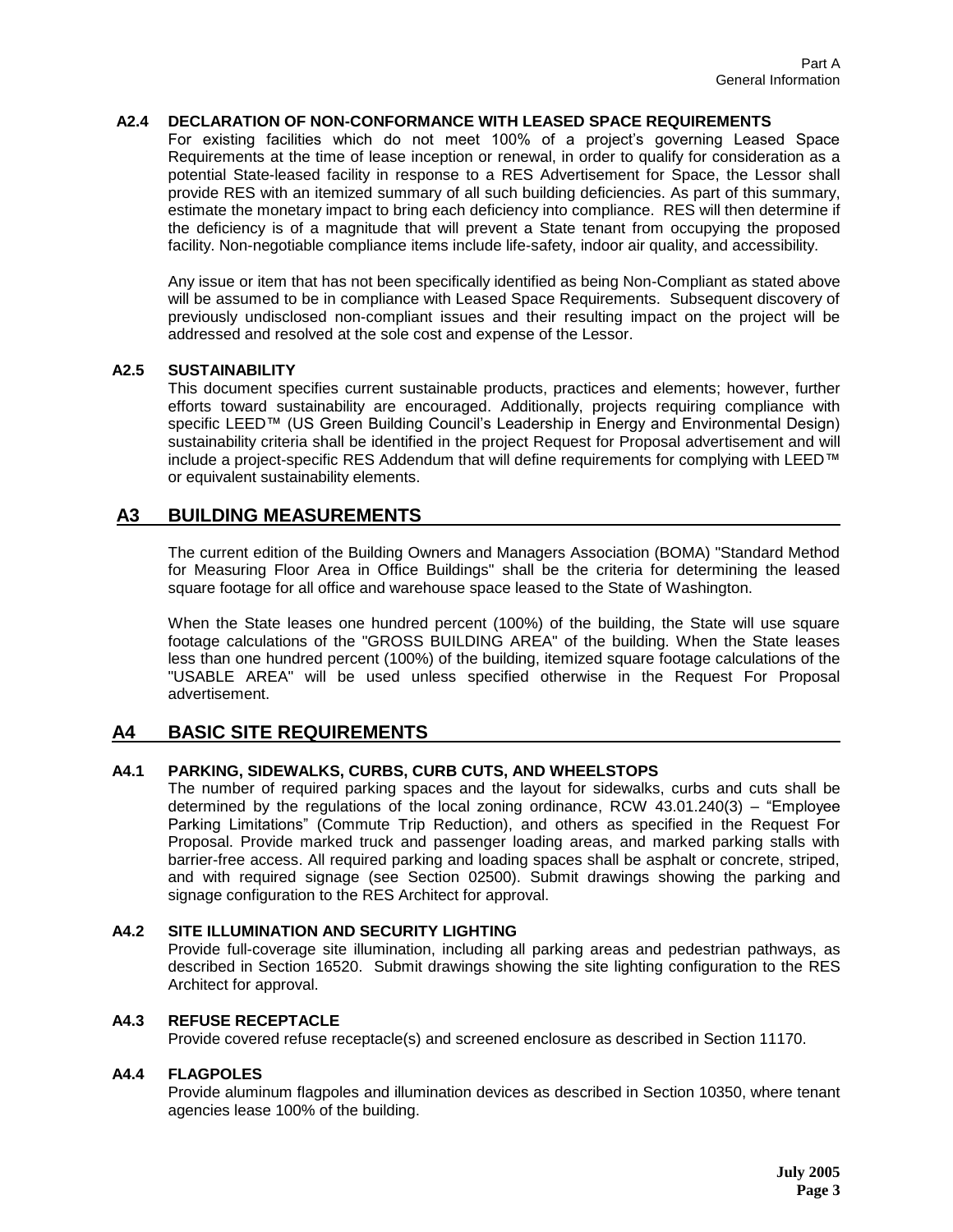### A2.4 DECLARATION OF NON-CONFORMANCE WITH LEASED SPACE REQUIREMENTS

For existing facilities which do not meet 100% of a project's governing Leased Space Requirements at the time of lease inception or renewal, in order to qualify for consideration as a potential State-leased facility in response to a RES Advertisement for Space, the Lessor shall provide RES with an itemized summary of all such building deficiencies. As part of this summary, estimate the monetary impact to bring each deficiency into compliance. RES will then determine if the deficiency is of a magnitude that will prevent a State tenant from occupying the proposed facility. Non-negotiable compliance items include life-safety, indoor air quality, and accessibility.

Any issue or item that has not been specifically identified as being Non-Compliant as stated above will be assumed to be in compliance with Leased Space Requirements. Subsequent discovery of previously undisclosed non-compliant issues and their resulting impact on the project will be addressed and resolved at the sole cost and expense of the Lessor.

### A2.5 SUSTAINABILITY

This document specifies current sustainable products, practices and elements; however, further efforts toward sustainability are encouraged. Additionally, projects requiring compliance with specific LEED™ (US Green Building Council's Leadership in Energy and Environmental Design) sustainability criteria shall be identified in the project Request for Proposal advertisement and will include a project-specific RES Addendum that will define requirements for complying with LEED™ or equivalent sustainability elements.

## A3 BUILDING MEASUREMENTS

The current edition of the Building Owners and Managers Association (BOMA) "Standard Method for Measuring Floor Area in Office Buildings" shall be the criteria for determining the leased square footage for all office and warehouse space leased to the State of Washington.

When the State leases one hundred percent (100%) of the building, the State will use square footage calculations of the "GROSS BUILDING AREA" of the building. When the State leases less than one hundred percent (100%) of the building, itemized square footage calculations of the "USABLE AREA" will be used unless specified otherwise in the Request For Proposal advertisement.

## A4 BASIC SITE REQUIREMENTS

### A4.1 PARKING, SIDEWALKS, CURBS, CURB CUTS, AND WHEELSTOPS

The number of required parking spaces and the layout for sidewalks, curbs and cuts shall be determined by the regulations of the local zoning ordinance, RCW 43.01.240(3) – "Employee Parking Limitations" (Commute Trip Reduction), and others as specified in the Request For Proposal. Provide marked truck and passenger loading areas, and marked parking stalls with barrier-free access. All required parking and loading spaces shall be asphalt or concrete, striped, and with required signage (see Section 02500). Submit drawings showing the parking and signage configuration to the RES Architect for approval.

### A4.2 SITE ILLUMINATION AND SECURITY LIGHTING

Provide full-coverage site illumination, including all parking areas and pedestrian pathways, as described in Section 16520. Submit drawings showing the site lighting configuration to the RES Architect for approval.

### A4.3 REFUSE RECEPTACLE

Provide covered refuse receptacle(s) and screened enclosure as described in Section 11170.

### A4.4 FLAGPOLES

Provide aluminum flagpoles and illumination devices as described in Section 10350, where tenant agencies lease 100% of the building.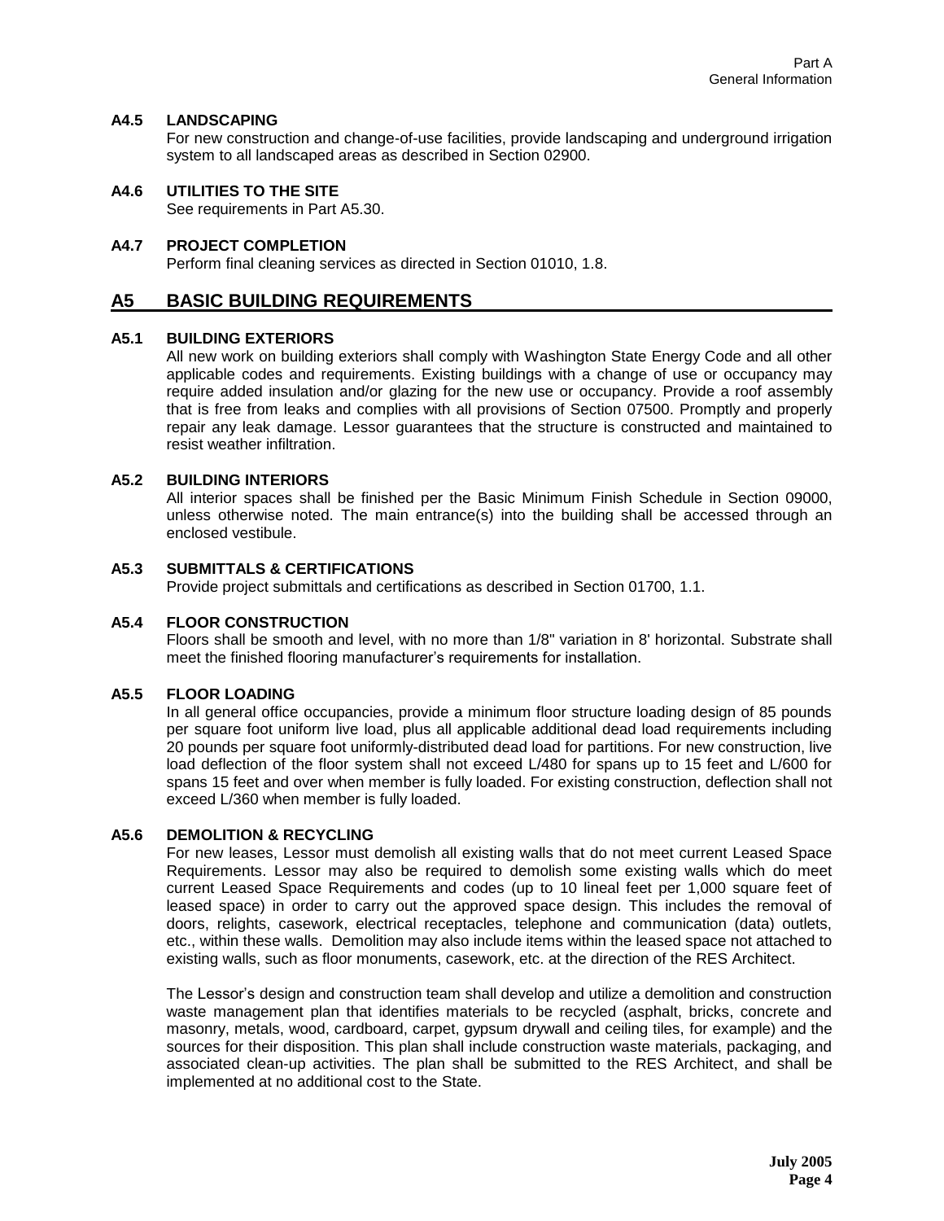### A4.5 LANDSCAPING

For new construction and change-of-use facilities, provide landscaping and underground irrigation system to all landscaped areas as described in Section 02900.

### A4.6 UTILITIES TO THE SITE

See requirements in Part A5.30.

### A4.7 PROJECT COMPLETION

Perform final cleaning services as directed in Section 01010, 1.8.

## A5 BASIC BUILDING REQUIREMENTS

### A5.1 BUILDING EXTERIORS

All new work on building exteriors shall comply with Washington State Energy Code and all other applicable codes and requirements. Existing buildings with a change of use or occupancy may require added insulation and/or glazing for the new use or occupancy. Provide a roof assembly that is free from leaks and complies with all provisions of Section 07500. Promptly and properly repair any leak damage. Lessor guarantees that the structure is constructed and maintained to resist weather infiltration.

### A5.2 BUILDING INTERIORS

All interior spaces shall be finished per the Basic Minimum Finish Schedule in Section 09000, unless otherwise noted. The main entrance(s) into the building shall be accessed through an enclosed vestibule.

### A5.3 SUBMITTALS & CERTIFICATIONS

Provide project submittals and certifications as described in Section 01700, 1.1.

### A5.4 FLOOR CONSTRUCTION

Floors shall be smooth and level, with no more than 1/8" variation in 8' horizontal. Substrate shall meet the finished flooring manufacturer's requirements for installation.

### A5.5 FLOOR LOADING

In all general office occupancies, provide a minimum floor structure loading design of 85 pounds per square foot uniform live load, plus all applicable additional dead load requirements including 20 pounds per square foot uniformly-distributed dead load for partitions. For new construction, live load deflection of the floor system shall not exceed L/480 for spans up to 15 feet and L/600 for spans 15 feet and over when member is fully loaded. For existing construction, deflection shall not exceed L/360 when member is fully loaded.

### A5.6 DEMOLITION & RECYCLING

For new leases, Lessor must demolish all existing walls that do not meet current Leased Space Requirements. Lessor may also be required to demolish some existing walls which do meet current Leased Space Requirements and codes (up to 10 lineal feet per 1,000 square feet of leased space) in order to carry out the approved space design. This includes the removal of doors, relights, casework, electrical receptacles, telephone and communication (data) outlets, etc., within these walls. Demolition may also include items within the leased space not attached to existing walls, such as floor monuments, casework, etc. at the direction of the RES Architect.

The Lessor's design and construction team shall develop and utilize a demolition and construction waste management plan that identifies materials to be recycled (asphalt, bricks, concrete and masonry, metals, wood, cardboard, carpet, gypsum drywall and ceiling tiles, for example) and the sources for their disposition. This plan shall include construction waste materials, packaging, and associated clean-up activities. The plan shall be submitted to the RES Architect, and shall be implemented at no additional cost to the State.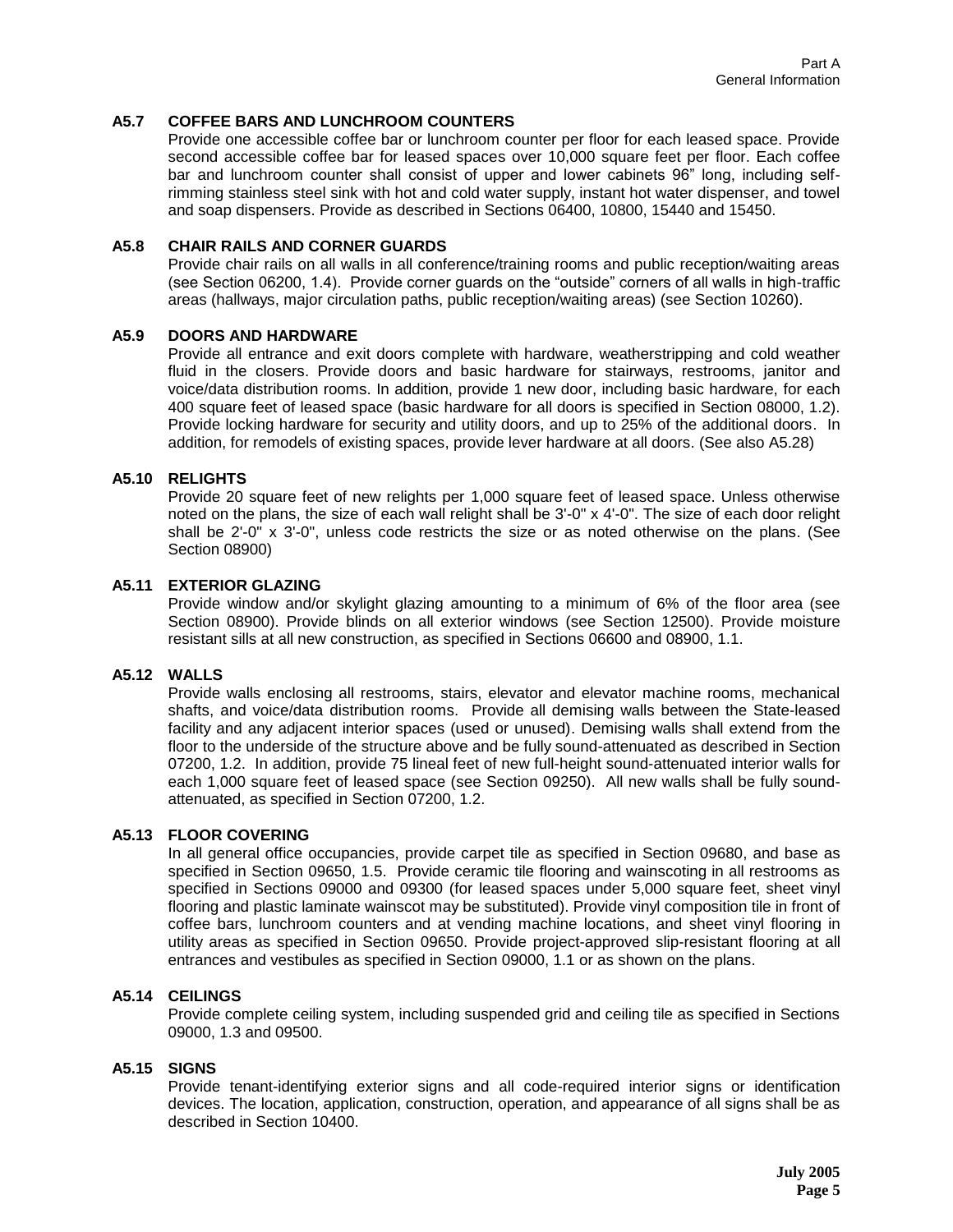### A5.7 COFFEE BARS AND LUNCHROOM COUNTERS

Provide one accessible coffee bar or lunchroom counter per floor for each leased space. Provide second accessible coffee bar for leased spaces over 10,000 square feet per floor. Each coffee bar and lunchroom counter shall consist of upper and lower cabinets 96" long, including self-rimming stainless steel sink with hot and cold water supply, instant hot water dispenser, and towel and soap dispensers. Provide as described in Sections 06400, 10800, 15440 and 15450.

### A5.8 CHAIR RAILS AND CORNER GUARDS

Provide chair rails on all walls in all conference/training rooms and public reception/waiting areas (see Section 06200, 1.4). Provide corner guards on the "outside" corners of all walls in high-traffic areas (hallways, major circulation paths, public reception/waiting areas) (see Section 10260).

### A5.9 DOORS AND HARDWARE

Provide all entrance and exit doors complete with hardware, weatherstripping and cold weather fluid in the closers. Provide doors and basic hardware for stairways, restrooms, janitor and voice/data distribution rooms. In addition, provide 1 new door, including basic hardware, for each 400 square feet of leased space (basic hardware for all doors is specified in Section 08000, 1.2). Provide locking hardware for security and utility doors, and up to 25% of the additional doors. In addition, for remodels of existing spaces, provide lever hardware at all doors. (See also A5.28)

### A5.10 RELIGHTS

Provide 20 square feet of new relights per 1,000 square feet of leased space. Unless otherwise noted on the plans, the size of each wall relight shall be 3'-0" x 4'-0". The size of each door relight shall be 2'-0" x 3'-0", unless code restricts the size or as noted otherwise on the plans. (See Section 08900)

### A5.11 EXTERIOR GLAZING

Provide window and/or skylight glazing amounting to a minimum of 6% of the floor area (see Section 08900). Provide blinds on all exterior windows (see Section 12500). Provide moisture resistant sills at all new construction, as specified in Sections 06600 and 08900, 1.1.

### A5.12 WALLS

Provide walls enclosing all restrooms, stairs, elevator and elevator machine rooms, mechanical shafts, and voice/data distribution rooms. Provide all demising walls between the State-leased facility and any adjacent interior spaces (used or unused). Demising walls shall extend from the floor to the underside of the structure above and be fully sound-attenuated as described in Section 07200, 1.2. In addition, provide 75 lineal feet of new full-height sound-attenuated interior walls for each 1,000 square feet of leased space (see Section 09250). All new walls shall be fully sound-attenuated, as specified in Section 07200, 1.2.

### A5.13 FLOOR COVERING

In all general office occupancies, provide carpet tile as specified in Section 09680, and base as specified in Section 09650, 1.5. Provide ceramic tile flooring and wainscoting in all restrooms as specified in Sections 09000 and 09300 (for leased spaces under 5,000 square feet, sheet vinyl flooring and plastic laminate wainscot may be substituted). Provide vinyl composition tile in front of coffee bars, lunchroom counters and at vending machine locations, and sheet vinyl flooring in utility areas as specified in Section 09650. Provide project-approved slip-resistant flooring at all entrances and vestibules as specified in Section 09000, 1.1 or as shown on the plans.

### A5.14 CEILINGS

Provide complete ceiling system, including suspended grid and ceiling tile as specified in Sections 09000, 1.3 and 09500.

### A5.15 SIGNS

Provide tenant-identifying exterior signs and all code-required interior signs or identification devices. The location, application, construction, operation, and appearance of all signs shall be as described in Section 10400.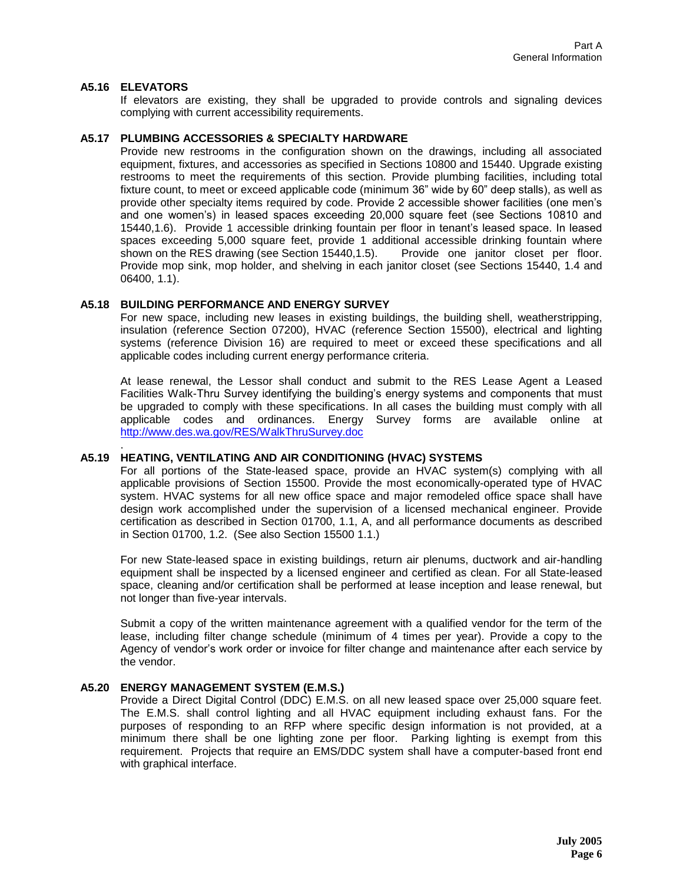### A5.16 ELEVATORS

If elevators are existing, they shall be upgraded to provide controls and signaling devices complying with current accessibility requirements.

### A5.17 PLUMBING ACCESSORIES & SPECIALTY HARDWARE

Provide new restrooms in the configuration shown on the drawings, including all associated equipment, fixtures, and accessories as specified in Sections 10800 and 15440. Upgrade existing restrooms to meet the requirements of this section. Provide plumbing facilities, including total fixture count, to meet or exceed applicable code (minimum 36" wide by 60" deep stalls), as well as provide other specialty items required by code. Provide 2 accessible shower facilities (one men's and one women's) in leased spaces exceeding 20,000 square feet (see Sections 10810 and 15440,1.6). Provide 1 accessible drinking fountain per floor in tenant's leased space. In leased spaces exceeding 5,000 square feet, provide 1 additional accessible drinking fountain where shown on the RES drawing (see Section 15440,1.5). Provide one janitor closet per floor. Provide mop sink, mop holder, and shelving in each janitor closet (see Sections 15440, 1.4 and 06400, 1.1).

### A5.18 BUILDING PERFORMANCE AND ENERGY SURVEY

For new space, including new leases in existing buildings, the building shell, weatherstripping, insulation (reference Section 07200), HVAC (reference Section 15500), electrical and lighting systems (reference Division 16) are required to meet or exceed these specifications and all applicable codes including current energy performance criteria.

At lease renewal, the Lessor shall conduct and submit to the RES Lease Agent a Leased Facilities Walk-Thru Survey identifying the building's energy systems and components that must be upgraded to comply with these specifications. In all cases the building must comply with all applicable codes and ordinances. Energy Survey forms are available online at http://www.des.wa.gov/RES/WalkThruSurvey.doc

.

### A5.19 HEATING, VENTILATING AND AIR CONDITIONING (HVAC) SYSTEMS

For all portions of the State-leased space, provide an HVAC system(s) complying with all applicable provisions of Section 15500. Provide the most economically-operated type of HVAC system. HVAC systems for all new office space and major remodeled office space shall have design work accomplished under the supervision of a licensed mechanical engineer. Provide certification as described in Section 01700, 1.1, A, and all performance documents as described in Section 01700, 1.2. (See also Section 15500 1.1.)

For new State-leased space in existing buildings, return air plenums, ductwork and air-handling equipment shall be inspected by a licensed engineer and certified as clean. For all State-leased space, cleaning and/or certification shall be performed at lease inception and lease renewal, but not longer than five-year intervals.

Submit a copy of the written maintenance agreement with a qualified vendor for the term of the lease, including filter change schedule (minimum of 4 times per year). Provide a copy to the Agency of vendor's work order or invoice for filter change and maintenance after each service by the vendor.

### A5.20 ENERGY MANAGEMENT SYSTEM (E.M.S.)

Provide a Direct Digital Control (DDC) E.M.S. on all new leased space over 25,000 square feet. The E.M.S. shall control lighting and all HVAC equipment including exhaust fans. For the purposes of responding to an RFP where specific design information is not provided, at a minimum there shall be one lighting zone per floor. Parking lighting is exempt from this requirement. Projects that require an EMS/DDC system shall have a computer-based front end with graphical interface.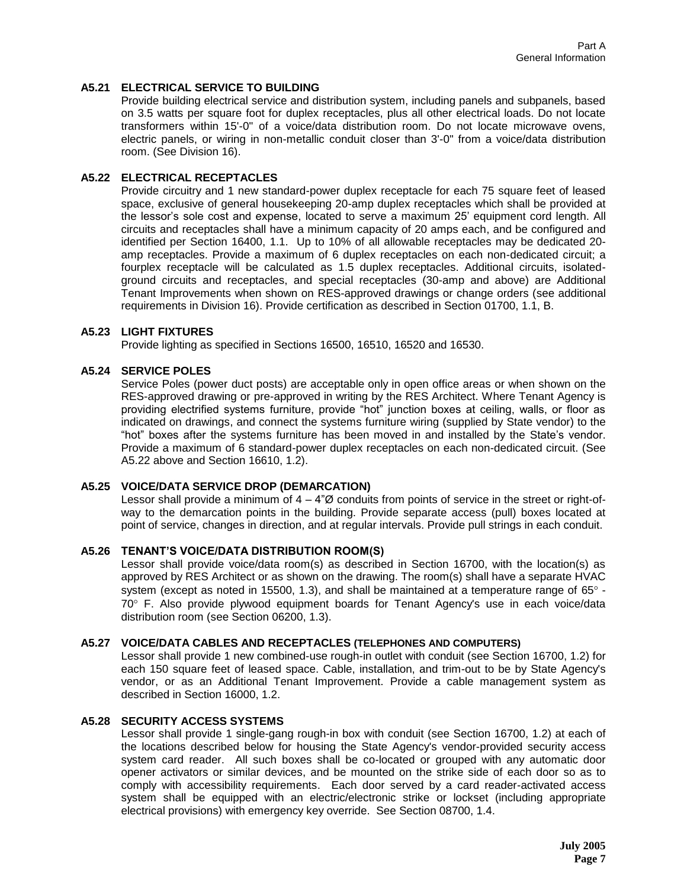### A5.21 ELECTRICAL SERVICE TO BUILDING

Provide building electrical service and distribution system, including panels and subpanels, based on 3.5 watts per square foot for duplex receptacles, plus all other electrical loads. Do not locate transformers within 15'-0" of a voice/data distribution room. Do not locate microwave ovens, electric panels, or wiring in non-metallic conduit closer than 3'-0" from a voice/data distribution room. (See Division 16).

### A5.22 ELECTRICAL RECEPTACLES

Provide circuitry and 1 new standard-power duplex receptacle for each 75 square feet of leased space, exclusive of general housekeeping 20-amp duplex receptacles which shall be provided at the lessor's sole cost and expense, located to serve a maximum 25' equipment cord length. All circuits and receptacles shall have a minimum capacity of 20 amps each, and be configured and identified per Section 16400, 1.1. Up to 10% of all allowable receptacles may be dedicated 20-amp receptacles. Provide a maximum of 6 duplex receptacles on each non-dedicated circuit; a fourplex receptacle will be calculated as 1.5 duplex receptacles. Additional circuits, isolated-ground circuits and receptacles, and special receptacles (30-amp and above) are Additional Tenant Improvements when shown on RES-approved drawings or change orders (see additional requirements in Division 16). Provide certification as described in Section 01700, 1.1, B.

### A5.23 LIGHT FIXTURES

Provide lighting as specified in Sections 16500, 16510, 16520 and 16530.

### A5.24 SERVICE POLES

Service Poles (power duct posts) are acceptable only in open office areas or when shown on the RES-approved drawing or pre-approved in writing by the RES Architect. Where Tenant Agency is providing electrified systems furniture, provide "hot" junction boxes at ceiling, walls, or floor as indicated on drawings, and connect the systems furniture wiring (supplied by State vendor) to the "hot" boxes after the systems furniture has been moved in and installed by the State's vendor. Provide a maximum of 6 standard-power duplex receptacles on each non-dedicated circuit. (See A5.22 above and Section 16610, 1.2).

### A5.25 VOICE/DATA SERVICE DROP (DEMARCATION)

Lessor shall provide a minimum of 4 – 4"Ø conduits from points of service in the street or right-of-way to the demarcation points in the building. Provide separate access (pull) boxes located at point of service, changes in direction, and at regular intervals. Provide pull strings in each conduit.

### A5.26 TENANT'S VOICE/DATA DISTRIBUTION ROOM(S)

Lessor shall provide voice/data room(s) as described in Section 16700, with the location(s) as approved by RES Architect or as shown on the drawing. The room(s) shall have a separate HVAC system (except as noted in 15500, 1.3), and shall be maintained at a temperature range of 65° - 70° F. Also provide plywood equipment boards for Tenant Agency's use in each voice/data distribution room (see Section 06200, 1.3).

### A5.27 VOICE/DATA CABLES AND RECEPTACLES (TELEPHONES AND COMPUTERS)

Lessor shall provide 1 new combined-use rough-in outlet with conduit (see Section 16700, 1.2) for each 150 square feet of leased space. Cable, installation, and trim-out to be by State Agency's vendor, or as an Additional Tenant Improvement. Provide a cable management system as described in Section 16000, 1.2.

### A5.28 SECURITY ACCESS SYSTEMS

Lessor shall provide 1 single-gang rough-in box with conduit (see Section 16700, 1.2) at each of the locations described below for housing the State Agency's vendor-provided security access system card reader. All such boxes shall be co-located or grouped with any automatic door opener activators or similar devices, and be mounted on the strike side of each door so as to comply with accessibility requirements. Each door served by a card reader-activated access system shall be equipped with an electric/electronic strike or lockset (including appropriate electrical provisions) with emergency key override. See Section 08700, 1.4.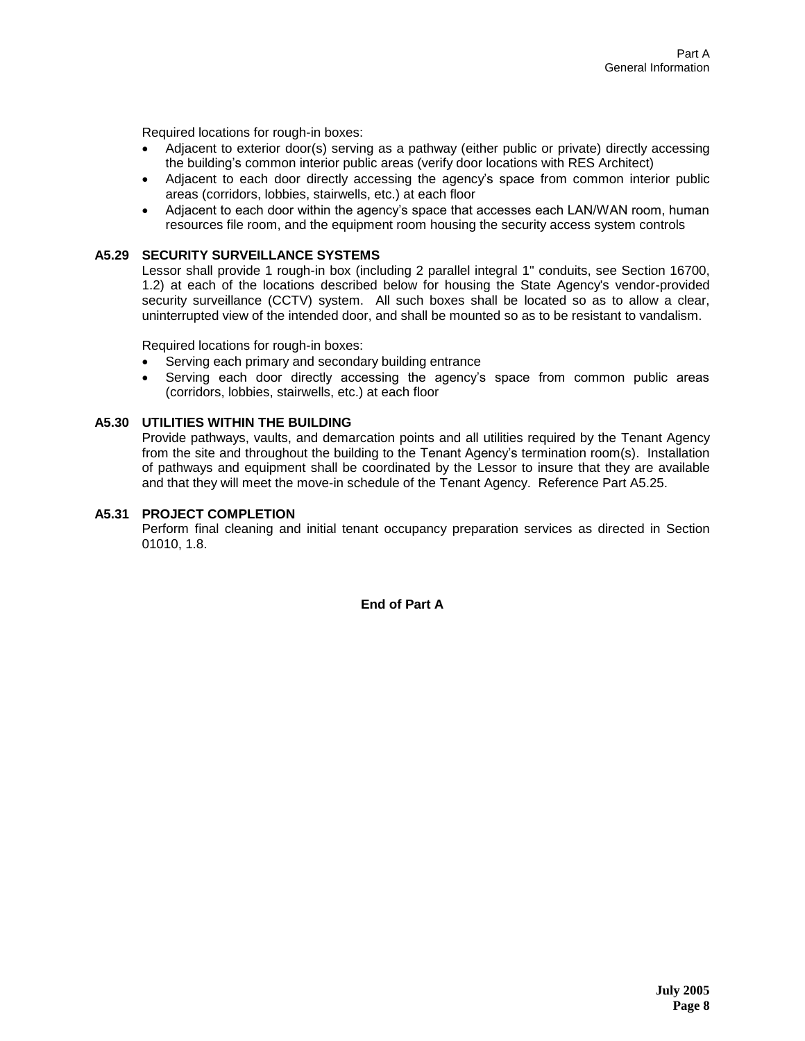Required locations for rough-in boxes:

- Adjacent to exterior door(s) serving as a pathway (either public or private) directly accessing the building's common interior public areas (verify door locations with RES Architect)
- Adjacent to each door directly accessing the agency's space from common interior public areas (corridors, lobbies, stairwells, etc.) at each floor
- Adjacent to each door within the agency's space that accesses each LAN/WAN room, human resources file room, and the equipment room housing the security access system controls

### A5.29 SECURITY SURVEILLANCE SYSTEMS

Lessor shall provide 1 rough-in box (including 2 parallel integral 1" conduits, see Section 16700, 1.2) at each of the locations described below for housing the State Agency's vendor-provided security surveillance (CCTV) system. All such boxes shall be located so as to allow a clear, uninterrupted view of the intended door, and shall be mounted so as to be resistant to vandalism.

Required locations for rough-in boxes:

- Serving each primary and secondary building entrance
- Serving each door directly accessing the agency's space from common public areas (corridors, lobbies, stairwells, etc.) at each floor

### A5.30 UTILITIES WITHIN THE BUILDING

Provide pathways, vaults, and demarcation points and all utilities required by the Tenant Agency from the site and throughout the building to the Tenant Agency's termination room(s). Installation of pathways and equipment shall be coordinated by the Lessor to insure that they are available and that they will meet the move-in schedule of the Tenant Agency. Reference Part A5.25.

### A5.31 PROJECT COMPLETION

Perform final cleaning and initial tenant occupancy preparation services as directed in Section 01010, 1.8.

**End of Part A**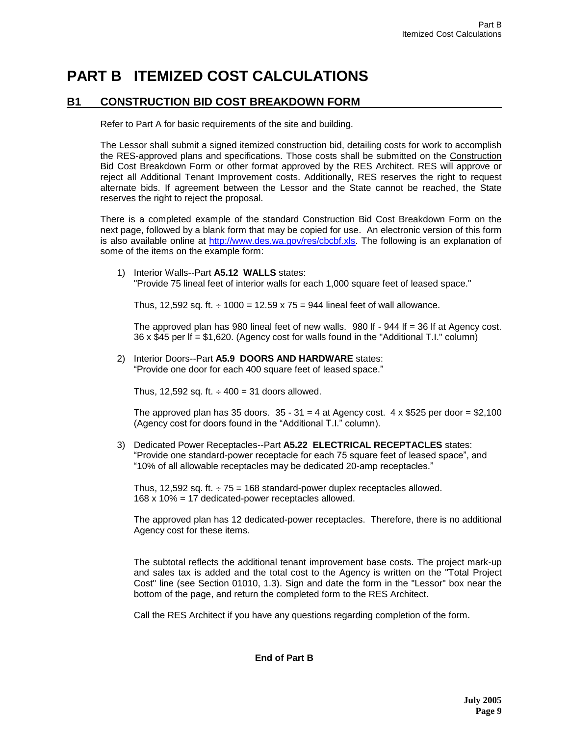# PART B ITEMIZED COST CALCULATIONS

## B1 CONSTRUCTION BID COST BREAKDOWN FORM

Refer to Part A for basic requirements of the site and building.

The Lessor shall submit a signed itemized construction bid, detailing costs for work to accomplish the RES-approved plans and specifications. Those costs shall be submitted on the Construction Bid Cost Breakdown Form or other format approved by the RES Architect. RES will approve or reject all Additional Tenant Improvement costs. Additionally, RES reserves the right to request alternate bids. If agreement between the Lessor and the State cannot be reached, the State reserves the right to reject the proposal.

There is a completed example of the standard Construction Bid Cost Breakdown Form on the next page, followed by a blank form that may be copied for use. An electronic version of this form is also available online at http://www.des.wa.gov/res/cbcbf.xls. The following is an explanation of some of the items on the example form:

1) Interior Walls--Part **A5.12 WALLS** states:
   "Provide 75 lineal feet of interior walls for each 1,000 square feet of leased space."

   Thus, 12,592 sq. ft. ÷ 1000 = 12.59 x 75 = 944 lineal feet of wall allowance.

   The approved plan has 980 lineal feet of new walls. 980 lf - 944 lf = 36 lf at Agency cost. 36 x $45 per lf = $1,620. (Agency cost for walls found in the "Additional T.I." column)

2) Interior Doors--Part **A5.9 DOORS AND HARDWARE** states:
   "Provide one door for each 400 square feet of leased space."

   Thus, 12,592 sq. ft. ÷ 400 = 31 doors allowed.

   The approved plan has 35 doors. 35 - 31 = 4 at Agency cost. 4 x $525 per door = $2,100 (Agency cost for doors found in the "Additional T.I." column).

3) Dedicated Power Receptacles--Part **A5.22 ELECTRICAL RECEPTACLES** states:
   "Provide one standard-power receptacle for each 75 square feet of leased space", and "10% of all allowable receptacles may be dedicated 20-amp receptacles."

   Thus, 12,592 sq. ft. ÷ 75 = 168 standard-power duplex receptacles allowed.
   168 x 10% = 17 dedicated-power receptacles allowed.

   The approved plan has 12 dedicated-power receptacles. Therefore, there is no additional Agency cost for these items.

   The subtotal reflects the additional tenant improvement base costs. The project mark-up and sales tax is added and the total cost to the Agency is written on the "Total Project Cost" line (see Section 01010, 1.3). Sign and date the form in the "Lessor" box near the bottom of the page, and return the completed form to the RES Architect.

   Call the RES Architect if you have any questions regarding completion of the form.

**End of Part B**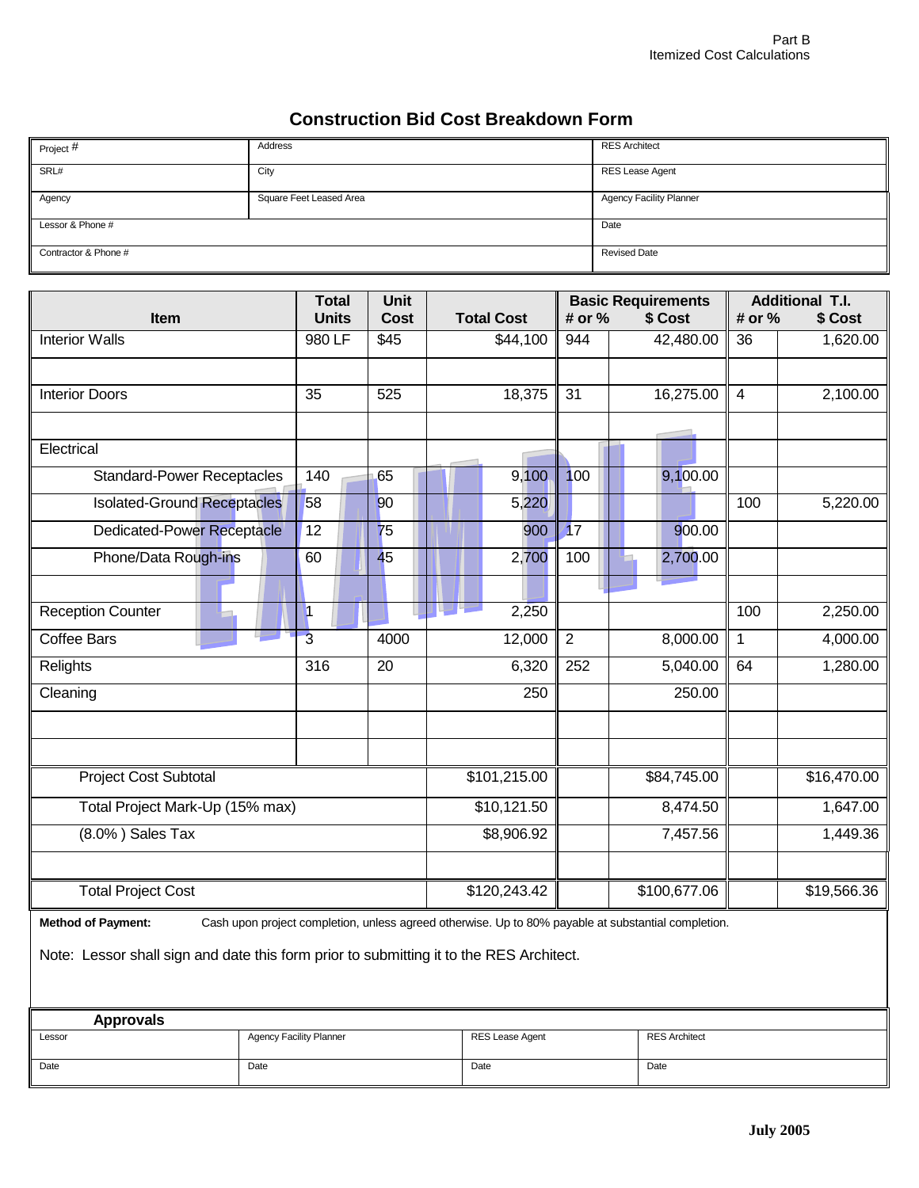Part B
Itemized Cost Calculations

# Construction Bid Cost Breakdown Form

| Project # | Address | RES Architect |
|---|---|---|
| SRL# | City | RES Lease Agent |
| Agency | Square Feet Leased Area | Agency Facility Planner |
| Lessor & Phone # | | Date |
| Contractor & Phone # | | Revised Date |

| Item | Total Units | Unit Cost | Total Cost | Basic Requirements # or % | Basic Requirements $ Cost | Additional T.I. # or % | Additional T.I. $ Cost |
|---|---|---|---|---|---|---|---|
| Interior Walls | 980 LF | $45 | $44,100 | 944 | 42,480.00 | 36 | 1,620.00 |
| | | | | | | | |
| Interior Doors | 35 | 525 | 18,375 | 31 | 16,275.00 | 4 | 2,100.00 |
| | | | | | | | |
| Electrical | | | | | | | |
| Standard-Power Receptacles | 140 | 65 | 9,100 | 100 | 9,100.00 | | |
| Isolated-Ground Receptacles | 58 | 90 | 5,220 | | | 100 | 5,220.00 |
| Dedicated-Power Receptacle | 12 | 75 | 900 | 17 | 900.00 | | |
| Phone/Data Rough-ins | 60 | 45 | 2,700 | 100 | 2,700.00 | | |
| | | | | | | | |
| Reception Counter | 1 | | 2,250 | | | 100 | 2,250.00 |
| Coffee Bars | 3 | 4000 | 12,000 | 2 | 8,000.00 | 1 | 4,000.00 |
| Relights | 316 | 20 | 6,320 | 252 | 5,040.00 | 64 | 1,280.00 |
| Cleaning | | | 250 | | 250.00 | | |
| | | | | | | | |
| | | | | | | | |
| Project Cost Subtotal | | | $101,215.00 | | $84,745.00 | | $16,470.00 |
| Total Project Mark-Up (15% max) | | | $10,121.50 | | 8,474.50 | | 1,647.00 |
| (8.0% ) Sales Tax | | | $8,906.92 | | 7,457.56 | | 1,449.36 |
| | | | | | | | |
| Total Project Cost | | | $120,243.42 | | $100,677.06 | | $19,566.36 |

**Method of Payment:** Cash upon project completion, unless agreed otherwise. Up to 80% payable at substantial completion.

Note: Lessor shall sign and date this form prior to submitting it to the RES Architect.

| **Approvals** | | | |
|---|---|---|---|
| Lessor | Agency Facility Planner | RES Lease Agent | RES Architect |
| Date | Date | Date | Date |

EXAMPLE

**July 2005**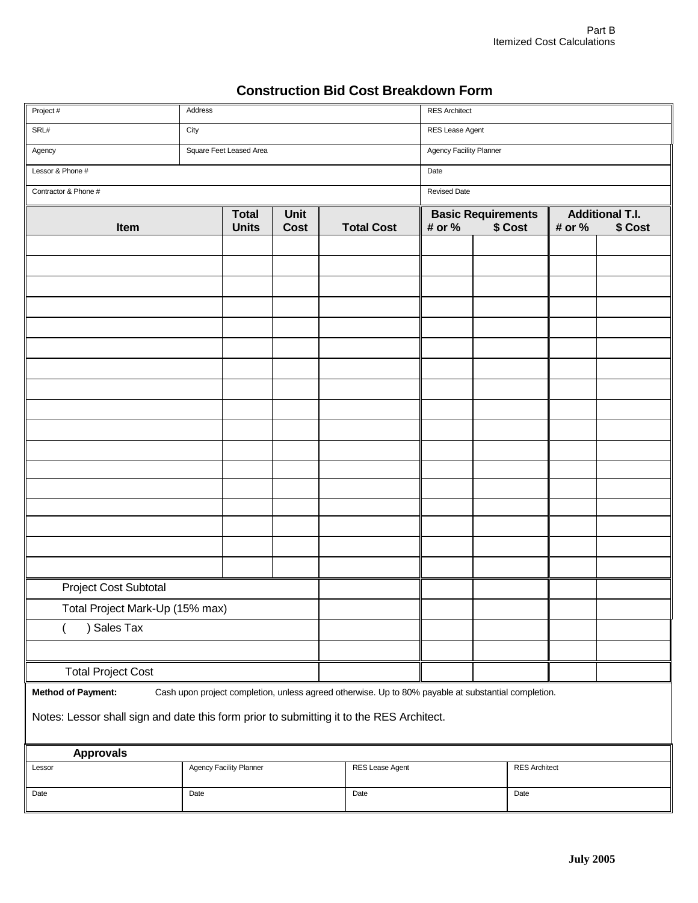Part B
Itemized Cost Calculations

## Construction Bid Cost Breakdown Form

| Project # | Address | RES Architect |
|---|---|---|
| SRL# | City | RES Lease Agent |
| Agency | Square Feet Leased Area | Agency Facility Planner |
| Lessor & Phone # | | Date |
| Contractor & Phone # | | Revised Date |

| Item | Total Units | Unit Cost | Total Cost | Basic Requirements | | Additional T.I. | |
|---|---|---|---|---|---|---|---|
| | | | | # or % | $ Cost | # or % | $ Cost |
| | | | | | | | |
| | | | | | | | |
| | | | | | | | |
| | | | | | | | |
| | | | | | | | |
| | | | | | | | |
| | | | | | | | |
| | | | | | | | |
| | | | | | | | |
| | | | | | | | |
| | | | | | | | |
| | | | | | | | |
| | | | | | | | |
| | | | | | | | |
| | | | | | | | |
| | | | | | | | |
| | | | | | | | |
| Project Cost Subtotal | | | | | | | |
| Total Project Mark-Up (15% max) | | | | | | | |
| (      ) Sales Tax | | | | | | | |
| | | | | | | | |
| Total Project Cost | | | | | | | |

**Method of Payment:** Cash upon project completion, unless agreed otherwise. Up to 80% payable at substantial completion.

Notes: Lessor shall sign and date this form prior to submitting it to the RES Architect.

| Approvals | | | |
|---|---|---|---|
| Lessor | Agency Facility Planner | RES Lease Agent | RES Architect |
| Date | Date | Date | Date |

July 2005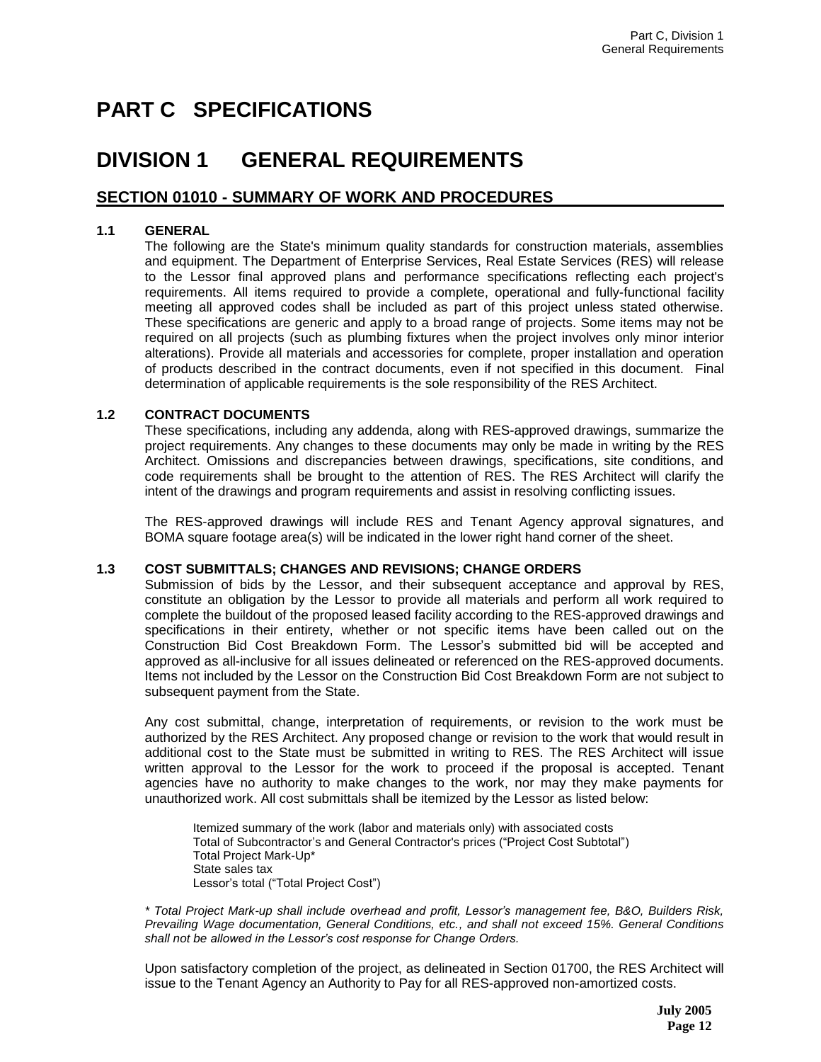# PART C SPECIFICATIONS

# DIVISION 1 GENERAL REQUIREMENTS

## SECTION 01010 - SUMMARY OF WORK AND PROCEDURES

### 1.1 GENERAL

The following are the State's minimum quality standards for construction materials, assemblies and equipment. The Department of Enterprise Services, Real Estate Services (RES) will release to the Lessor final approved plans and performance specifications reflecting each project's requirements. All items required to provide a complete, operational and fully-functional facility meeting all approved codes shall be included as part of this project unless stated otherwise. These specifications are generic and apply to a broad range of projects. Some items may not be required on all projects (such as plumbing fixtures when the project involves only minor interior alterations). Provide all materials and accessories for complete, proper installation and operation of products described in the contract documents, even if not specified in this document. Final determination of applicable requirements is the sole responsibility of the RES Architect.

### 1.2 CONTRACT DOCUMENTS

These specifications, including any addenda, along with RES-approved drawings, summarize the project requirements. Any changes to these documents may only be made in writing by the RES Architect. Omissions and discrepancies between drawings, specifications, site conditions, and code requirements shall be brought to the attention of RES. The RES Architect will clarify the intent of the drawings and program requirements and assist in resolving conflicting issues.

The RES-approved drawings will include RES and Tenant Agency approval signatures, and BOMA square footage area(s) will be indicated in the lower right hand corner of the sheet.

### 1.3 COST SUBMITTALS; CHANGES AND REVISIONS; CHANGE ORDERS

Submission of bids by the Lessor, and their subsequent acceptance and approval by RES, constitute an obligation by the Lessor to provide all materials and perform all work required to complete the buildout of the proposed leased facility according to the RES-approved drawings and specifications in their entirety, whether or not specific items have been called out on the Construction Bid Cost Breakdown Form. The Lessor's submitted bid will be accepted and approved as all-inclusive for all issues delineated or referenced on the RES-approved documents. Items not included by the Lessor on the Construction Bid Cost Breakdown Form are not subject to subsequent payment from the State.

Any cost submittal, change, interpretation of requirements, or revision to the work must be authorized by the RES Architect. Any proposed change or revision to the work that would result in additional cost to the State must be submitted in writing to RES. The RES Architect will issue written approval to the Lessor for the work to proceed if the proposal is accepted. Tenant agencies have no authority to make changes to the work, nor may they make payments for unauthorized work. All cost submittals shall be itemized by the Lessor as listed below:

Itemized summary of the work (labor and materials only) with associated costs
Total of Subcontractor's and General Contractor's prices ("Project Cost Subtotal")
Total Project Mark-Up*
State sales tax
Lessor's total ("Total Project Cost")

*\* Total Project Mark-up shall include overhead and profit, Lessor's management fee, B&O, Builders Risk, Prevailing Wage documentation, General Conditions, etc., and shall not exceed 15%. General Conditions shall not be allowed in the Lessor's cost response for Change Orders.*

Upon satisfactory completion of the project, as delineated in Section 01700, the RES Architect will issue to the Tenant Agency an Authority to Pay for all RES-approved non-amortized costs.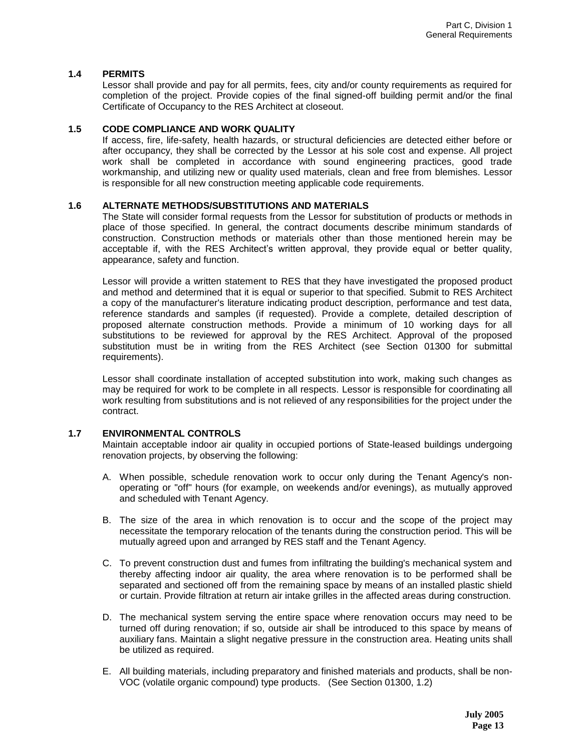## 1.4 PERMITS

Lessor shall provide and pay for all permits, fees, city and/or county requirements as required for completion of the project. Provide copies of the final signed-off building permit and/or the final Certificate of Occupancy to the RES Architect at closeout.

## 1.5 CODE COMPLIANCE AND WORK QUALITY

If access, fire, life-safety, health hazards, or structural deficiencies are detected either before or after occupancy, they shall be corrected by the Lessor at his sole cost and expense. All project work shall be completed in accordance with sound engineering practices, good trade workmanship, and utilizing new or quality used materials, clean and free from blemishes. Lessor is responsible for all new construction meeting applicable code requirements.

## 1.6 ALTERNATE METHODS/SUBSTITUTIONS AND MATERIALS

The State will consider formal requests from the Lessor for substitution of products or methods in place of those specified. In general, the contract documents describe minimum standards of construction. Construction methods or materials other than those mentioned herein may be acceptable if, with the RES Architect's written approval, they provide equal or better quality, appearance, safety and function.

Lessor will provide a written statement to RES that they have investigated the proposed product and method and determined that it is equal or superior to that specified. Submit to RES Architect a copy of the manufacturer's literature indicating product description, performance and test data, reference standards and samples (if requested). Provide a complete, detailed description of proposed alternate construction methods. Provide a minimum of 10 working days for all substitutions to be reviewed for approval by the RES Architect. Approval of the proposed substitution must be in writing from the RES Architect (see Section 01300 for submittal requirements).

Lessor shall coordinate installation of accepted substitution into work, making such changes as may be required for work to be complete in all respects. Lessor is responsible for coordinating all work resulting from substitutions and is not relieved of any responsibilities for the project under the contract.

## 1.7 ENVIRONMENTAL CONTROLS

Maintain acceptable indoor air quality in occupied portions of State-leased buildings undergoing renovation projects, by observing the following:

A. When possible, schedule renovation work to occur only during the Tenant Agency's non-operating or "off" hours (for example, on weekends and/or evenings), as mutually approved and scheduled with Tenant Agency.

B. The size of the area in which renovation is to occur and the scope of the project may necessitate the temporary relocation of the tenants during the construction period. This will be mutually agreed upon and arranged by RES staff and the Tenant Agency.

C. To prevent construction dust and fumes from infiltrating the building's mechanical system and thereby affecting indoor air quality, the area where renovation is to be performed shall be separated and sectioned off from the remaining space by means of an installed plastic shield or curtain. Provide filtration at return air intake grilles in the affected areas during construction.

D. The mechanical system serving the entire space where renovation occurs may need to be turned off during renovation; if so, outside air shall be introduced to this space by means of auxiliary fans. Maintain a slight negative pressure in the construction area. Heating units shall be utilized as required.

E. All building materials, including preparatory and finished materials and products, shall be non-VOC (volatile organic compound) type products. (See Section 01300, 1.2)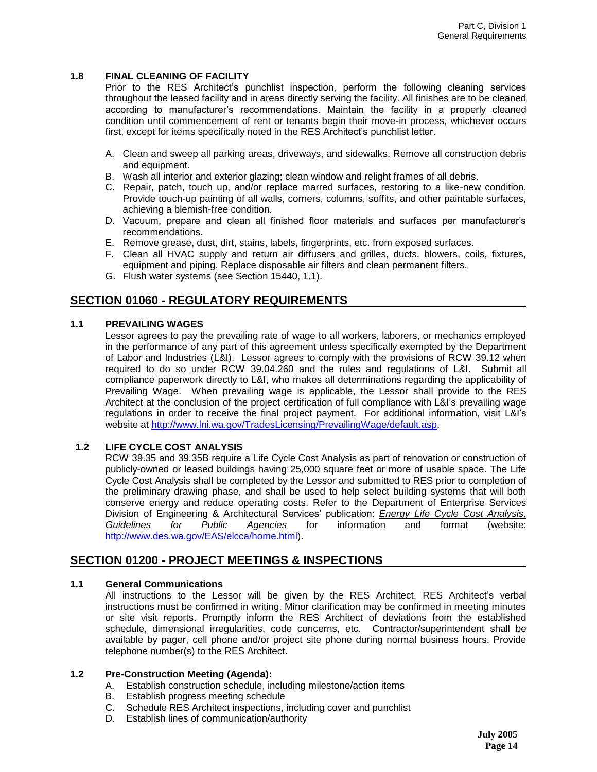### 1.8 FINAL CLEANING OF FACILITY

Prior to the RES Architect's punchlist inspection, perform the following cleaning services throughout the leased facility and in areas directly serving the facility. All finishes are to be cleaned according to manufacturer's recommendations. Maintain the facility in a properly cleaned condition until commencement of rent or tenants begin their move-in process, whichever occurs first, except for items specifically noted in the RES Architect's punchlist letter.

A. Clean and sweep all parking areas, driveways, and sidewalks. Remove all construction debris and equipment.
B. Wash all interior and exterior glazing; clean window and relight frames of all debris.
C. Repair, patch, touch up, and/or replace marred surfaces, restoring to a like-new condition. Provide touch-up painting of all walls, corners, columns, soffits, and other paintable surfaces, achieving a blemish-free condition.
D. Vacuum, prepare and clean all finished floor materials and surfaces per manufacturer's recommendations.
E. Remove grease, dust, dirt, stains, labels, fingerprints, etc. from exposed surfaces.
F. Clean all HVAC supply and return air diffusers and grilles, ducts, blowers, coils, fixtures, equipment and piping. Replace disposable air filters and clean permanent filters.
G. Flush water systems (see Section 15440, 1.1).

## SECTION 01060 - REGULATORY REQUIREMENTS

### 1.1 PREVAILING WAGES

Lessor agrees to pay the prevailing rate of wage to all workers, laborers, or mechanics employed in the performance of any part of this agreement unless specifically exempted by the Department of Labor and Industries (L&I). Lessor agrees to comply with the provisions of RCW 39.12 when required to do so under RCW 39.04.260 and the rules and regulations of L&I. Submit all compliance paperwork directly to L&I, who makes all determinations regarding the applicability of Prevailing Wage. When prevailing wage is applicable, the Lessor shall provide to the RES Architect at the conclusion of the project certification of full compliance with L&I's prevailing wage regulations in order to receive the final project payment. For additional information, visit L&I's website at http://www.lni.wa.gov/TradesLicensing/PrevailingWage/default.asp.

### 1.2 LIFE CYCLE COST ANALYSIS

RCW 39.35 and 39.35B require a Life Cycle Cost Analysis as part of renovation or construction of publicly-owned or leased buildings having 25,000 square feet or more of usable space. The Life Cycle Cost Analysis shall be completed by the Lessor and submitted to RES prior to completion of the preliminary drawing phase, and shall be used to help select building systems that will both conserve energy and reduce operating costs. Refer to the Department of Enterprise Services Division of Engineering & Architectural Services' publication: *Energy Life Cycle Cost Analysis, Guidelines for Public Agencies* for information and format (website: http://www.des.wa.gov/EAS/elcca/home.html).

## SECTION 01200 - PROJECT MEETINGS & INSPECTIONS

### 1.1 General Communications

All instructions to the Lessor will be given by the RES Architect. RES Architect's verbal instructions must be confirmed in writing. Minor clarification may be confirmed in meeting minutes or site visit reports. Promptly inform the RES Architect of deviations from the established schedule, dimensional irregularities, code concerns, etc. Contractor/superintendent shall be available by pager, cell phone and/or project site phone during normal business hours. Provide telephone number(s) to the RES Architect.

### 1.2 Pre-Construction Meeting (Agenda):

A. Establish construction schedule, including milestone/action items
B. Establish progress meeting schedule
C. Schedule RES Architect inspections, including cover and punchlist
D. Establish lines of communication/authority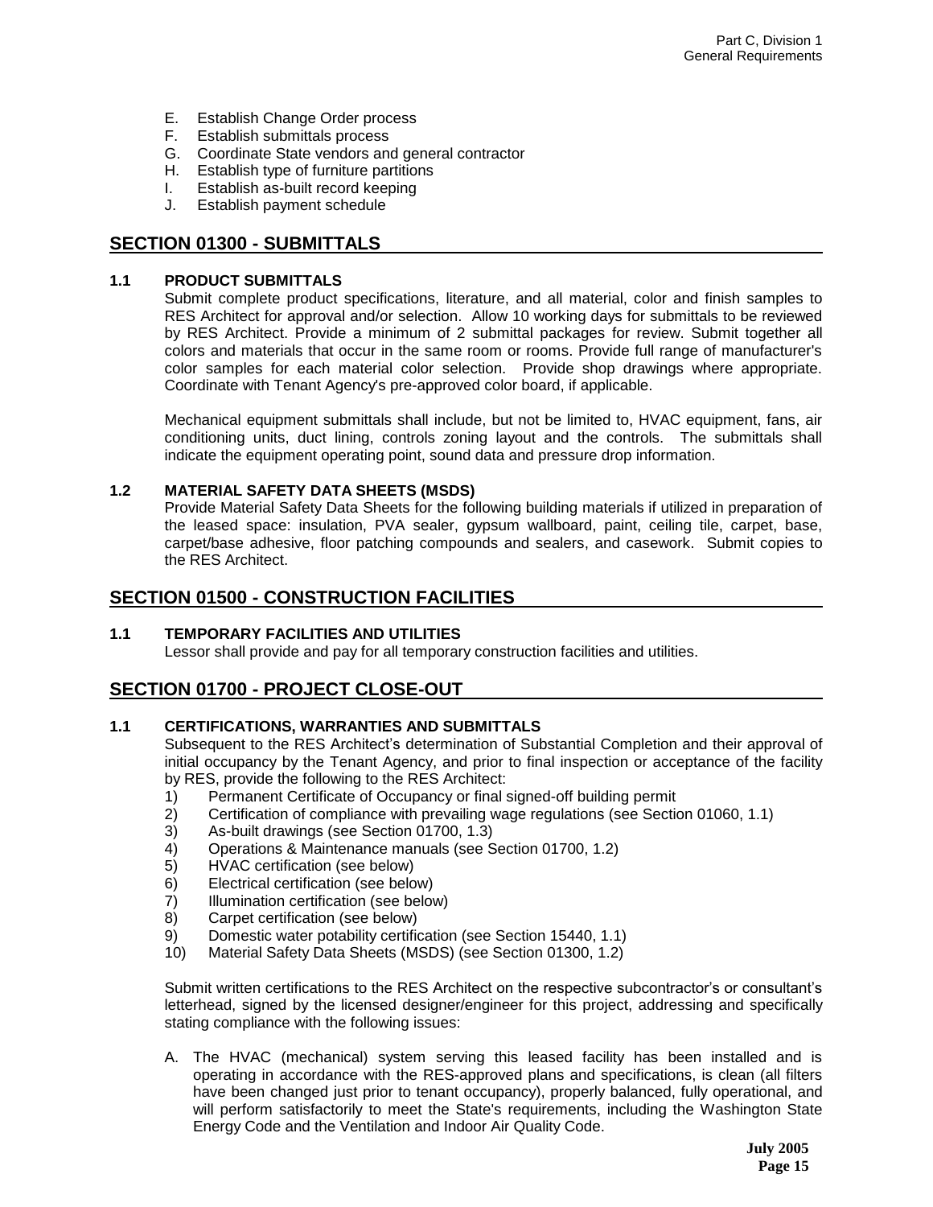E. Establish Change Order process
F. Establish submittals process
G. Coordinate State vendors and general contractor
H. Establish type of furniture partitions
I. Establish as-built record keeping
J. Establish payment schedule

## SECTION 01300 - SUBMITTALS

### 1.1 PRODUCT SUBMITTALS

Submit complete product specifications, literature, and all material, color and finish samples to RES Architect for approval and/or selection. Allow 10 working days for submittals to be reviewed by RES Architect. Provide a minimum of 2 submittal packages for review. Submit together all colors and materials that occur in the same room or rooms. Provide full range of manufacturer's color samples for each material color selection. Provide shop drawings where appropriate. Coordinate with Tenant Agency's pre-approved color board, if applicable.

Mechanical equipment submittals shall include, but not be limited to, HVAC equipment, fans, air conditioning units, duct lining, controls zoning layout and the controls. The submittals shall indicate the equipment operating point, sound data and pressure drop information.

### 1.2 MATERIAL SAFETY DATA SHEETS (MSDS)

Provide Material Safety Data Sheets for the following building materials if utilized in preparation of the leased space: insulation, PVA sealer, gypsum wallboard, paint, ceiling tile, carpet, base, carpet/base adhesive, floor patching compounds and sealers, and casework. Submit copies to the RES Architect.

## SECTION 01500 - CONSTRUCTION FACILITIES

### 1.1 TEMPORARY FACILITIES AND UTILITIES

Lessor shall provide and pay for all temporary construction facilities and utilities.

## SECTION 01700 - PROJECT CLOSE-OUT

### 1.1 CERTIFICATIONS, WARRANTIES AND SUBMITTALS

Subsequent to the RES Architect's determination of Substantial Completion and their approval of initial occupancy by the Tenant Agency, and prior to final inspection or acceptance of the facility by RES, provide the following to the RES Architect:

1) Permanent Certificate of Occupancy or final signed-off building permit
2) Certification of compliance with prevailing wage regulations (see Section 01060, 1.1)
3) As-built drawings (see Section 01700, 1.3)
4) Operations & Maintenance manuals (see Section 01700, 1.2)
5) HVAC certification (see below)
6) Electrical certification (see below)
7) Illumination certification (see below)
8) Carpet certification (see below)
9) Domestic water potability certification (see Section 15440, 1.1)
10) Material Safety Data Sheets (MSDS) (see Section 01300, 1.2)

Submit written certifications to the RES Architect on the respective subcontractor's or consultant's letterhead, signed by the licensed designer/engineer for this project, addressing and specifically stating compliance with the following issues:

A. The HVAC (mechanical) system serving this leased facility has been installed and is operating in accordance with the RES-approved plans and specifications, is clean (all filters have been changed just prior to tenant occupancy), properly balanced, fully operational, and will perform satisfactorily to meet the State's requirements, including the Washington State Energy Code and the Ventilation and Indoor Air Quality Code.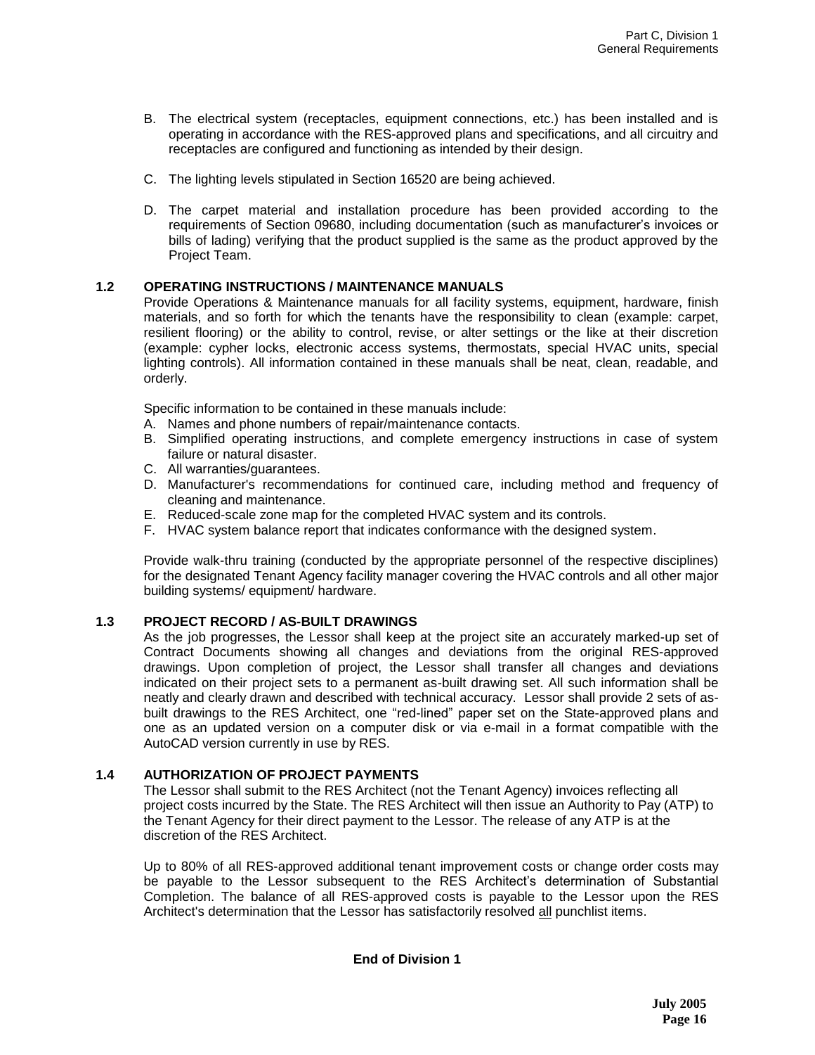B. The electrical system (receptacles, equipment connections, etc.) has been installed and is operating in accordance with the RES-approved plans and specifications, and all circuitry and receptacles are configured and functioning as intended by their design.

C. The lighting levels stipulated in Section 16520 are being achieved.

D. The carpet material and installation procedure has been provided according to the requirements of Section 09680, including documentation (such as manufacturer's invoices or bills of lading) verifying that the product supplied is the same as the product approved by the Project Team.

### 1.2 OPERATING INSTRUCTIONS / MAINTENANCE MANUALS

Provide Operations & Maintenance manuals for all facility systems, equipment, hardware, finish materials, and so forth for which the tenants have the responsibility to clean (example: carpet, resilient flooring) or the ability to control, revise, or alter settings or the like at their discretion (example: cypher locks, electronic access systems, thermostats, special HVAC units, special lighting controls). All information contained in these manuals shall be neat, clean, readable, and orderly.

Specific information to be contained in these manuals include:

A. Names and phone numbers of repair/maintenance contacts.
B. Simplified operating instructions, and complete emergency instructions in case of system failure or natural disaster.
C. All warranties/guarantees.
D. Manufacturer's recommendations for continued care, including method and frequency of cleaning and maintenance.
E. Reduced-scale zone map for the completed HVAC system and its controls.
F. HVAC system balance report that indicates conformance with the designed system.

Provide walk-thru training (conducted by the appropriate personnel of the respective disciplines) for the designated Tenant Agency facility manager covering the HVAC controls and all other major building systems/ equipment/ hardware.

### 1.3 PROJECT RECORD / AS-BUILT DRAWINGS

As the job progresses, the Lessor shall keep at the project site an accurately marked-up set of Contract Documents showing all changes and deviations from the original RES-approved drawings. Upon completion of project, the Lessor shall transfer all changes and deviations indicated on their project sets to a permanent as-built drawing set. All such information shall be neatly and clearly drawn and described with technical accuracy. Lessor shall provide 2 sets of as-built drawings to the RES Architect, one "red-lined" paper set on the State-approved plans and one as an updated version on a computer disk or via e-mail in a format compatible with the AutoCAD version currently in use by RES.

### 1.4 AUTHORIZATION OF PROJECT PAYMENTS

The Lessor shall submit to the RES Architect (not the Tenant Agency) invoices reflecting all project costs incurred by the State. The RES Architect will then issue an Authority to Pay (ATP) to the Tenant Agency for their direct payment to the Lessor. The release of any ATP is at the discretion of the RES Architect.

Up to 80% of all RES-approved additional tenant improvement costs or change order costs may be payable to the Lessor subsequent to the RES Architect's determination of Substantial Completion. The balance of all RES-approved costs is payable to the Lessor upon the RES Architect's determination that the Lessor has satisfactorily resolved all punchlist items.

**End of Division 1**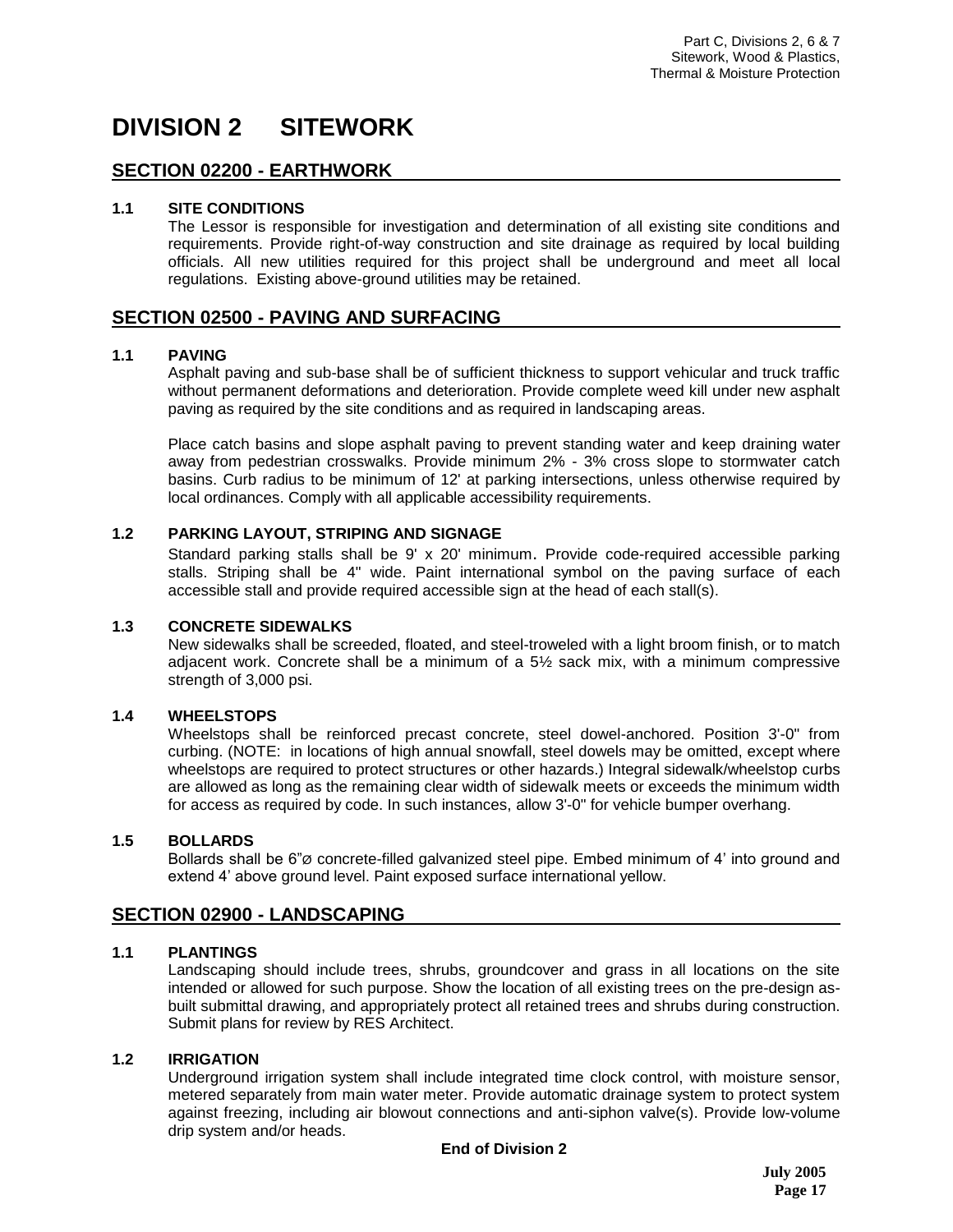# DIVISION 2 SITEWORK

## SECTION 02200 - EARTHWORK

### 1.1 SITE CONDITIONS

The Lessor is responsible for investigation and determination of all existing site conditions and requirements. Provide right-of-way construction and site drainage as required by local building officials. All new utilities required for this project shall be underground and meet all local regulations. Existing above-ground utilities may be retained.

## SECTION 02500 - PAVING AND SURFACING

### 1.1 PAVING

Asphalt paving and sub-base shall be of sufficient thickness to support vehicular and truck traffic without permanent deformations and deterioration. Provide complete weed kill under new asphalt paving as required by the site conditions and as required in landscaping areas.

Place catch basins and slope asphalt paving to prevent standing water and keep draining water away from pedestrian crosswalks. Provide minimum 2% - 3% cross slope to stormwater catch basins. Curb radius to be minimum of 12' at parking intersections, unless otherwise required by local ordinances. Comply with all applicable accessibility requirements.

### 1.2 PARKING LAYOUT, STRIPING AND SIGNAGE

Standard parking stalls shall be 9' x 20' minimum. Provide code-required accessible parking stalls. Striping shall be 4" wide. Paint international symbol on the paving surface of each accessible stall and provide required accessible sign at the head of each stall(s).

### 1.3 CONCRETE SIDEWALKS

New sidewalks shall be screeded, floated, and steel-troweled with a light broom finish, or to match adjacent work. Concrete shall be a minimum of a 5½ sack mix, with a minimum compressive strength of 3,000 psi.

### 1.4 WHEELSTOPS

Wheelstops shall be reinforced precast concrete, steel dowel-anchored. Position 3'-0" from curbing. (NOTE: in locations of high annual snowfall, steel dowels may be omitted, except where wheelstops are required to protect structures or other hazards.) Integral sidewalk/wheelstop curbs are allowed as long as the remaining clear width of sidewalk meets or exceeds the minimum width for access as required by code. In such instances, allow 3'-0" for vehicle bumper overhang.

### 1.5 BOLLARDS

Bollards shall be 6"ø concrete-filled galvanized steel pipe. Embed minimum of 4' into ground and extend 4' above ground level. Paint exposed surface international yellow.

## SECTION 02900 - LANDSCAPING

### 1.1 PLANTINGS

Landscaping should include trees, shrubs, groundcover and grass in all locations on the site intended or allowed for such purpose. Show the location of all existing trees on the pre-design as-built submittal drawing, and appropriately protect all retained trees and shrubs during construction. Submit plans for review by RES Architect.

### 1.2 IRRIGATION

Underground irrigation system shall include integrated time clock control, with moisture sensor, metered separately from main water meter. Provide automatic drainage system to protect system against freezing, including air blowout connections and anti-siphon valve(s). Provide low-volume drip system and/or heads.

**End of Division 2**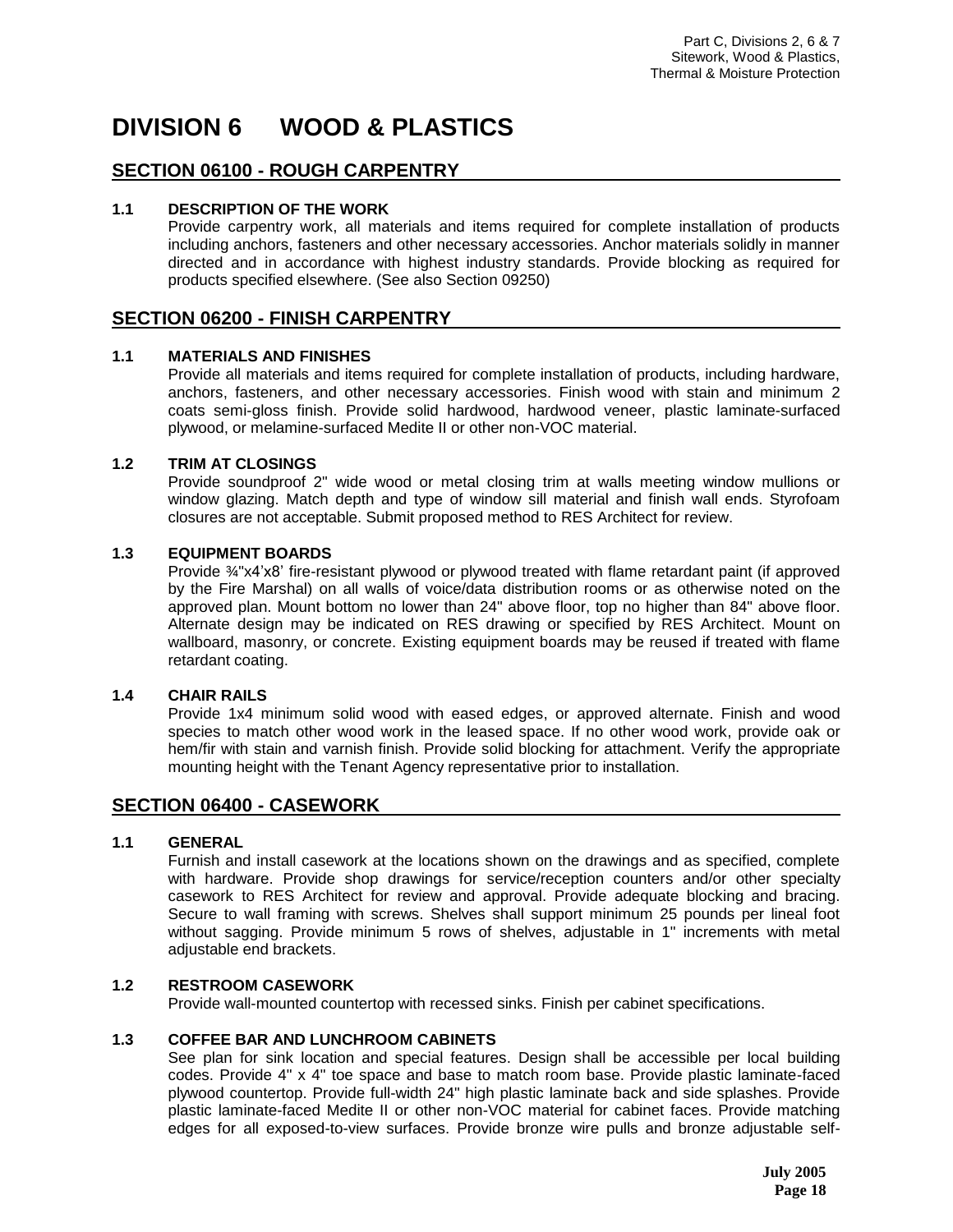# DIVISION 6 WOOD & PLASTICS

## SECTION 06100 - ROUGH CARPENTRY

### 1.1 DESCRIPTION OF THE WORK

Provide carpentry work, all materials and items required for complete installation of products including anchors, fasteners and other necessary accessories. Anchor materials solidly in manner directed and in accordance with highest industry standards. Provide blocking as required for products specified elsewhere. (See also Section 09250)

## SECTION 06200 - FINISH CARPENTRY

### 1.1 MATERIALS AND FINISHES

Provide all materials and items required for complete installation of products, including hardware, anchors, fasteners, and other necessary accessories. Finish wood with stain and minimum 2 coats semi-gloss finish. Provide solid hardwood, hardwood veneer, plastic laminate-surfaced plywood, or melamine-surfaced Medite II or other non-VOC material.

### 1.2 TRIM AT CLOSINGS

Provide soundproof 2" wide wood or metal closing trim at walls meeting window mullions or window glazing. Match depth and type of window sill material and finish wall ends. Styrofoam closures are not acceptable. Submit proposed method to RES Architect for review.

### 1.3 EQUIPMENT BOARDS

Provide ¾"x4'x8' fire-resistant plywood or plywood treated with flame retardant paint (if approved by the Fire Marshal) on all walls of voice/data distribution rooms or as otherwise noted on the approved plan. Mount bottom no lower than 24" above floor, top no higher than 84" above floor. Alternate design may be indicated on RES drawing or specified by RES Architect. Mount on wallboard, masonry, or concrete. Existing equipment boards may be reused if treated with flame retardant coating.

### 1.4 CHAIR RAILS

Provide 1x4 minimum solid wood with eased edges, or approved alternate. Finish and wood species to match other wood work in the leased space. If no other wood work, provide oak or hem/fir with stain and varnish finish. Provide solid blocking for attachment. Verify the appropriate mounting height with the Tenant Agency representative prior to installation.

## SECTION 06400 - CASEWORK

### 1.1 GENERAL

Furnish and install casework at the locations shown on the drawings and as specified, complete with hardware. Provide shop drawings for service/reception counters and/or other specialty casework to RES Architect for review and approval. Provide adequate blocking and bracing. Secure to wall framing with screws. Shelves shall support minimum 25 pounds per lineal foot without sagging. Provide minimum 5 rows of shelves, adjustable in 1" increments with metal adjustable end brackets.

### 1.2 RESTROOM CASEWORK

Provide wall-mounted countertop with recessed sinks. Finish per cabinet specifications.

### 1.3 COFFEE BAR AND LUNCHROOM CABINETS

See plan for sink location and special features. Design shall be accessible per local building codes. Provide 4" x 4" toe space and base to match room base. Provide plastic laminate-faced plywood countertop. Provide full-width 24" high plastic laminate back and side splashes. Provide plastic laminate-faced Medite II or other non-VOC material for cabinet faces. Provide matching edges for all exposed-to-view surfaces. Provide bronze wire pulls and bronze adjustable self-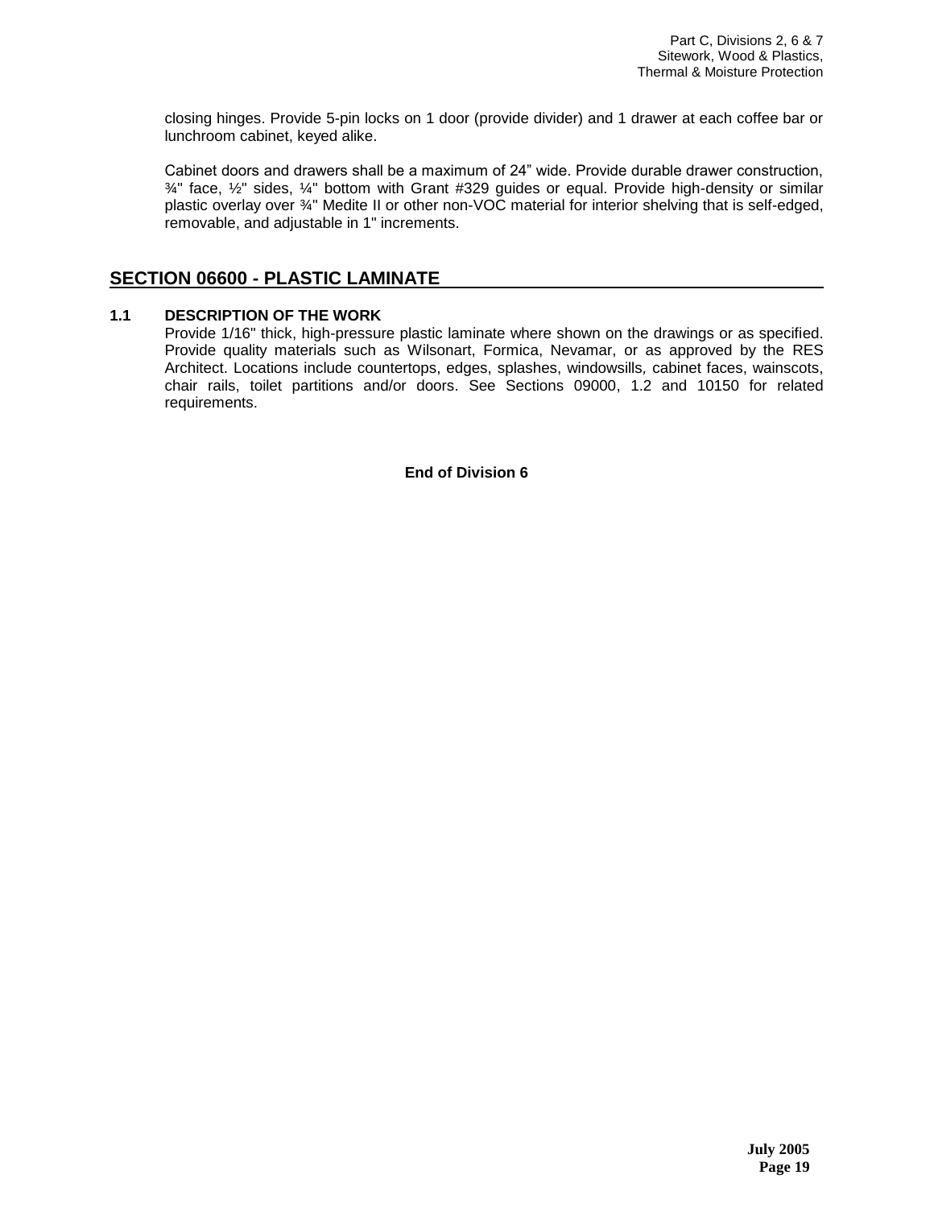closing hinges. Provide 5-pin locks on 1 door (provide divider) and 1 drawer at each coffee bar or lunchroom cabinet, keyed alike.

Cabinet doors and drawers shall be a maximum of 24” wide. Provide durable drawer construction, ¾" face, ½" sides, ¼" bottom with Grant #329 guides or equal. Provide high-density or similar plastic overlay over ¾" Medite II or other non-VOC material for interior shelving that is self-edged, removable, and adjustable in 1" increments.

## SECTION 06600 - PLASTIC LAMINATE

### 1.1 DESCRIPTION OF THE WORK

Provide 1/16" thick, high-pressure plastic laminate where shown on the drawings or as specified. Provide quality materials such as Wilsonart, Formica, Nevamar, or as approved by the RES Architect. Locations include countertops, edges, splashes, windowsills, cabinet faces, wainscots, chair rails, toilet partitions and/or doors. See Sections 09000, 1.2 and 10150 for related requirements.

**End of Division 6**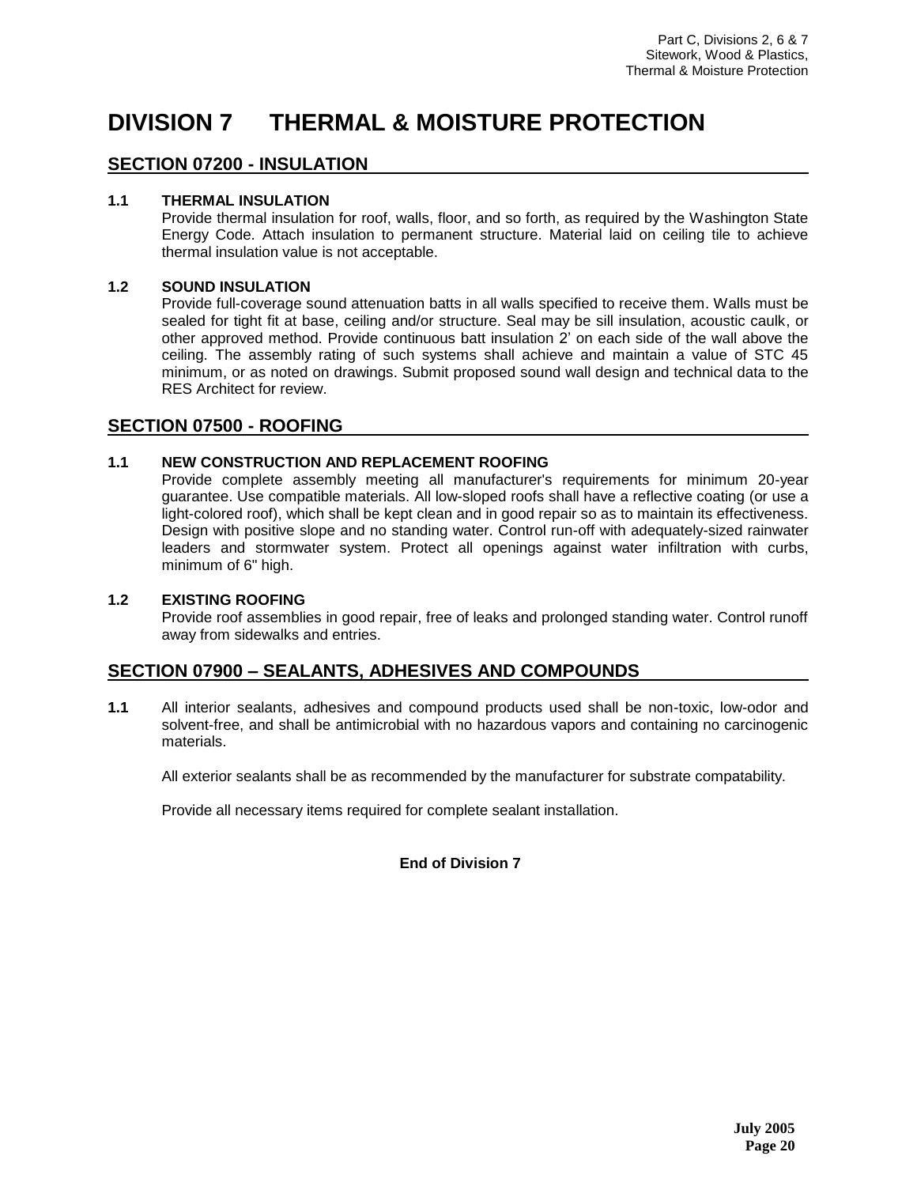# DIVISION 7 THERMAL & MOISTURE PROTECTION

## SECTION 07200 - INSULATION

**1.1 THERMAL INSULATION**

Provide thermal insulation for roof, walls, floor, and so forth, as required by the Washington State Energy Code. Attach insulation to permanent structure. Material laid on ceiling tile to achieve thermal insulation value is not acceptable.

**1.2 SOUND INSULATION**

Provide full-coverage sound attenuation batts in all walls specified to receive them. Walls must be sealed for tight fit at base, ceiling and/or structure. Seal may be sill insulation, acoustic caulk, or other approved method. Provide continuous batt insulation 2' on each side of the wall above the ceiling. The assembly rating of such systems shall achieve and maintain a value of STC 45 minimum, or as noted on drawings. Submit proposed sound wall design and technical data to the RES Architect for review.

## SECTION 07500 - ROOFING

**1.1 NEW CONSTRUCTION AND REPLACEMENT ROOFING**

Provide complete assembly meeting all manufacturer's requirements for minimum 20-year guarantee. Use compatible materials. All low-sloped roofs shall have a reflective coating (or use a light-colored roof), which shall be kept clean and in good repair so as to maintain its effectiveness. Design with positive slope and no standing water. Control run-off with adequately-sized rainwater leaders and stormwater system. Protect all openings against water infiltration with curbs, minimum of 6" high.

**1.2 EXISTING ROOFING**

Provide roof assemblies in good repair, free of leaks and prolonged standing water. Control runoff away from sidewalks and entries.

## SECTION 07900 – SEALANTS, ADHESIVES AND COMPOUNDS

**1.1** All interior sealants, adhesives and compound products used shall be non-toxic, low-odor and solvent-free, and shall be antimicrobial with no hazardous vapors and containing no carcinogenic materials.

All exterior sealants shall be as recommended by the manufacturer for substrate compatability.

Provide all necessary items required for complete sealant installation.

**End of Division 7**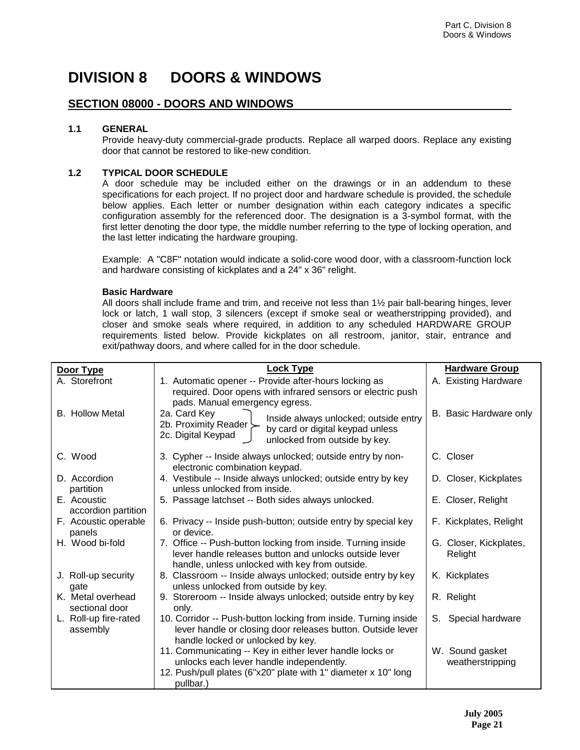# DIVISION 8 DOORS & WINDOWS

## SECTION 08000 - DOORS AND WINDOWS

### 1.1 GENERAL

Provide heavy-duty commercial-grade products. Replace all warped doors. Replace any existing door that cannot be restored to like-new condition.

### 1.2 TYPICAL DOOR SCHEDULE

A door schedule may be included either on the drawings or in an addendum to these specifications for each project. If no project door and hardware schedule is provided, the schedule below applies. Each letter or number designation within each category indicates a specific configuration assembly for the referenced door. The designation is a 3-symbol format, with the first letter denoting the door type, the middle number referring to the type of locking operation, and the last letter indicating the hardware grouping.

Example: A "C8F" notation would indicate a solid-core wood door, with a classroom-function lock and hardware consisting of kickplates and a 24" x 36" relight.

**Basic Hardware**

All doors shall include frame and trim, and receive not less than 1½ pair ball-bearing hinges, lever lock or latch, 1 wall stop, 3 silencers (except if smoke seal or weatherstripping provided), and closer and smoke seals where required, in addition to any scheduled HARDWARE GROUP requirements listed below. Provide kickplates on all restroom, janitor, stair, entrance and exit/pathway doors, and where called for in the door schedule.

| Door Type | Lock Type | Hardware Group |
|---|---|---|
| A. Storefront | 1. Automatic opener -- Provide after-hours locking as required. Door opens with infrared sensors or electric push pads. Manual emergency egress. | A. Existing Hardware |
| B. Hollow Metal | 2a. Card Key / 2b. Proximity Reader / 2c. Digital Keypad -- Inside always unlocked; outside entry by card or digital keypad unless unlocked from outside by key. | B. Basic Hardware only |
| C. Wood | 3. Cypher -- Inside always unlocked; outside entry by non-electronic combination keypad. | C. Closer |
| D. Accordion partition | 4. Vestibule -- Inside always unlocked; outside entry by key unless unlocked from inside. | D. Closer, Kickplates |
| E. Acoustic accordion partition | 5. Passage latchset -- Both sides always unlocked. | E. Closer, Relight |
| F. Acoustic operable panels | 6. Privacy -- Inside push-button; outside entry by special key or device. | F. Kickplates, Relight |
| H. Wood bi-fold | 7. Office -- Push-button locking from inside. Turning inside lever handle releases button and unlocks outside lever handle, unless unlocked with key from outside. | G. Closer, Kickplates, Relight |
| J. Roll-up security gate | 8. Classroom -- Inside always unlocked; outside entry by key unless unlocked from outside by key. | K. Kickplates |
| K. Metal overhead sectional door | 9. Storeroom -- Inside always unlocked; outside entry by key only. | R. Relight |
| L. Roll-up fire-rated assembly | 10. Corridor -- Push-button locking from inside. Turning inside lever handle or closing door releases button. Outside lever handle locked or unlocked by key. | S. Special hardware |
| | 11. Communicating -- Key in either lever handle locks or unlocks each lever handle independently. | W. Sound gasket weatherstripping |
| | 12. Push/pull plates (6"x20" plate with 1" diameter x 10" long pullbar.) | |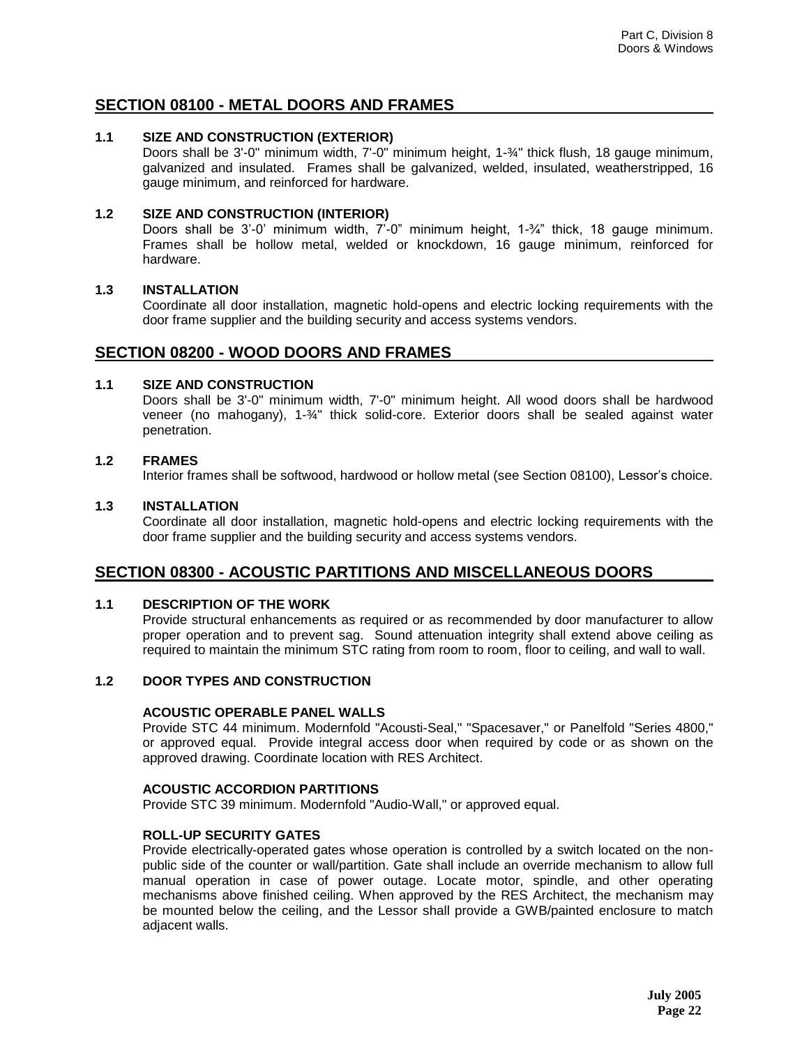## SECTION 08100 - METAL DOORS AND FRAMES

**1.1 SIZE AND CONSTRUCTION (EXTERIOR)**

Doors shall be 3'-0" minimum width, 7'-0" minimum height, 1-¾" thick flush, 18 gauge minimum, galvanized and insulated. Frames shall be galvanized, welded, insulated, weatherstripped, 16 gauge minimum, and reinforced for hardware.

**1.2 SIZE AND CONSTRUCTION (INTERIOR)**

Doors shall be 3'-0' minimum width, 7'-0" minimum height, 1-¾" thick, 18 gauge minimum. Frames shall be hollow metal, welded or knockdown, 16 gauge minimum, reinforced for hardware.

**1.3 INSTALLATION**

Coordinate all door installation, magnetic hold-opens and electric locking requirements with the door frame supplier and the building security and access systems vendors.

## SECTION 08200 - WOOD DOORS AND FRAMES

**1.1 SIZE AND CONSTRUCTION**

Doors shall be 3'-0" minimum width, 7'-0" minimum height. All wood doors shall be hardwood veneer (no mahogany), 1-¾" thick solid-core. Exterior doors shall be sealed against water penetration.

**1.2 FRAMES**

Interior frames shall be softwood, hardwood or hollow metal (see Section 08100), Lessor's choice.

**1.3 INSTALLATION**

Coordinate all door installation, magnetic hold-opens and electric locking requirements with the door frame supplier and the building security and access systems vendors.

## SECTION 08300 - ACOUSTIC PARTITIONS AND MISCELLANEOUS DOORS

**1.1 DESCRIPTION OF THE WORK**

Provide structural enhancements as required or as recommended by door manufacturer to allow proper operation and to prevent sag. Sound attenuation integrity shall extend above ceiling as required to maintain the minimum STC rating from room to room, floor to ceiling, and wall to wall.

**1.2 DOOR TYPES AND CONSTRUCTION**

**ACOUSTIC OPERABLE PANEL WALLS**

Provide STC 44 minimum. Modernfold "Acousti-Seal," "Spacesaver," or Panelfold "Series 4800," or approved equal. Provide integral access door when required by code or as shown on the approved drawing. Coordinate location with RES Architect.

**ACOUSTIC ACCORDION PARTITIONS**

Provide STC 39 minimum. Modernfold "Audio-Wall," or approved equal.

**ROLL-UP SECURITY GATES**

Provide electrically-operated gates whose operation is controlled by a switch located on the non-public side of the counter or wall/partition. Gate shall include an override mechanism to allow full manual operation in case of power outage. Locate motor, spindle, and other operating mechanisms above finished ceiling. When approved by the RES Architect, the mechanism may be mounted below the ceiling, and the Lessor shall provide a GWB/painted enclosure to match adjacent walls.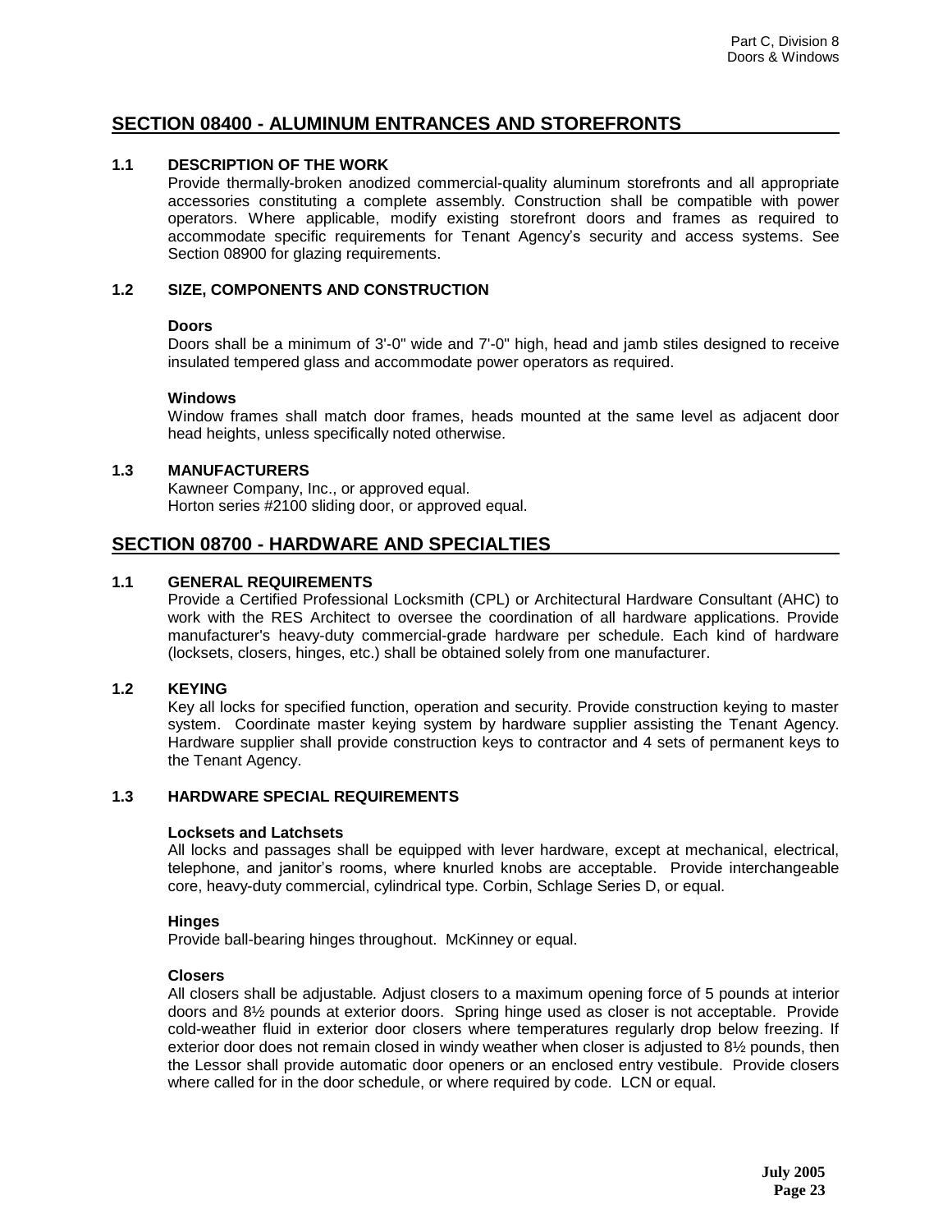## SECTION 08400 - ALUMINUM ENTRANCES AND STOREFRONTS

### 1.1 DESCRIPTION OF THE WORK

Provide thermally-broken anodized commercial-quality aluminum storefronts and all appropriate accessories constituting a complete assembly. Construction shall be compatible with power operators. Where applicable, modify existing storefront doors and frames as required to accommodate specific requirements for Tenant Agency's security and access systems. See Section 08900 for glazing requirements.

### 1.2 SIZE, COMPONENTS AND CONSTRUCTION

**Doors**

Doors shall be a minimum of 3'-0" wide and 7'-0" high, head and jamb stiles designed to receive insulated tempered glass and accommodate power operators as required.

**Windows**

Window frames shall match door frames, heads mounted at the same level as adjacent door head heights, unless specifically noted otherwise.

### 1.3 MANUFACTURERS

Kawneer Company, Inc., or approved equal.
Horton series #2100 sliding door, or approved equal.

## SECTION 08700 - HARDWARE AND SPECIALTIES

### 1.1 GENERAL REQUIREMENTS

Provide a Certified Professional Locksmith (CPL) or Architectural Hardware Consultant (AHC) to work with the RES Architect to oversee the coordination of all hardware applications. Provide manufacturer's heavy-duty commercial-grade hardware per schedule. Each kind of hardware (locksets, closers, hinges, etc.) shall be obtained solely from one manufacturer.

### 1.2 KEYING

Key all locks for specified function, operation and security. Provide construction keying to master system. Coordinate master keying system by hardware supplier assisting the Tenant Agency. Hardware supplier shall provide construction keys to contractor and 4 sets of permanent keys to the Tenant Agency.

### 1.3 HARDWARE SPECIAL REQUIREMENTS

**Locksets and Latchsets**

All locks and passages shall be equipped with lever hardware, except at mechanical, electrical, telephone, and janitor's rooms, where knurled knobs are acceptable. Provide interchangeable core, heavy-duty commercial, cylindrical type. Corbin, Schlage Series D, or equal.

**Hinges**

Provide ball-bearing hinges throughout. McKinney or equal.

**Closers**

All closers shall be adjustable. Adjust closers to a maximum opening force of 5 pounds at interior doors and 8½ pounds at exterior doors. Spring hinge used as closer is not acceptable. Provide cold-weather fluid in exterior door closers where temperatures regularly drop below freezing. If exterior door does not remain closed in windy weather when closer is adjusted to 8½ pounds, then the Lessor shall provide automatic door openers or an enclosed entry vestibule. Provide closers where called for in the door schedule, or where required by code. LCN or equal.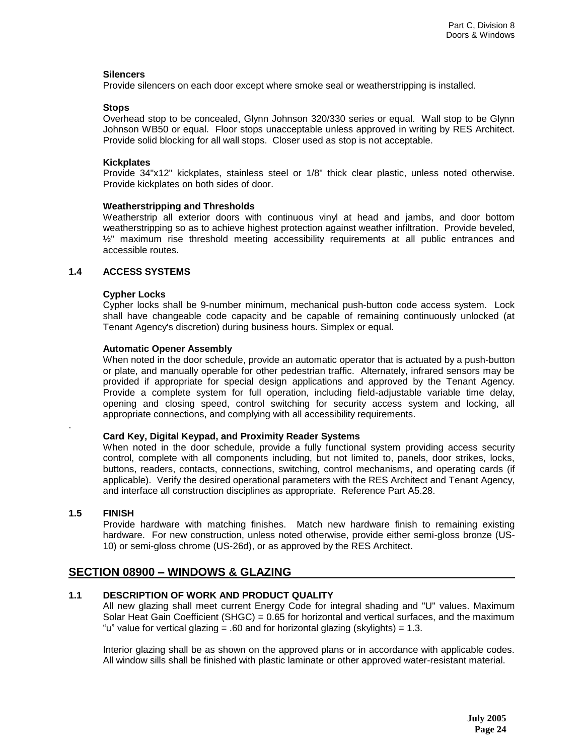**Silencers**
Provide silencers on each door except where smoke seal or weatherstripping is installed.

**Stops**
Overhead stop to be concealed, Glynn Johnson 320/330 series or equal. Wall stop to be Glynn Johnson WB50 or equal. Floor stops unacceptable unless approved in writing by RES Architect. Provide solid blocking for all wall stops. Closer used as stop is not acceptable.

**Kickplates**
Provide 34"x12" kickplates, stainless steel or 1/8" thick clear plastic, unless noted otherwise. Provide kickplates on both sides of door.

**Weatherstripping and Thresholds**
Weatherstrip all exterior doors with continuous vinyl at head and jambs, and door bottom weatherstripping so as to achieve highest protection against weather infiltration. Provide beveled, ½" maximum rise threshold meeting accessibility requirements at all public entrances and accessible routes.

### 1.4 ACCESS SYSTEMS

**Cypher Locks**
Cypher locks shall be 9-number minimum, mechanical push-button code access system. Lock shall have changeable code capacity and be capable of remaining continuously unlocked (at Tenant Agency's discretion) during business hours. Simplex or equal.

**Automatic Opener Assembly**
When noted in the door schedule, provide an automatic operator that is actuated by a push-button or plate, and manually operable for other pedestrian traffic. Alternately, infrared sensors may be provided if appropriate for special design applications and approved by the Tenant Agency. Provide a complete system for full operation, including field-adjustable variable time delay, opening and closing speed, control switching for security access system and locking, all appropriate connections, and complying with all accessibility requirements.

**Card Key, Digital Keypad, and Proximity Reader Systems**
When noted in the door schedule, provide a fully functional system providing access security control, complete with all components including, but not limited to, panels, door strikes, locks, buttons, readers, contacts, connections, switching, control mechanisms, and operating cards (if applicable). Verify the desired operational parameters with the RES Architect and Tenant Agency, and interface all construction disciplines as appropriate. Reference Part A5.28.

### 1.5 FINISH

Provide hardware with matching finishes. Match new hardware finish to remaining existing hardware. For new construction, unless noted otherwise, provide either semi-gloss bronze (US-10) or semi-gloss chrome (US-26d), or as approved by the RES Architect.

## SECTION 08900 – WINDOWS & GLAZING

### 1.1 DESCRIPTION OF WORK AND PRODUCT QUALITY

All new glazing shall meet current Energy Code for integral shading and "U" values. Maximum Solar Heat Gain Coefficient (SHGC) = 0.65 for horizontal and vertical surfaces, and the maximum "u" value for vertical glazing = .60 and for horizontal glazing (skylights) = 1.3.

Interior glazing shall be as shown on the approved plans or in accordance with applicable codes. All window sills shall be finished with plastic laminate or other approved water-resistant material.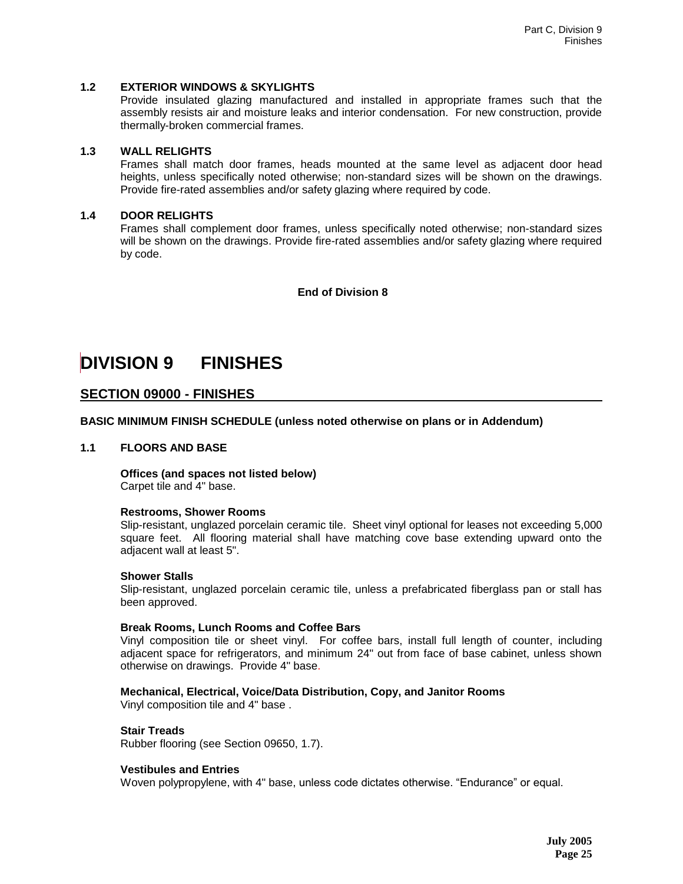### 1.2 EXTERIOR WINDOWS & SKYLIGHTS

Provide insulated glazing manufactured and installed in appropriate frames such that the assembly resists air and moisture leaks and interior condensation. For new construction, provide thermally-broken commercial frames.

### 1.3 WALL RELIGHTS

Frames shall match door frames, heads mounted at the same level as adjacent door head heights, unless specifically noted otherwise; non-standard sizes will be shown on the drawings. Provide fire-rated assemblies and/or safety glazing where required by code.

### 1.4 DOOR RELIGHTS

Frames shall complement door frames, unless specifically noted otherwise; non-standard sizes will be shown on the drawings. Provide fire-rated assemblies and/or safety glazing where required by code.

**End of Division 8**

# DIVISION 9 FINISHES

## SECTION 09000 - FINISHES

**BASIC MINIMUM FINISH SCHEDULE (unless noted otherwise on plans or in Addendum)**

### 1.1 FLOORS AND BASE

**Offices (and spaces not listed below)**
Carpet tile and 4" base.

**Restrooms, Shower Rooms**
Slip-resistant, unglazed porcelain ceramic tile. Sheet vinyl optional for leases not exceeding 5,000 square feet. All flooring material shall have matching cove base extending upward onto the adjacent wall at least 5".

**Shower Stalls**
Slip-resistant, unglazed porcelain ceramic tile, unless a prefabricated fiberglass pan or stall has been approved.

**Break Rooms, Lunch Rooms and Coffee Bars**
Vinyl composition tile or sheet vinyl. For coffee bars, install full length of counter, including adjacent space for refrigerators, and minimum 24" out from face of base cabinet, unless shown otherwise on drawings. Provide 4" base.

**Mechanical, Electrical, Voice/Data Distribution, Copy, and Janitor Rooms**
Vinyl composition tile and 4" base .

**Stair Treads**
Rubber flooring (see Section 09650, 1.7).

**Vestibules and Entries**
Woven polypropylene, with 4" base, unless code dictates otherwise. “Endurance” or equal.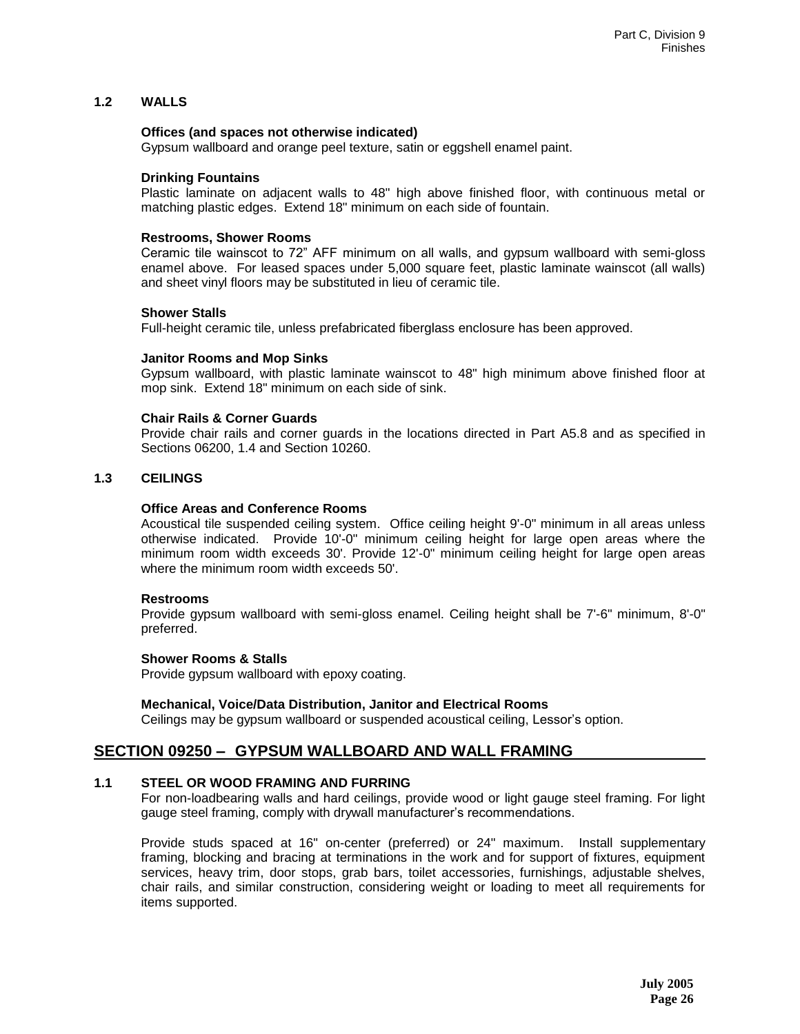### 1.2 WALLS

**Offices (and spaces not otherwise indicated)**
Gypsum wallboard and orange peel texture, satin or eggshell enamel paint.

**Drinking Fountains**
Plastic laminate on adjacent walls to 48" high above finished floor, with continuous metal or matching plastic edges. Extend 18" minimum on each side of fountain.

**Restrooms, Shower Rooms**
Ceramic tile wainscot to 72" AFF minimum on all walls, and gypsum wallboard with semi-gloss enamel above. For leased spaces under 5,000 square feet, plastic laminate wainscot (all walls) and sheet vinyl floors may be substituted in lieu of ceramic tile.

**Shower Stalls**
Full-height ceramic tile, unless prefabricated fiberglass enclosure has been approved.

**Janitor Rooms and Mop Sinks**
Gypsum wallboard, with plastic laminate wainscot to 48" high minimum above finished floor at mop sink. Extend 18" minimum on each side of sink.

**Chair Rails & Corner Guards**
Provide chair rails and corner guards in the locations directed in Part A5.8 and as specified in Sections 06200, 1.4 and Section 10260.

### 1.3 CEILINGS

**Office Areas and Conference Rooms**
Acoustical tile suspended ceiling system. Office ceiling height 9'-0" minimum in all areas unless otherwise indicated. Provide 10'-0" minimum ceiling height for large open areas where the minimum room width exceeds 30'. Provide 12'-0" minimum ceiling height for large open areas where the minimum room width exceeds 50'.

**Restrooms**
Provide gypsum wallboard with semi-gloss enamel. Ceiling height shall be 7'-6" minimum, 8'-0" preferred.

**Shower Rooms & Stalls**
Provide gypsum wallboard with epoxy coating.

**Mechanical, Voice/Data Distribution, Janitor and Electrical Rooms**
Ceilings may be gypsum wallboard or suspended acoustical ceiling, Lessor's option.

## SECTION 09250 – GYPSUM WALLBOARD AND WALL FRAMING

### 1.1 STEEL OR WOOD FRAMING AND FURRING

For non-loadbearing walls and hard ceilings, provide wood or light gauge steel framing. For light gauge steel framing, comply with drywall manufacturer's recommendations.

Provide studs spaced at 16" on-center (preferred) or 24" maximum. Install supplementary framing, blocking and bracing at terminations in the work and for support of fixtures, equipment services, heavy trim, door stops, grab bars, toilet accessories, furnishings, adjustable shelves, chair rails, and similar construction, considering weight or loading to meet all requirements for items supported.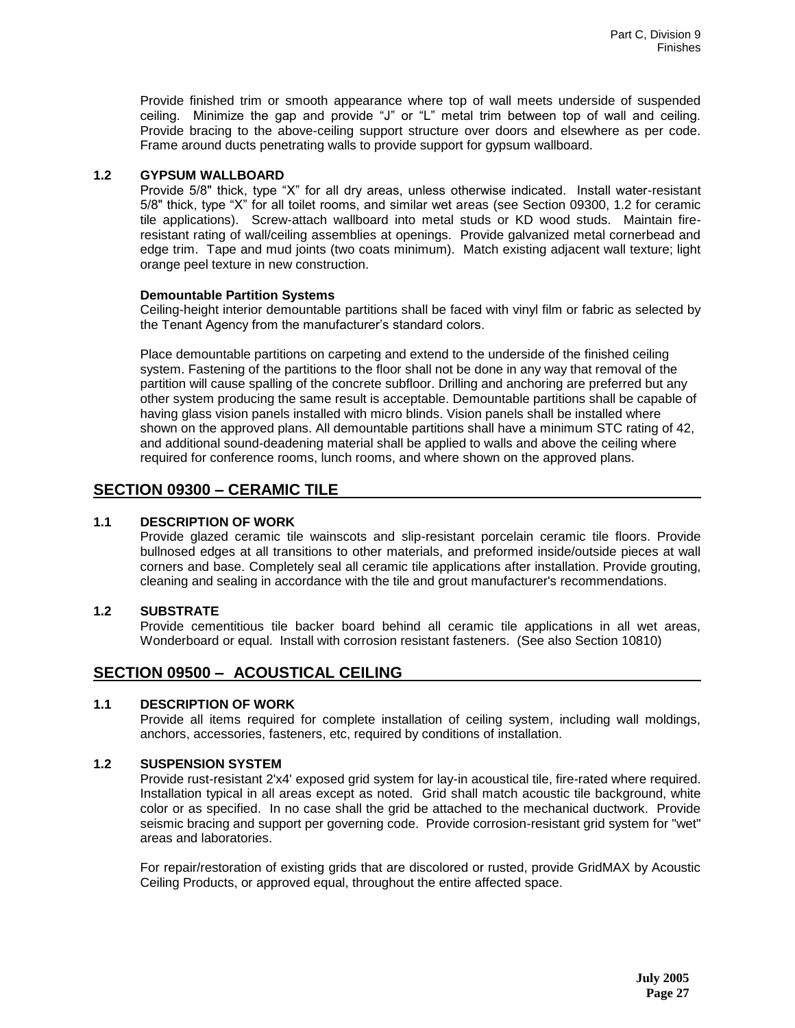Provide finished trim or smooth appearance where top of wall meets underside of suspended ceiling. Minimize the gap and provide “J” or “L” metal trim between top of wall and ceiling. Provide bracing to the above-ceiling support structure over doors and elsewhere as per code. Frame around ducts penetrating walls to provide support for gypsum wallboard.

### 1.2 GYPSUM WALLBOARD

Provide 5/8" thick, type “X” for all dry areas, unless otherwise indicated. Install water-resistant 5/8" thick, type “X” for all toilet rooms, and similar wet areas (see Section 09300, 1.2 for ceramic tile applications). Screw-attach wallboard into metal studs or KD wood studs. Maintain fire-resistant rating of wall/ceiling assemblies at openings. Provide galvanized metal cornerbead and edge trim. Tape and mud joints (two coats minimum). Match existing adjacent wall texture; light orange peel texture in new construction.

**Demountable Partition Systems**

Ceiling-height interior demountable partitions shall be faced with vinyl film or fabric as selected by the Tenant Agency from the manufacturer’s standard colors.

Place demountable partitions on carpeting and extend to the underside of the finished ceiling system. Fastening of the partitions to the floor shall not be done in any way that removal of the partition will cause spalling of the concrete subfloor. Drilling and anchoring are preferred but any other system producing the same result is acceptable. Demountable partitions shall be capable of having glass vision panels installed with micro blinds. Vision panels shall be installed where shown on the approved plans. All demountable partitions shall have a minimum STC rating of 42, and additional sound-deadening material shall be applied to walls and above the ceiling where required for conference rooms, lunch rooms, and where shown on the approved plans.

## SECTION 09300 – CERAMIC TILE

### 1.1 DESCRIPTION OF WORK

Provide glazed ceramic tile wainscots and slip-resistant porcelain ceramic tile floors. Provide bullnosed edges at all transitions to other materials, and preformed inside/outside pieces at wall corners and base. Completely seal all ceramic tile applications after installation. Provide grouting, cleaning and sealing in accordance with the tile and grout manufacturer's recommendations.

### 1.2 SUBSTRATE

Provide cementitious tile backer board behind all ceramic tile applications in all wet areas, Wonderboard or equal. Install with corrosion resistant fasteners. (See also Section 10810)

## SECTION 09500 – ACOUSTICAL CEILING

### 1.1 DESCRIPTION OF WORK

Provide all items required for complete installation of ceiling system, including wall moldings, anchors, accessories, fasteners, etc, required by conditions of installation.

### 1.2 SUSPENSION SYSTEM

Provide rust-resistant 2'x4' exposed grid system for lay-in acoustical tile, fire-rated where required. Installation typical in all areas except as noted. Grid shall match acoustic tile background, white color or as specified. In no case shall the grid be attached to the mechanical ductwork. Provide seismic bracing and support per governing code. Provide corrosion-resistant grid system for "wet" areas and laboratories.

For repair/restoration of existing grids that are discolored or rusted, provide GridMAX by Acoustic Ceiling Products, or approved equal, throughout the entire affected space.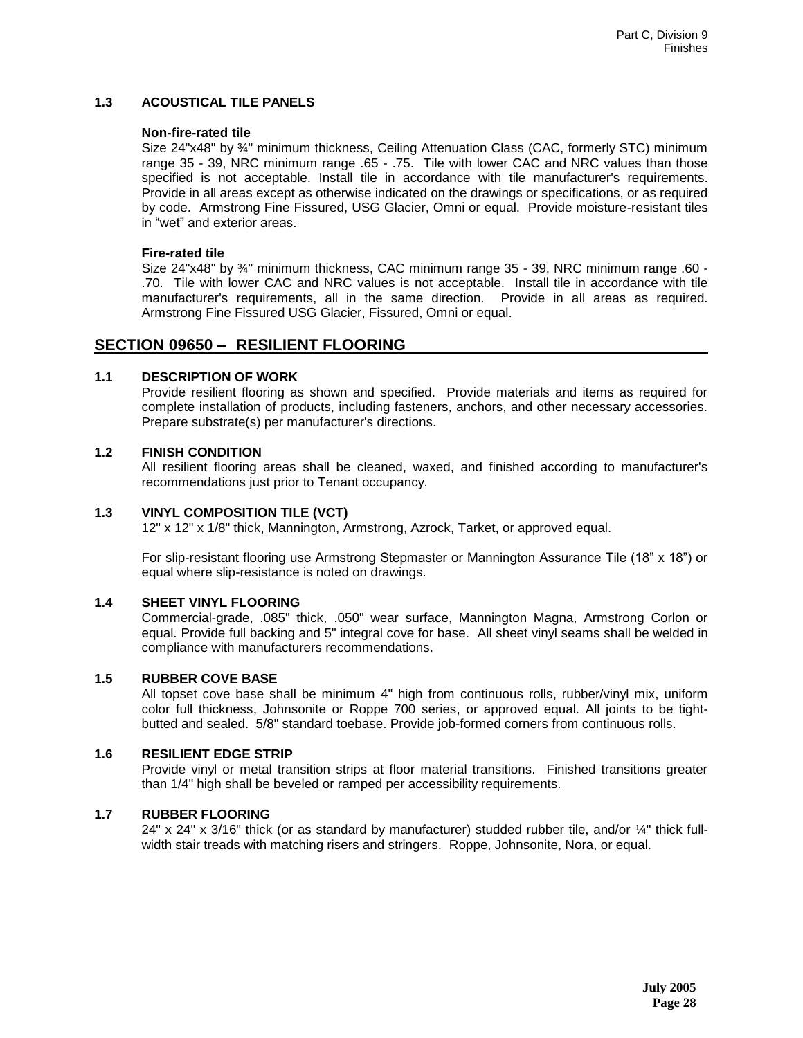### 1.3 ACOUSTICAL TILE PANELS

**Non-fire-rated tile**

Size 24"x48" by ¾" minimum thickness, Ceiling Attenuation Class (CAC, formerly STC) minimum range 35 - 39, NRC minimum range .65 - .75. Tile with lower CAC and NRC values than those specified is not acceptable. Install tile in accordance with tile manufacturer's requirements. Provide in all areas except as otherwise indicated on the drawings or specifications, or as required by code. Armstrong Fine Fissured, USG Glacier, Omni or equal. Provide moisture-resistant tiles in "wet" and exterior areas.

**Fire-rated tile**

Size 24"x48" by ¾" minimum thickness, CAC minimum range 35 - 39, NRC minimum range .60 - .70. Tile with lower CAC and NRC values is not acceptable. Install tile in accordance with tile manufacturer's requirements, all in the same direction. Provide in all areas as required. Armstrong Fine Fissured USG Glacier, Fissured, Omni or equal.

## SECTION 09650 – RESILIENT FLOORING

### 1.1 DESCRIPTION OF WORK

Provide resilient flooring as shown and specified. Provide materials and items as required for complete installation of products, including fasteners, anchors, and other necessary accessories. Prepare substrate(s) per manufacturer's directions.

### 1.2 FINISH CONDITION

All resilient flooring areas shall be cleaned, waxed, and finished according to manufacturer's recommendations just prior to Tenant occupancy.

### 1.3 VINYL COMPOSITION TILE (VCT)

12" x 12" x 1/8" thick, Mannington, Armstrong, Azrock, Tarket, or approved equal.

For slip-resistant flooring use Armstrong Stepmaster or Mannington Assurance Tile (18" x 18") or equal where slip-resistance is noted on drawings.

### 1.4 SHEET VINYL FLOORING

Commercial-grade, .085" thick, .050" wear surface, Mannington Magna, Armstrong Corlon or equal. Provide full backing and 5" integral cove for base. All sheet vinyl seams shall be welded in compliance with manufacturers recommendations.

### 1.5 RUBBER COVE BASE

All topset cove base shall be minimum 4" high from continuous rolls, rubber/vinyl mix, uniform color full thickness, Johnsonite or Roppe 700 series, or approved equal. All joints to be tight-butted and sealed. 5/8" standard toebase. Provide job-formed corners from continuous rolls.

### 1.6 RESILIENT EDGE STRIP

Provide vinyl or metal transition strips at floor material transitions. Finished transitions greater than 1/4" high shall be beveled or ramped per accessibility requirements.

### 1.7 RUBBER FLOORING

24" x 24" x 3/16" thick (or as standard by manufacturer) studded rubber tile, and/or ¼" thick full-width stair treads with matching risers and stringers. Roppe, Johnsonite, Nora, or equal.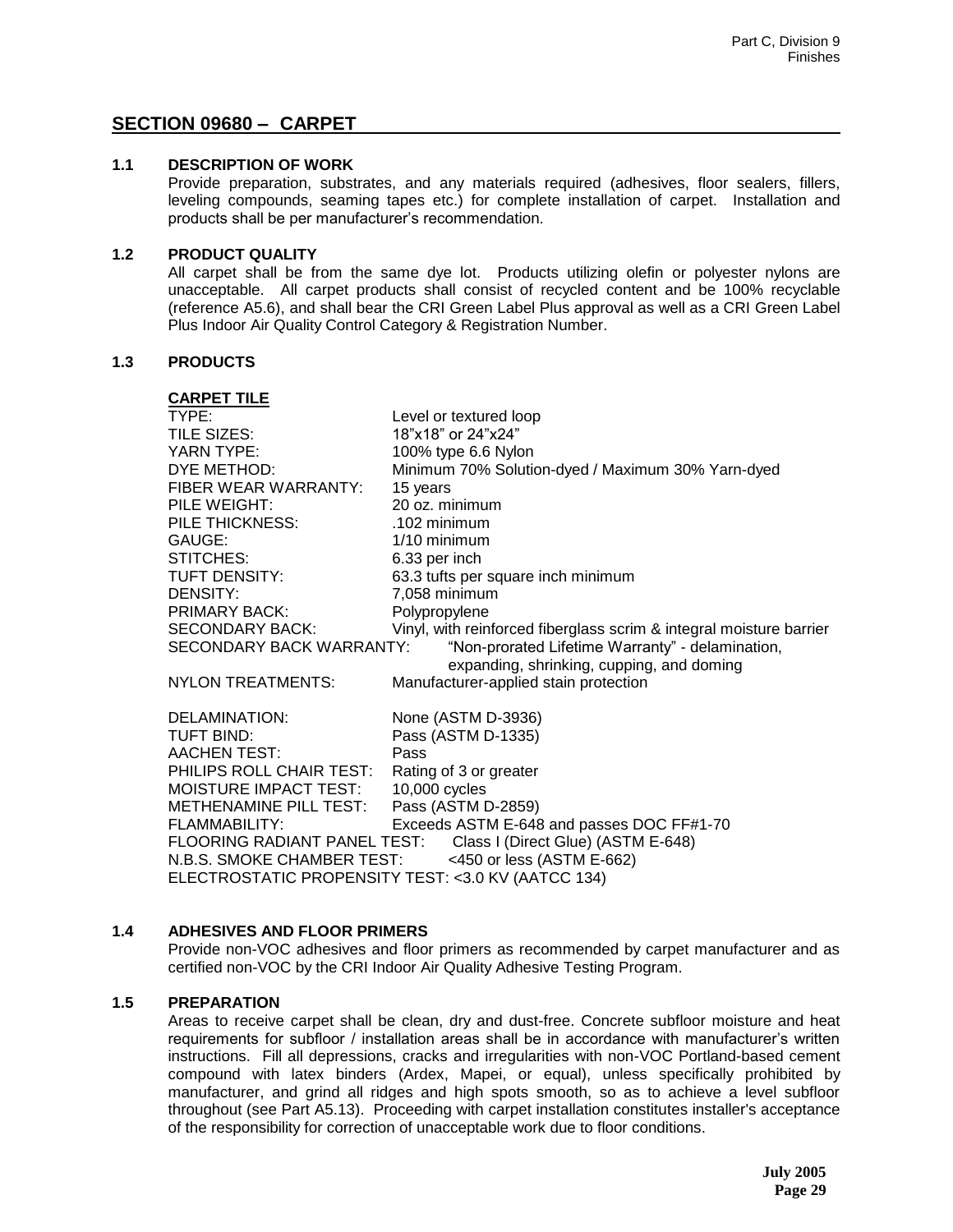## SECTION 09680 – CARPET

### 1.1 DESCRIPTION OF WORK

Provide preparation, substrates, and any materials required (adhesives, floor sealers, fillers, leveling compounds, seaming tapes etc.) for complete installation of carpet. Installation and products shall be per manufacturer's recommendation.

### 1.2 PRODUCT QUALITY

All carpet shall be from the same dye lot. Products utilizing olefin or polyester nylons are unacceptable. All carpet products shall consist of recycled content and be 100% recyclable (reference A5.6), and shall bear the CRI Green Label Plus approval as well as a CRI Green Label Plus Indoor Air Quality Control Category & Registration Number.

### 1.3 PRODUCTS

**CARPET TILE**

| | |
|---|---|
| TYPE: | Level or textured loop |
| TILE SIZES: | 18"x18" or 24"x24" |
| YARN TYPE: | 100% type 6.6 Nylon |
| DYE METHOD: | Minimum 70% Solution-dyed / Maximum 30% Yarn-dyed |
| FIBER WEAR WARRANTY: | 15 years |
| PILE WEIGHT: | 20 oz. minimum |
| PILE THICKNESS: | .102 minimum |
| GAUGE: | 1/10 minimum |
| STITCHES: | 6.33 per inch |
| TUFT DENSITY: | 63.3 tufts per square inch minimum |
| DENSITY: | 7,058 minimum |
| PRIMARY BACK: | Polypropylene |
| SECONDARY BACK: | Vinyl, with reinforced fiberglass scrim & integral moisture barrier |
| SECONDARY BACK WARRANTY: | "Non-prorated Lifetime Warranty" - delamination, expanding, shrinking, cupping, and doming |
| NYLON TREATMENTS: | Manufacturer-applied stain protection |
| DELAMINATION: | None (ASTM D-3936) |
| TUFT BIND: | Pass (ASTM D-1335) |
| AACHEN TEST: | Pass |
| PHILIPS ROLL CHAIR TEST: | Rating of 3 or greater |
| MOISTURE IMPACT TEST: | 10,000 cycles |
| METHENAMINE PILL TEST: | Pass (ASTM D-2859) |
| FLAMMABILITY: | Exceeds ASTM E-648 and passes DOC FF#1-70 |
| FLOORING RADIANT PANEL TEST: | Class I (Direct Glue) (ASTM E-648) |
| N.B.S. SMOKE CHAMBER TEST: | <450 or less (ASTM E-662) |
| ELECTROSTATIC PROPENSITY TEST: | <3.0 KV (AATCC 134) |

### 1.4 ADHESIVES AND FLOOR PRIMERS

Provide non-VOC adhesives and floor primers as recommended by carpet manufacturer and as certified non-VOC by the CRI Indoor Air Quality Adhesive Testing Program.

### 1.5 PREPARATION

Areas to receive carpet shall be clean, dry and dust-free. Concrete subfloor moisture and heat requirements for subfloor / installation areas shall be in accordance with manufacturer's written instructions. Fill all depressions, cracks and irregularities with non-VOC Portland-based cement compound with latex binders (Ardex, Mapei, or equal), unless specifically prohibited by manufacturer, and grind all ridges and high spots smooth, so as to achieve a level subfloor throughout (see Part A5.13). Proceeding with carpet installation constitutes installer's acceptance of the responsibility for correction of unacceptable work due to floor conditions.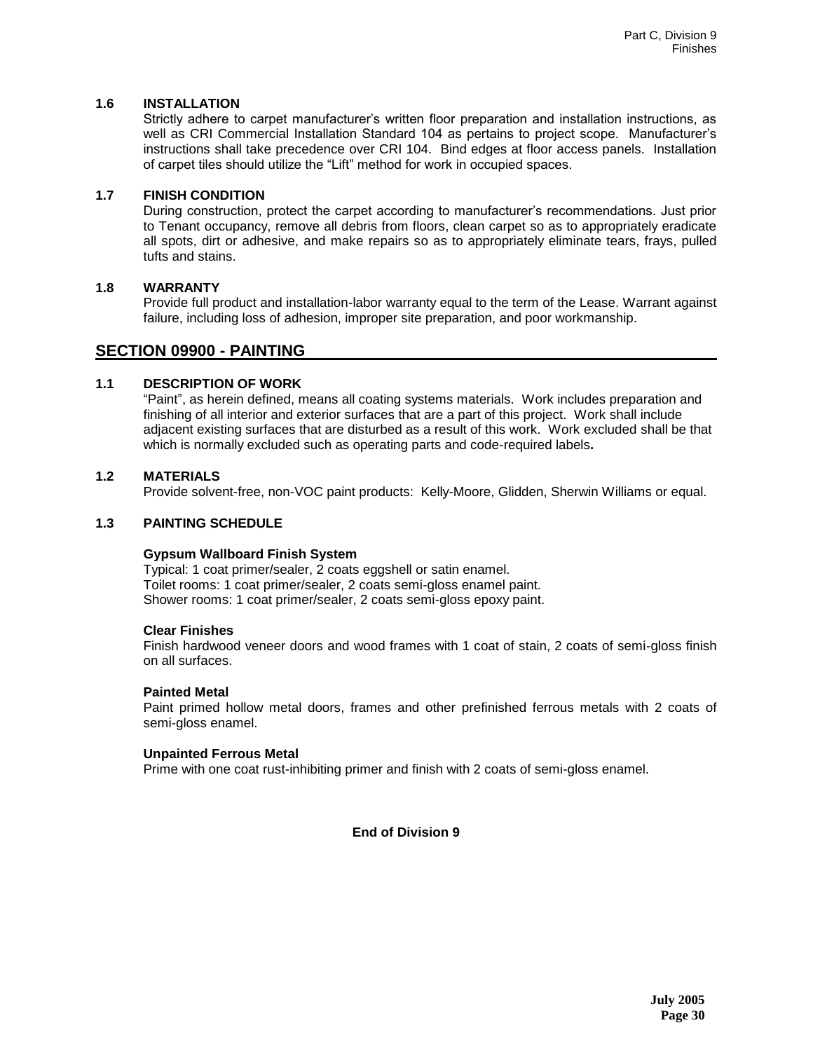### 1.6 INSTALLATION

Strictly adhere to carpet manufacturer's written floor preparation and installation instructions, as well as CRI Commercial Installation Standard 104 as pertains to project scope. Manufacturer's instructions shall take precedence over CRI 104. Bind edges at floor access panels. Installation of carpet tiles should utilize the "Lift" method for work in occupied spaces.

### 1.7 FINISH CONDITION

During construction, protect the carpet according to manufacturer's recommendations. Just prior to Tenant occupancy, remove all debris from floors, clean carpet so as to appropriately eradicate all spots, dirt or adhesive, and make repairs so as to appropriately eliminate tears, frays, pulled tufts and stains.

### 1.8 WARRANTY

Provide full product and installation-labor warranty equal to the term of the Lease. Warrant against failure, including loss of adhesion, improper site preparation, and poor workmanship.

## SECTION 09900 - PAINTING

### 1.1 DESCRIPTION OF WORK

"Paint", as herein defined, means all coating systems materials. Work includes preparation and finishing of all interior and exterior surfaces that are a part of this project. Work shall include adjacent existing surfaces that are disturbed as a result of this work. Work excluded shall be that which is normally excluded such as operating parts and code-required labels**.**

### 1.2 MATERIALS

Provide solvent-free, non-VOC paint products: Kelly-Moore, Glidden, Sherwin Williams or equal.

### 1.3 PAINTING SCHEDULE

**Gypsum Wallboard Finish System**

Typical: 1 coat primer/sealer, 2 coats eggshell or satin enamel.
Toilet rooms: 1 coat primer/sealer, 2 coats semi-gloss enamel paint.
Shower rooms: 1 coat primer/sealer, 2 coats semi-gloss epoxy paint.

**Clear Finishes**

Finish hardwood veneer doors and wood frames with 1 coat of stain, 2 coats of semi-gloss finish on all surfaces.

**Painted Metal**

Paint primed hollow metal doors, frames and other prefinished ferrous metals with 2 coats of semi-gloss enamel.

**Unpainted Ferrous Metal**

Prime with one coat rust-inhibiting primer and finish with 2 coats of semi-gloss enamel.

**End of Division 9**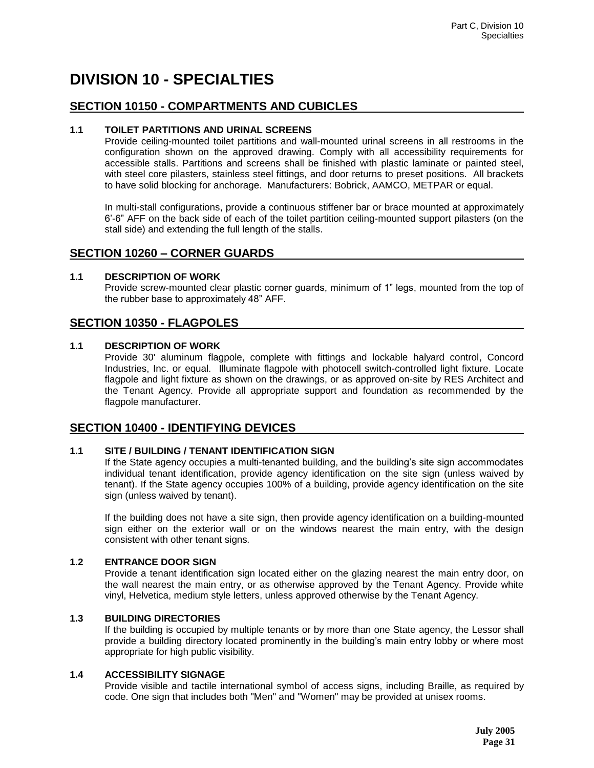# DIVISION 10 - SPECIALTIES

## SECTION 10150 - COMPARTMENTS AND CUBICLES

### 1.1 TOILET PARTITIONS AND URINAL SCREENS

Provide ceiling-mounted toilet partitions and wall-mounted urinal screens in all restrooms in the configuration shown on the approved drawing. Comply with all accessibility requirements for accessible stalls. Partitions and screens shall be finished with plastic laminate or painted steel, with steel core pilasters, stainless steel fittings, and door returns to preset positions. All brackets to have solid blocking for anchorage. Manufacturers: Bobrick, AAMCO, METPAR or equal.

In multi-stall configurations, provide a continuous stiffener bar or brace mounted at approximately 6'-6" AFF on the back side of each of the toilet partition ceiling-mounted support pilasters (on the stall side) and extending the full length of the stalls.

## SECTION 10260 – CORNER GUARDS

### 1.1 DESCRIPTION OF WORK

Provide screw-mounted clear plastic corner guards, minimum of 1" legs, mounted from the top of the rubber base to approximately 48" AFF.

## SECTION 10350 - FLAGPOLES

### 1.1 DESCRIPTION OF WORK

Provide 30' aluminum flagpole, complete with fittings and lockable halyard control, Concord Industries, Inc. or equal. Illuminate flagpole with photocell switch-controlled light fixture. Locate flagpole and light fixture as shown on the drawings, or as approved on-site by RES Architect and the Tenant Agency. Provide all appropriate support and foundation as recommended by the flagpole manufacturer.

## SECTION 10400 - IDENTIFYING DEVICES

### 1.1 SITE / BUILDING / TENANT IDENTIFICATION SIGN

If the State agency occupies a multi-tenanted building, and the building's site sign accommodates individual tenant identification, provide agency identification on the site sign (unless waived by tenant). If the State agency occupies 100% of a building, provide agency identification on the site sign (unless waived by tenant).

If the building does not have a site sign, then provide agency identification on a building-mounted sign either on the exterior wall or on the windows nearest the main entry, with the design consistent with other tenant signs.

### 1.2 ENTRANCE DOOR SIGN

Provide a tenant identification sign located either on the glazing nearest the main entry door, on the wall nearest the main entry, or as otherwise approved by the Tenant Agency. Provide white vinyl, Helvetica, medium style letters, unless approved otherwise by the Tenant Agency.

### 1.3 BUILDING DIRECTORIES

If the building is occupied by multiple tenants or by more than one State agency, the Lessor shall provide a building directory located prominently in the building's main entry lobby or where most appropriate for high public visibility.

### 1.4 ACCESSIBILITY SIGNAGE

Provide visible and tactile international symbol of access signs, including Braille, as required by code. One sign that includes both "Men" and "Women" may be provided at unisex rooms.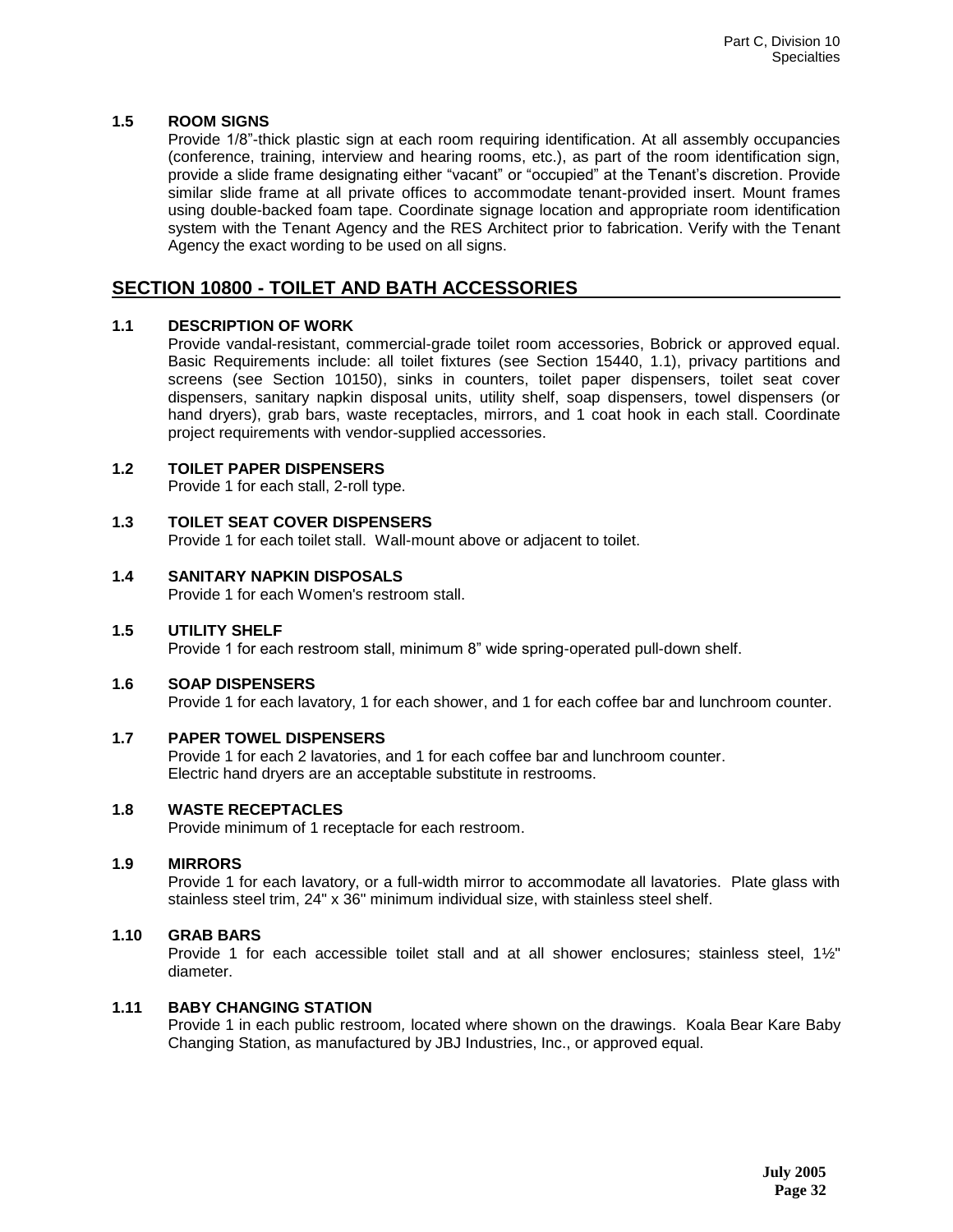### 1.5 ROOM SIGNS

Provide 1/8”-thick plastic sign at each room requiring identification. At all assembly occupancies (conference, training, interview and hearing rooms, etc.), as part of the room identification sign, provide a slide frame designating either “vacant” or “occupied” at the Tenant’s discretion. Provide similar slide frame at all private offices to accommodate tenant-provided insert. Mount frames using double-backed foam tape. Coordinate signage location and appropriate room identification system with the Tenant Agency and the RES Architect prior to fabrication. Verify with the Tenant Agency the exact wording to be used on all signs.

## SECTION 10800 - TOILET AND BATH ACCESSORIES

### 1.1 DESCRIPTION OF WORK

Provide vandal-resistant, commercial-grade toilet room accessories, Bobrick or approved equal. Basic Requirements include: all toilet fixtures (see Section 15440, 1.1), privacy partitions and screens (see Section 10150), sinks in counters, toilet paper dispensers, toilet seat cover dispensers, sanitary napkin disposal units, utility shelf, soap dispensers, towel dispensers (or hand dryers), grab bars, waste receptacles, mirrors, and 1 coat hook in each stall. Coordinate project requirements with vendor-supplied accessories.

### 1.2 TOILET PAPER DISPENSERS

Provide 1 for each stall, 2-roll type.

### 1.3 TOILET SEAT COVER DISPENSERS

Provide 1 for each toilet stall. Wall-mount above or adjacent to toilet.

### 1.4 SANITARY NAPKIN DISPOSALS

Provide 1 for each Women's restroom stall.

### 1.5 UTILITY SHELF

Provide 1 for each restroom stall, minimum 8” wide spring-operated pull-down shelf.

### 1.6 SOAP DISPENSERS

Provide 1 for each lavatory, 1 for each shower, and 1 for each coffee bar and lunchroom counter.

### 1.7 PAPER TOWEL DISPENSERS

Provide 1 for each 2 lavatories, and 1 for each coffee bar and lunchroom counter.
Electric hand dryers are an acceptable substitute in restrooms.

### 1.8 WASTE RECEPTACLES

Provide minimum of 1 receptacle for each restroom.

### 1.9 MIRRORS

Provide 1 for each lavatory, or a full-width mirror to accommodate all lavatories. Plate glass with stainless steel trim, 24" x 36" minimum individual size, with stainless steel shelf.

### 1.10 GRAB BARS

Provide 1 for each accessible toilet stall and at all shower enclosures; stainless steel, 1½" diameter.

### 1.11 BABY CHANGING STATION

Provide 1 in each public restroom, located where shown on the drawings. Koala Bear Kare Baby Changing Station, as manufactured by JBJ Industries, Inc., or approved equal.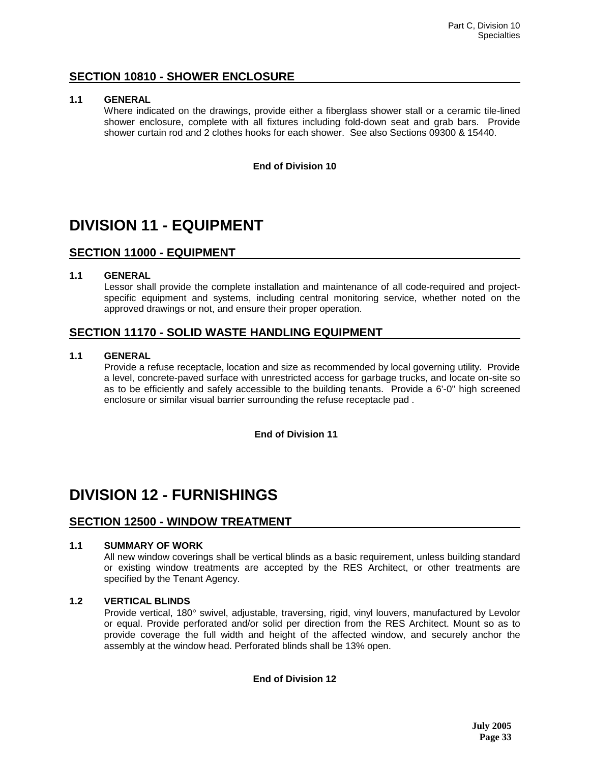## SECTION 10810 - SHOWER ENCLOSURE

### 1.1 GENERAL

Where indicated on the drawings, provide either a fiberglass shower stall or a ceramic tile-lined shower enclosure, complete with all fixtures including fold-down seat and grab bars. Provide shower curtain rod and 2 clothes hooks for each shower. See also Sections 09300 & 15440.

**End of Division 10**

# DIVISION 11 - EQUIPMENT

## SECTION 11000 - EQUIPMENT

### 1.1 GENERAL

Lessor shall provide the complete installation and maintenance of all code-required and project-specific equipment and systems, including central monitoring service, whether noted on the approved drawings or not, and ensure their proper operation.

## SECTION 11170 - SOLID WASTE HANDLING EQUIPMENT

### 1.1 GENERAL

Provide a refuse receptacle, location and size as recommended by local governing utility. Provide a level, concrete-paved surface with unrestricted access for garbage trucks, and locate on-site so as to be efficiently and safely accessible to the building tenants. Provide a 6'-0" high screened enclosure or similar visual barrier surrounding the refuse receptacle pad .

**End of Division 11**

# DIVISION 12 - FURNISHINGS

## SECTION 12500 - WINDOW TREATMENT

### 1.1 SUMMARY OF WORK

All new window coverings shall be vertical blinds as a basic requirement, unless building standard or existing window treatments are accepted by the RES Architect, or other treatments are specified by the Tenant Agency.

### 1.2 VERTICAL BLINDS

Provide vertical, 180° swivel, adjustable, traversing, rigid, vinyl louvers, manufactured by Levolor or equal. Provide perforated and/or solid per direction from the RES Architect. Mount so as to provide coverage the full width and height of the affected window, and securely anchor the assembly at the window head. Perforated blinds shall be 13% open.

**End of Division 12**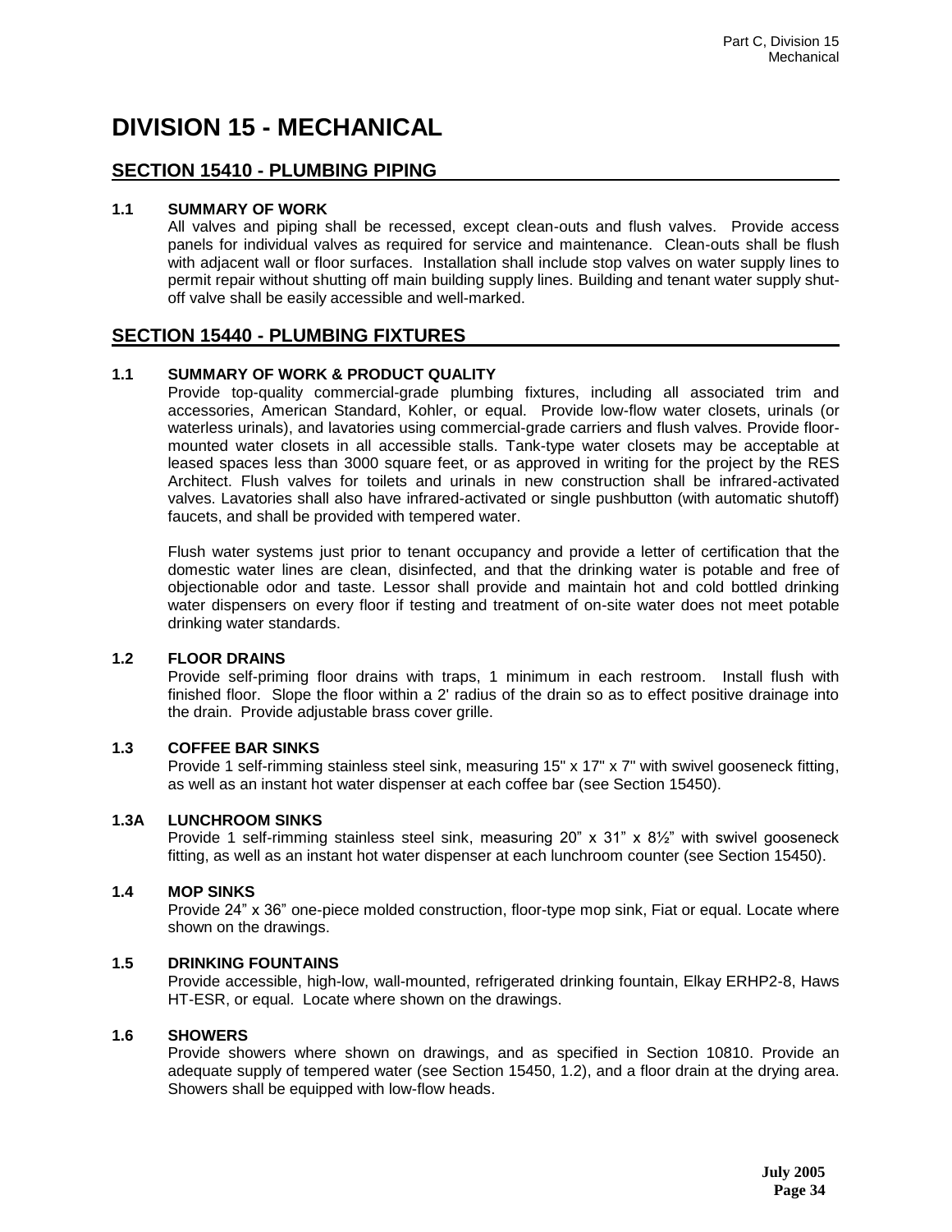# DIVISION 15 - MECHANICAL

## SECTION 15410 - PLUMBING PIPING

### 1.1 SUMMARY OF WORK

All valves and piping shall be recessed, except clean-outs and flush valves. Provide access panels for individual valves as required for service and maintenance. Clean-outs shall be flush with adjacent wall or floor surfaces. Installation shall include stop valves on water supply lines to permit repair without shutting off main building supply lines. Building and tenant water supply shut-off valve shall be easily accessible and well-marked.

## SECTION 15440 - PLUMBING FIXTURES

### 1.1 SUMMARY OF WORK & PRODUCT QUALITY

Provide top-quality commercial-grade plumbing fixtures, including all associated trim and accessories, American Standard, Kohler, or equal. Provide low-flow water closets, urinals (or waterless urinals), and lavatories using commercial-grade carriers and flush valves. Provide floor-mounted water closets in all accessible stalls. Tank-type water closets may be acceptable at leased spaces less than 3000 square feet, or as approved in writing for the project by the RES Architect. Flush valves for toilets and urinals in new construction shall be infrared-activated valves. Lavatories shall also have infrared-activated or single pushbutton (with automatic shutoff) faucets, and shall be provided with tempered water.

Flush water systems just prior to tenant occupancy and provide a letter of certification that the domestic water lines are clean, disinfected, and that the drinking water is potable and free of objectionable odor and taste. Lessor shall provide and maintain hot and cold bottled drinking water dispensers on every floor if testing and treatment of on-site water does not meet potable drinking water standards.

### 1.2 FLOOR DRAINS

Provide self-priming floor drains with traps, 1 minimum in each restroom. Install flush with finished floor. Slope the floor within a 2' radius of the drain so as to effect positive drainage into the drain. Provide adjustable brass cover grille.

### 1.3 COFFEE BAR SINKS

Provide 1 self-rimming stainless steel sink, measuring 15" x 17" x 7" with swivel gooseneck fitting, as well as an instant hot water dispenser at each coffee bar (see Section 15450).

### 1.3A LUNCHROOM SINKS

Provide 1 self-rimming stainless steel sink, measuring 20" x 31" x 8½" with swivel gooseneck fitting, as well as an instant hot water dispenser at each lunchroom counter (see Section 15450).

### 1.4 MOP SINKS

Provide 24" x 36" one-piece molded construction, floor-type mop sink, Fiat or equal. Locate where shown on the drawings.

### 1.5 DRINKING FOUNTAINS

Provide accessible, high-low, wall-mounted, refrigerated drinking fountain, Elkay ERHP2-8, Haws HT-ESR, or equal. Locate where shown on the drawings.

### 1.6 SHOWERS

Provide showers where shown on drawings, and as specified in Section 10810. Provide an adequate supply of tempered water (see Section 15450, 1.2), and a floor drain at the drying area. Showers shall be equipped with low-flow heads.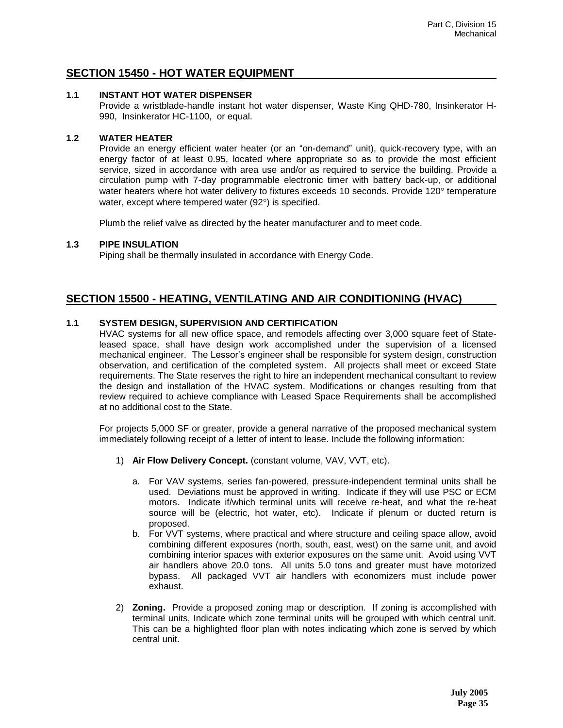## SECTION 15450 - HOT WATER EQUIPMENT

### 1.1 INSTANT HOT WATER DISPENSER

Provide a wristblade-handle instant hot water dispenser, Waste King QHD-780, Insinkerator H-990, Insinkerator HC-1100, or equal.

### 1.2 WATER HEATER

Provide an energy efficient water heater (or an "on-demand" unit), quick-recovery type, with an energy factor of at least 0.95, located where appropriate so as to provide the most efficient service, sized in accordance with area use and/or as required to service the building. Provide a circulation pump with 7-day programmable electronic timer with battery back-up, or additional water heaters where hot water delivery to fixtures exceeds 10 seconds. Provide 120° temperature water, except where tempered water (92°) is specified.

Plumb the relief valve as directed by the heater manufacturer and to meet code.

### 1.3 PIPE INSULATION

Piping shall be thermally insulated in accordance with Energy Code.

## SECTION 15500 - HEATING, VENTILATING AND AIR CONDITIONING (HVAC)

### 1.1 SYSTEM DESIGN, SUPERVISION AND CERTIFICATION

HVAC systems for all new office space, and remodels affecting over 3,000 square feet of State-leased space, shall have design work accomplished under the supervision of a licensed mechanical engineer. The Lessor's engineer shall be responsible for system design, construction observation, and certification of the completed system. All projects shall meet or exceed State requirements. The State reserves the right to hire an independent mechanical consultant to review the design and installation of the HVAC system. Modifications or changes resulting from that review required to achieve compliance with Leased Space Requirements shall be accomplished at no additional cost to the State.

For projects 5,000 SF or greater, provide a general narrative of the proposed mechanical system immediately following receipt of a letter of intent to lease. Include the following information:

1) **Air Flow Delivery Concept.** (constant volume, VAV, VVT, etc).

   a. For VAV systems, series fan-powered, pressure-independent terminal units shall be used. Deviations must be approved in writing. Indicate if they will use PSC or ECM motors. Indicate if/which terminal units will receive re-heat, and what the re-heat source will be (electric, hot water, etc). Indicate if plenum or ducted return is proposed.

   b. For VVT systems, where practical and where structure and ceiling space allow, avoid combining different exposures (north, south, east, west) on the same unit, and avoid combining interior spaces with exterior exposures on the same unit. Avoid using VVT air handlers above 20.0 tons. All units 5.0 tons and greater must have motorized bypass. All packaged VVT air handlers with economizers must include power exhaust.

2) **Zoning.** Provide a proposed zoning map or description. If zoning is accomplished with terminal units, Indicate which zone terminal units will be grouped with which central unit. This can be a highlighted floor plan with notes indicating which zone is served by which central unit.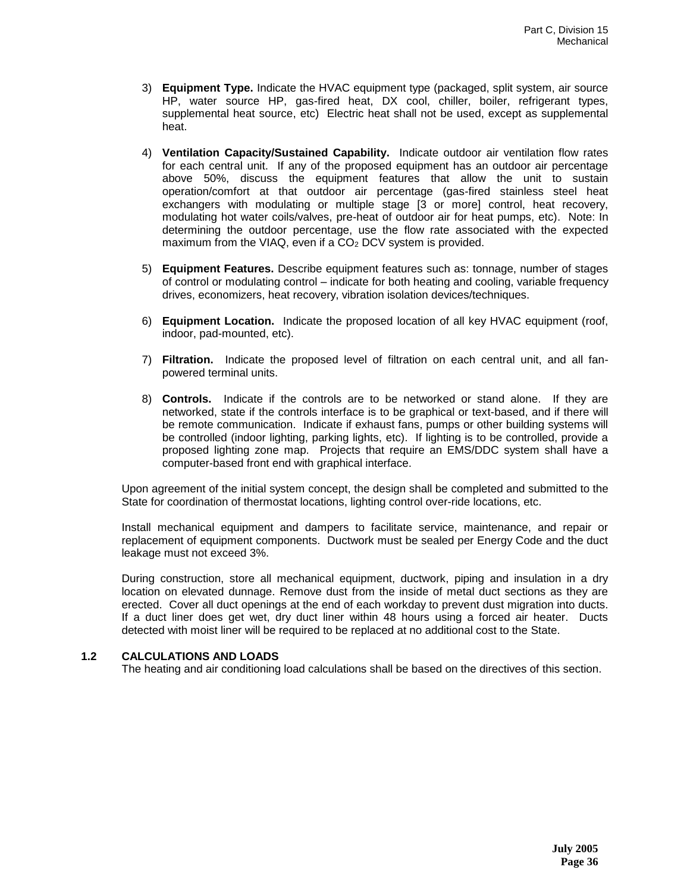3) **Equipment Type.** Indicate the HVAC equipment type (packaged, split system, air source HP, water source HP, gas-fired heat, DX cool, chiller, boiler, refrigerant types, supplemental heat source, etc) Electric heat shall not be used, except as supplemental heat.

4) **Ventilation Capacity/Sustained Capability.** Indicate outdoor air ventilation flow rates for each central unit. If any of the proposed equipment has an outdoor air percentage above 50%, discuss the equipment features that allow the unit to sustain operation/comfort at that outdoor air percentage (gas-fired stainless steel heat exchangers with modulating or multiple stage [3 or more] control, heat recovery, modulating hot water coils/valves, pre-heat of outdoor air for heat pumps, etc). Note: In determining the outdoor percentage, use the flow rate associated with the expected maximum from the VIAQ, even if a $CO_2$ DCV system is provided.

5) **Equipment Features.** Describe equipment features such as: tonnage, number of stages of control or modulating control – indicate for both heating and cooling, variable frequency drives, economizers, heat recovery, vibration isolation devices/techniques.

6) **Equipment Location.** Indicate the proposed location of all key HVAC equipment (roof, indoor, pad-mounted, etc).

7) **Filtration.** Indicate the proposed level of filtration on each central unit, and all fan-powered terminal units.

8) **Controls.** Indicate if the controls are to be networked or stand alone. If they are networked, state if the controls interface is to be graphical or text-based, and if there will be remote communication. Indicate if exhaust fans, pumps or other building systems will be controlled (indoor lighting, parking lights, etc). If lighting is to be controlled, provide a proposed lighting zone map. Projects that require an EMS/DDC system shall have a computer-based front end with graphical interface.

Upon agreement of the initial system concept, the design shall be completed and submitted to the State for coordination of thermostat locations, lighting control over-ride locations, etc.

Install mechanical equipment and dampers to facilitate service, maintenance, and repair or replacement of equipment components. Ductwork must be sealed per Energy Code and the duct leakage must not exceed 3%.

During construction, store all mechanical equipment, ductwork, piping and insulation in a dry location on elevated dunnage. Remove dust from the inside of metal duct sections as they are erected. Cover all duct openings at the end of each workday to prevent dust migration into ducts. If a duct liner does get wet, dry duct liner within 48 hours using a forced air heater. Ducts detected with moist liner will be required to be replaced at no additional cost to the State.

## 1.2 CALCULATIONS AND LOADS

The heating and air conditioning load calculations shall be based on the directives of this section.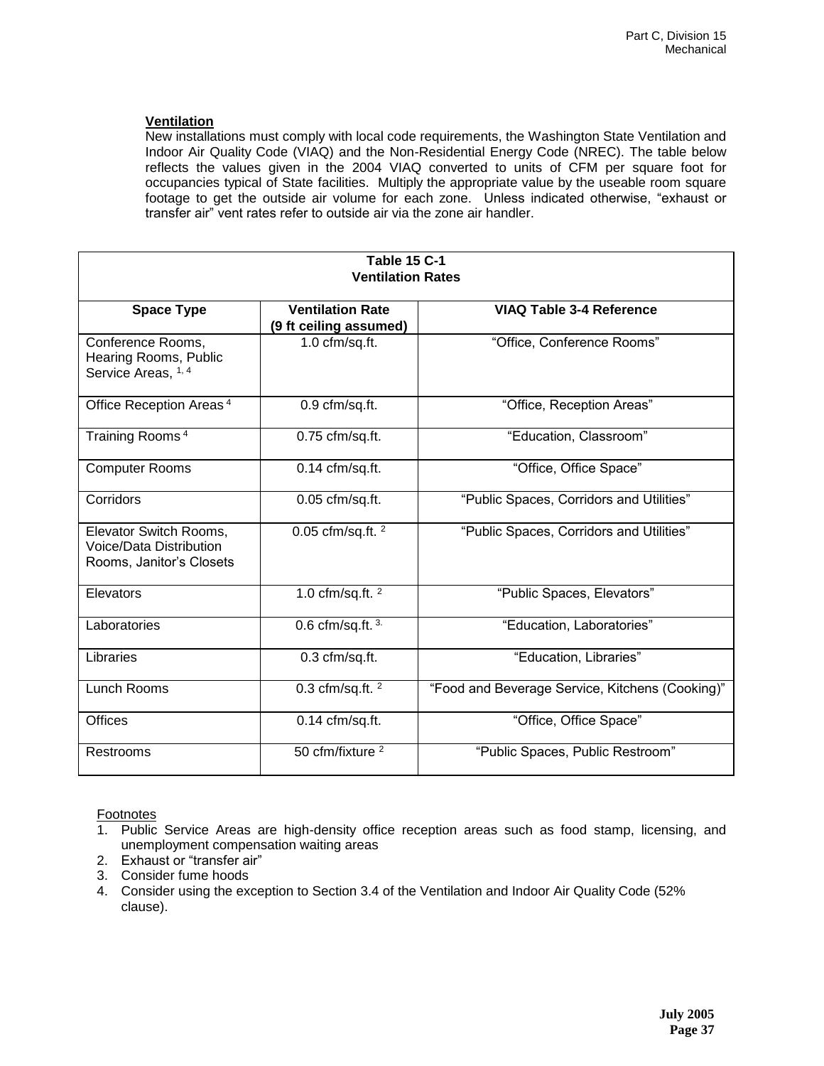**Ventilation**

New installations must comply with local code requirements, the Washington State Ventilation and Indoor Air Quality Code (VIAQ) and the Non-Residential Energy Code (NREC). The table below reflects the values given in the 2004 VIAQ converted to units of CFM per square foot for occupancies typical of State facilities. Multiply the appropriate value by the useable room square footage to get the outside air volume for each zone. Unless indicated otherwise, "exhaust or transfer air" vent rates refer to outside air via the zone air handler.

**Table 15 C-1**
**Ventilation Rates**

| Space Type | Ventilation Rate (9 ft ceiling assumed) | VIAQ Table 3-4 Reference |
|---|---|---|
| Conference Rooms, Hearing Rooms, Public Service Areas, [1, 4] | 1.0 cfm/sq.ft. | "Office, Conference Rooms" |
| Office Reception Areas [4] | 0.9 cfm/sq.ft. | "Office, Reception Areas" |
| Training Rooms [4] | 0.75 cfm/sq.ft. | "Education, Classroom" |
| Computer Rooms | 0.14 cfm/sq.ft. | "Office, Office Space" |
| Corridors | 0.05 cfm/sq.ft. | "Public Spaces, Corridors and Utilities" |
| Elevator Switch Rooms, Voice/Data Distribution Rooms, Janitor's Closets | 0.05 cfm/sq.ft. [2] | "Public Spaces, Corridors and Utilities" |
| Elevators | 1.0 cfm/sq.ft. [2] | "Public Spaces, Elevators" |
| Laboratories | 0.6 cfm/sq.ft. [3] | "Education, Laboratories" |
| Libraries | 0.3 cfm/sq.ft. | "Education, Libraries" |
| Lunch Rooms | 0.3 cfm/sq.ft. [2] | "Food and Beverage Service, Kitchens (Cooking)" |
| Offices | 0.14 cfm/sq.ft. | "Office, Office Space" |
| Restrooms | 50 cfm/fixture [2] | "Public Spaces, Public Restroom" |

Footnotes

1. Public Service Areas are high-density office reception areas such as food stamp, licensing, and unemployment compensation waiting areas
2. Exhaust or "transfer air"
3. Consider fume hoods
4. Consider using the exception to Section 3.4 of the Ventilation and Indoor Air Quality Code (52% clause).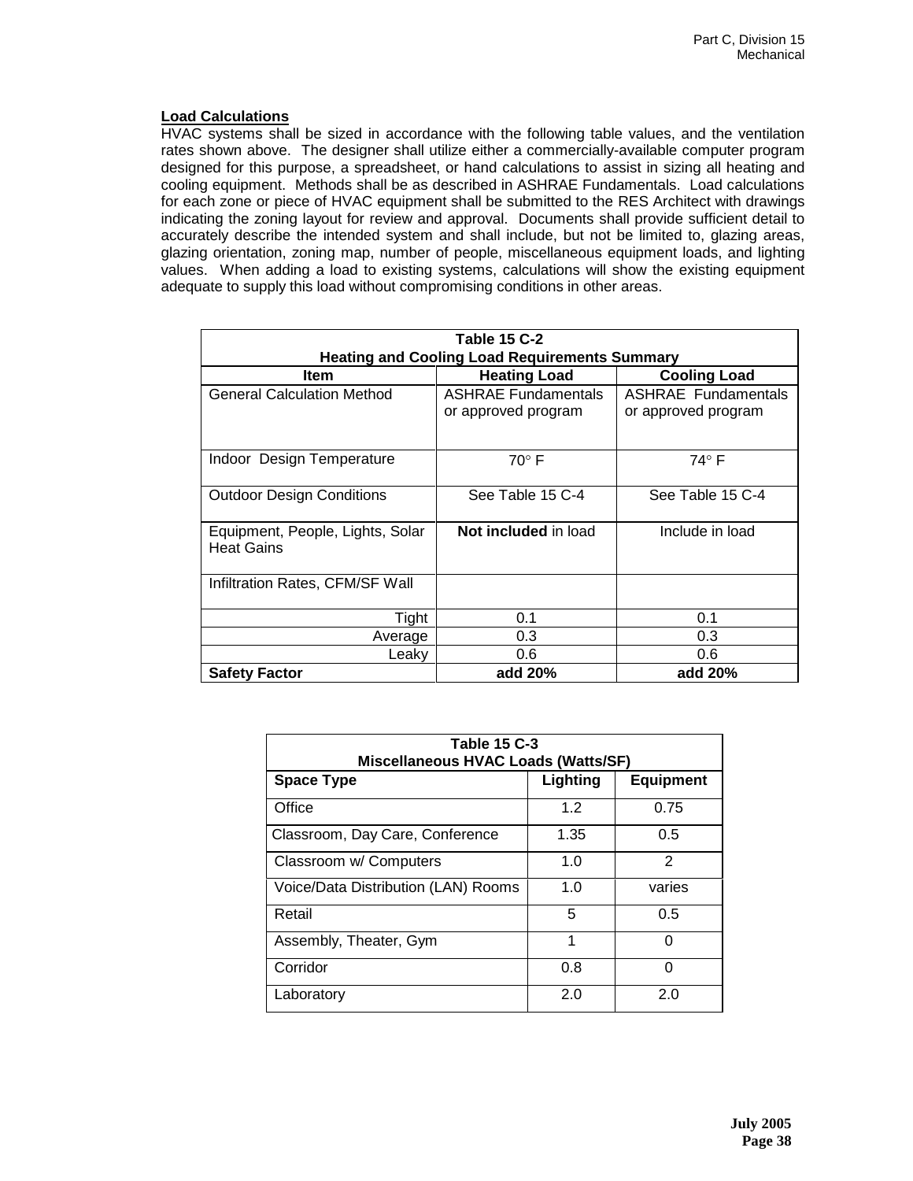**Load Calculations**

HVAC systems shall be sized in accordance with the following table values, and the ventilation rates shown above. The designer shall utilize either a commercially-available computer program designed for this purpose, a spreadsheet, or hand calculations to assist in sizing all heating and cooling equipment. Methods shall be as described in ASHRAE Fundamentals. Load calculations for each zone or piece of HVAC equipment shall be submitted to the RES Architect with drawings indicating the zoning layout for review and approval. Documents shall provide sufficient detail to accurately describe the intended system and shall include, but not be limited to, glazing areas, glazing orientation, zoning map, number of people, miscellaneous equipment loads, and lighting values. When adding a load to existing systems, calculations will show the existing equipment adequate to supply this load without compromising conditions in other areas.

**Table 15 C-2**
**Heating and Cooling Load Requirements Summary**

| Item | Heating Load | Cooling Load |
|---|---|---|
| General Calculation Method | ASHRAE Fundamentals or approved program | ASHRAE Fundamentals or approved program |
| Indoor Design Temperature | 70° F | 74° F |
| Outdoor Design Conditions | See Table 15 C-4 | See Table 15 C-4 |
| Equipment, People, Lights, Solar Heat Gains | **Not included** in load | Include in load |
| Infiltration Rates, CFM/SF Wall | | |
| Tight | 0.1 | 0.1 |
| Average | 0.3 | 0.3 |
| Leaky | 0.6 | 0.6 |
| **Safety Factor** | **add 20%** | **add 20%** |

**Table 15 C-3**
**Miscellaneous HVAC Loads (Watts/SF)**

| Space Type | Lighting | Equipment |
|---|---|---|
| Office | 1.2 | 0.75 |
| Classroom, Day Care, Conference | 1.35 | 0.5 |
| Classroom w/ Computers | 1.0 | 2 |
| Voice/Data Distribution (LAN) Rooms | 1.0 | varies |
| Retail | 5 | 0.5 |
| Assembly, Theater, Gym | 1 | 0 |
| Corridor | 0.8 | 0 |
| Laboratory | 2.0 | 2.0 |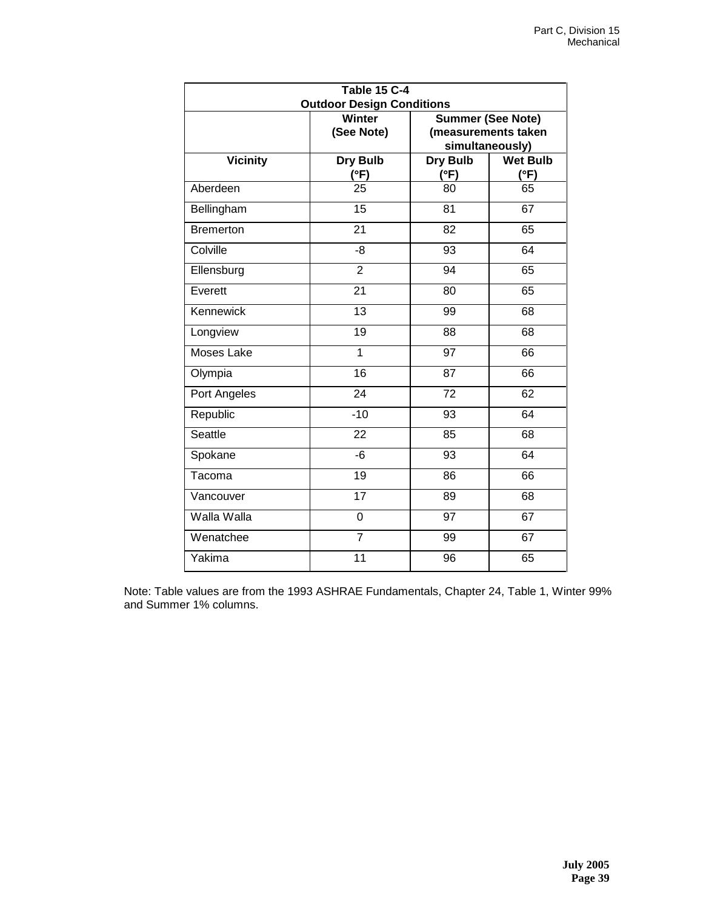**Table 15 C-4**
**Outdoor Design Conditions**

| | Winter (See Note) | Summer (See Note) (measurements taken simultaneously) | |
|---|---|---|---|
| **Vicinity** | **Dry Bulb (°F)** | **Dry Bulb (°F)** | **Wet Bulb (°F)** |
| Aberdeen | 25 | 80 | 65 |
| Bellingham | 15 | 81 | 67 |
| Bremerton | 21 | 82 | 65 |
| Colville | -8 | 93 | 64 |
| Ellensburg | 2 | 94 | 65 |
| Everett | 21 | 80 | 65 |
| Kennewick | 13 | 99 | 68 |
| Longview | 19 | 88 | 68 |
| Moses Lake | 1 | 97 | 66 |
| Olympia | 16 | 87 | 66 |
| Port Angeles | 24 | 72 | 62 |
| Republic | -10 | 93 | 64 |
| Seattle | 22 | 85 | 68 |
| Spokane | -6 | 93 | 64 |
| Tacoma | 19 | 86 | 66 |
| Vancouver | 17 | 89 | 68 |
| Walla Walla | 0 | 97 | 67 |
| Wenatchee | 7 | 99 | 67 |
| Yakima | 11 | 96 | 65 |

Note: Table values are from the 1993 ASHRAE Fundamentals, Chapter 24, Table 1, Winter 99% and Summer 1% columns.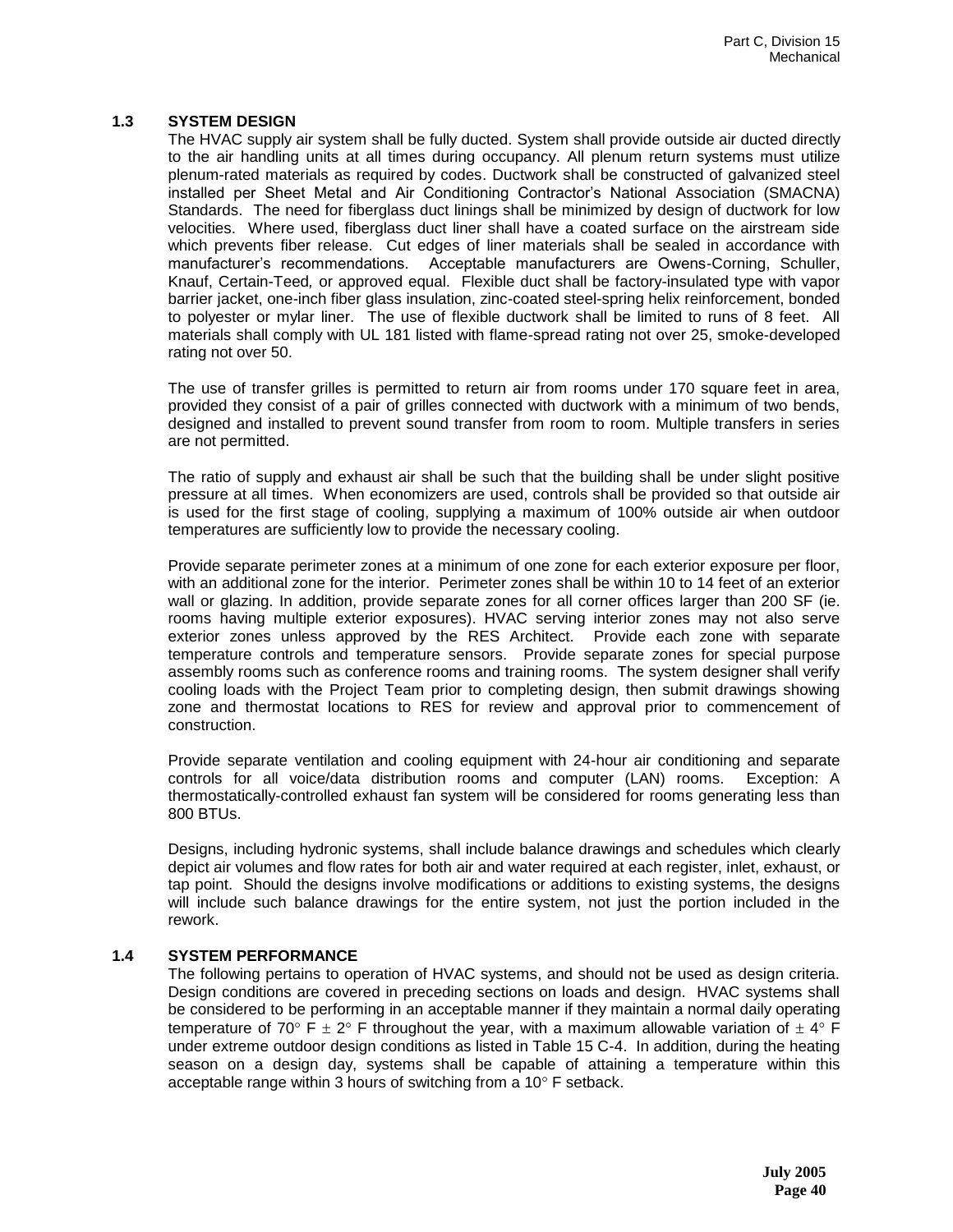### 1.3 SYSTEM DESIGN

The HVAC supply air system shall be fully ducted. System shall provide outside air ducted directly to the air handling units at all times during occupancy. All plenum return systems must utilize plenum-rated materials as required by codes. Ductwork shall be constructed of galvanized steel installed per Sheet Metal and Air Conditioning Contractor's National Association (SMACNA) Standards. The need for fiberglass duct linings shall be minimized by design of ductwork for low velocities. Where used, fiberglass duct liner shall have a coated surface on the airstream side which prevents fiber release. Cut edges of liner materials shall be sealed in accordance with manufacturer's recommendations. Acceptable manufacturers are Owens-Corning, Schuller, Knauf, Certain-Teed, or approved equal. Flexible duct shall be factory-insulated type with vapor barrier jacket, one-inch fiber glass insulation, zinc-coated steel-spring helix reinforcement, bonded to polyester or mylar liner. The use of flexible ductwork shall be limited to runs of 8 feet. All materials shall comply with UL 181 listed with flame-spread rating not over 25, smoke-developed rating not over 50.

The use of transfer grilles is permitted to return air from rooms under 170 square feet in area, provided they consist of a pair of grilles connected with ductwork with a minimum of two bends, designed and installed to prevent sound transfer from room to room. Multiple transfers in series are not permitted.

The ratio of supply and exhaust air shall be such that the building shall be under slight positive pressure at all times. When economizers are used, controls shall be provided so that outside air is used for the first stage of cooling, supplying a maximum of 100% outside air when outdoor temperatures are sufficiently low to provide the necessary cooling.

Provide separate perimeter zones at a minimum of one zone for each exterior exposure per floor, with an additional zone for the interior. Perimeter zones shall be within 10 to 14 feet of an exterior wall or glazing. In addition, provide separate zones for all corner offices larger than 200 SF (ie. rooms having multiple exterior exposures). HVAC serving interior zones may not also serve exterior zones unless approved by the RES Architect. Provide each zone with separate temperature controls and temperature sensors. Provide separate zones for special purpose assembly rooms such as conference rooms and training rooms. The system designer shall verify cooling loads with the Project Team prior to completing design, then submit drawings showing zone and thermostat locations to RES for review and approval prior to commencement of construction.

Provide separate ventilation and cooling equipment with 24-hour air conditioning and separate controls for all voice/data distribution rooms and computer (LAN) rooms. Exception: A thermostatically-controlled exhaust fan system will be considered for rooms generating less than 800 BTUs.

Designs, including hydronic systems, shall include balance drawings and schedules which clearly depict air volumes and flow rates for both air and water required at each register, inlet, exhaust, or tap point. Should the designs involve modifications or additions to existing systems, the designs will include such balance drawings for the entire system, not just the portion included in the rework.

### 1.4 SYSTEM PERFORMANCE

The following pertains to operation of HVAC systems, and should not be used as design criteria. Design conditions are covered in preceding sections on loads and design. HVAC systems shall be considered to be performing in an acceptable manner if they maintain a normal daily operating temperature of 70° F ± 2° F throughout the year, with a maximum allowable variation of ± 4° F under extreme outdoor design conditions as listed in Table 15 C-4. In addition, during the heating season on a design day, systems shall be capable of attaining a temperature within this acceptable range within 3 hours of switching from a 10° F setback.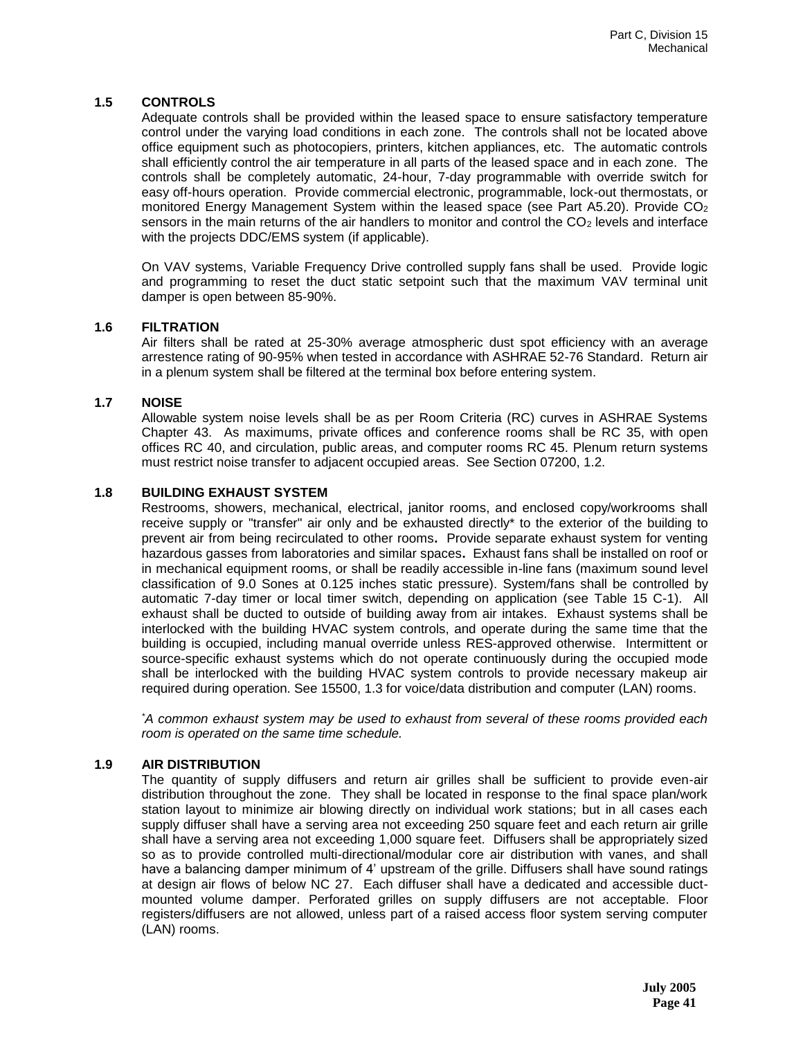## 1.5 CONTROLS

Adequate controls shall be provided within the leased space to ensure satisfactory temperature control under the varying load conditions in each zone. The controls shall not be located above office equipment such as photocopiers, printers, kitchen appliances, etc. The automatic controls shall efficiently control the air temperature in all parts of the leased space and in each zone. The controls shall be completely automatic, 24-hour, 7-day programmable with override switch for easy off-hours operation. Provide commercial electronic, programmable, lock-out thermostats, or monitored Energy Management System within the leased space (see Part A5.20). Provide $CO_2$ sensors in the main returns of the air handlers to monitor and control the $CO_2$ levels and interface with the projects DDC/EMS system (if applicable).

On VAV systems, Variable Frequency Drive controlled supply fans shall be used. Provide logic and programming to reset the duct static setpoint such that the maximum VAV terminal unit damper is open between 85-90%.

## 1.6 FILTRATION

Air filters shall be rated at 25-30% average atmospheric dust spot efficiency with an average arrestence rating of 90-95% when tested in accordance with ASHRAE 52-76 Standard. Return air in a plenum system shall be filtered at the terminal box before entering system.

## 1.7 NOISE

Allowable system noise levels shall be as per Room Criteria (RC) curves in ASHRAE Systems Chapter 43. As maximums, private offices and conference rooms shall be RC 35, with open offices RC 40, and circulation, public areas, and computer rooms RC 45. Plenum return systems must restrict noise transfer to adjacent occupied areas. See Section 07200, 1.2.

## 1.8 BUILDING EXHAUST SYSTEM

Restrooms, showers, mechanical, electrical, janitor rooms, and enclosed copy/workrooms shall receive supply or "transfer" air only and be exhausted directly* to the exterior of the building to prevent air from being recirculated to other rooms**.** Provide separate exhaust system for venting hazardous gasses from laboratories and similar spaces**.** Exhaust fans shall be installed on roof or in mechanical equipment rooms, or shall be readily accessible in-line fans (maximum sound level classification of 9.0 Sones at 0.125 inches static pressure). System/fans shall be controlled by automatic 7-day timer or local timer switch, depending on application (see Table 15 C-1). All exhaust shall be ducted to outside of building away from air intakes. Exhaust systems shall be interlocked with the building HVAC system controls, and operate during the same time that the building is occupied, including manual override unless RES-approved otherwise. Intermittent or source-specific exhaust systems which do not operate continuously during the occupied mode shall be interlocked with the building HVAC system controls to provide necessary makeup air required during operation. See 15500, 1.3 for voice/data distribution and computer (LAN) rooms.

*\*A common exhaust system may be used to exhaust from several of these rooms provided each room is operated on the same time schedule.*

## 1.9 AIR DISTRIBUTION

The quantity of supply diffusers and return air grilles shall be sufficient to provide even-air distribution throughout the zone. They shall be located in response to the final space plan/work station layout to minimize air blowing directly on individual work stations; but in all cases each supply diffuser shall have a serving area not exceeding 250 square feet and each return air grille shall have a serving area not exceeding 1,000 square feet. Diffusers shall be appropriately sized so as to provide controlled multi-directional/modular core air distribution with vanes, and shall have a balancing damper minimum of 4' upstream of the grille. Diffusers shall have sound ratings at design air flows of below NC 27. Each diffuser shall have a dedicated and accessible duct-mounted volume damper. Perforated grilles on supply diffusers are not acceptable. Floor registers/diffusers are not allowed, unless part of a raised access floor system serving computer (LAN) rooms.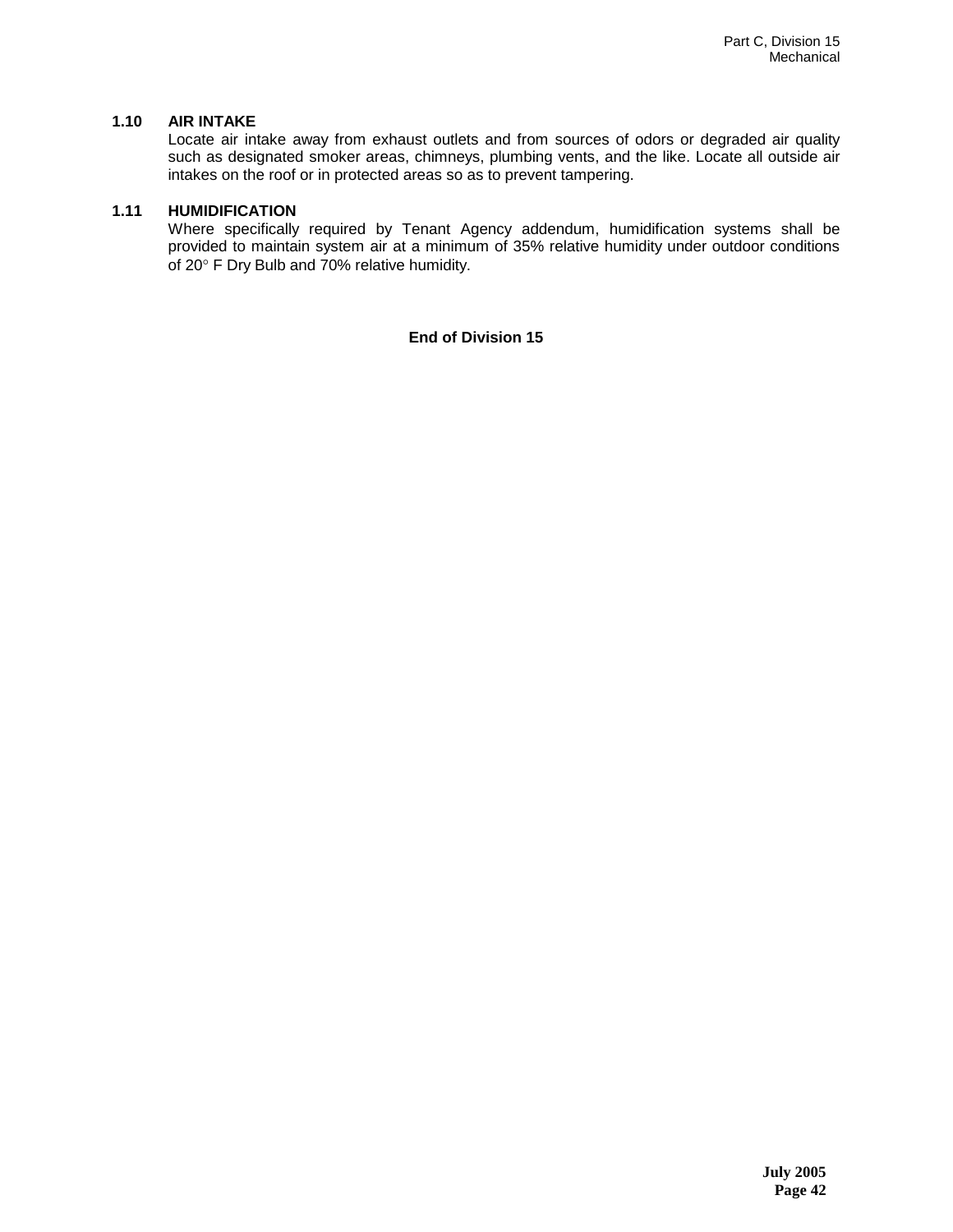### 1.10 AIR INTAKE

Locate air intake away from exhaust outlets and from sources of odors or degraded air quality such as designated smoker areas, chimneys, plumbing vents, and the like. Locate all outside air intakes on the roof or in protected areas so as to prevent tampering.

### 1.11 HUMIDIFICATION

Where specifically required by Tenant Agency addendum, humidification systems shall be provided to maintain system air at a minimum of 35% relative humidity under outdoor conditions of 20° F Dry Bulb and 70% relative humidity.

**End of Division 15**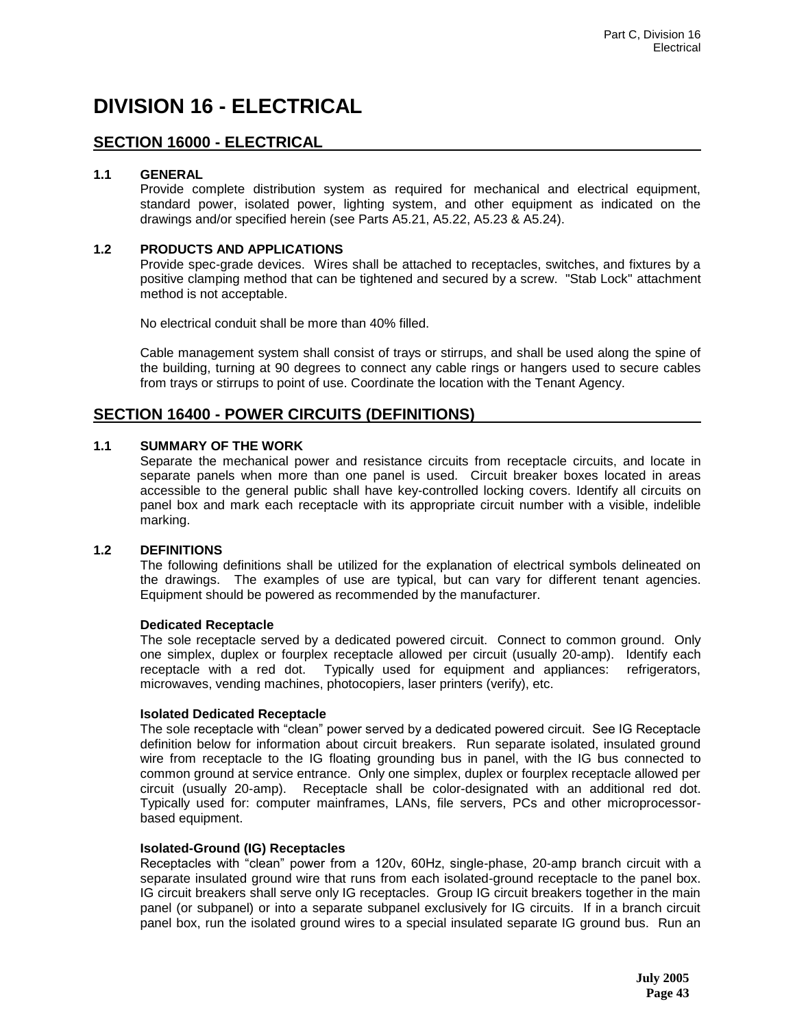# DIVISION 16 - ELECTRICAL

## SECTION 16000 - ELECTRICAL

### 1.1 GENERAL

Provide complete distribution system as required for mechanical and electrical equipment, standard power, isolated power, lighting system, and other equipment as indicated on the drawings and/or specified herein (see Parts A5.21, A5.22, A5.23 & A5.24).

### 1.2 PRODUCTS AND APPLICATIONS

Provide spec-grade devices. Wires shall be attached to receptacles, switches, and fixtures by a positive clamping method that can be tightened and secured by a screw. "Stab Lock" attachment method is not acceptable.

No electrical conduit shall be more than 40% filled.

Cable management system shall consist of trays or stirrups, and shall be used along the spine of the building, turning at 90 degrees to connect any cable rings or hangers used to secure cables from trays or stirrups to point of use. Coordinate the location with the Tenant Agency.

## SECTION 16400 - POWER CIRCUITS (DEFINITIONS)

### 1.1 SUMMARY OF THE WORK

Separate the mechanical power and resistance circuits from receptacle circuits, and locate in separate panels when more than one panel is used. Circuit breaker boxes located in areas accessible to the general public shall have key-controlled locking covers. Identify all circuits on panel box and mark each receptacle with its appropriate circuit number with a visible, indelible marking.

### 1.2 DEFINITIONS

The following definitions shall be utilized for the explanation of electrical symbols delineated on the drawings. The examples of use are typical, but can vary for different tenant agencies. Equipment should be powered as recommended by the manufacturer.

**Dedicated Receptacle**

The sole receptacle served by a dedicated powered circuit. Connect to common ground. Only one simplex, duplex or fourplex receptacle allowed per circuit (usually 20-amp). Identify each receptacle with a red dot. Typically used for equipment and appliances: refrigerators, microwaves, vending machines, photocopiers, laser printers (verify), etc.

**Isolated Dedicated Receptacle**

The sole receptacle with "clean" power served by a dedicated powered circuit. See IG Receptacle definition below for information about circuit breakers. Run separate isolated, insulated ground wire from receptacle to the IG floating grounding bus in panel, with the IG bus connected to common ground at service entrance. Only one simplex, duplex or fourplex receptacle allowed per circuit (usually 20-amp). Receptacle shall be color-designated with an additional red dot. Typically used for: computer mainframes, LANs, file servers, PCs and other microprocessor-based equipment.

**Isolated-Ground (IG) Receptacles**

Receptacles with "clean" power from a 120v, 60Hz, single-phase, 20-amp branch circuit with a separate insulated ground wire that runs from each isolated-ground receptacle to the panel box. IG circuit breakers shall serve only IG receptacles. Group IG circuit breakers together in the main panel (or subpanel) or into a separate subpanel exclusively for IG circuits. If in a branch circuit panel box, run the isolated ground wires to a special insulated separate IG ground bus. Run an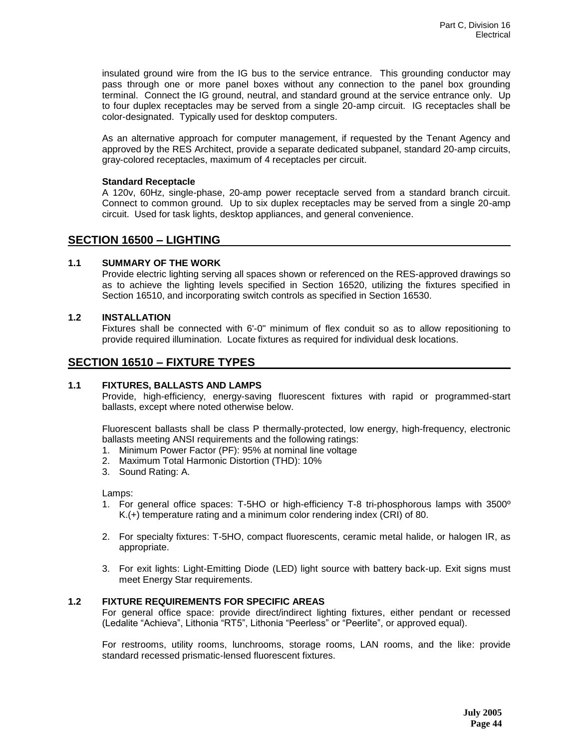insulated ground wire from the IG bus to the service entrance. This grounding conductor may pass through one or more panel boxes without any connection to the panel box grounding terminal. Connect the IG ground, neutral, and standard ground at the service entrance only. Up to four duplex receptacles may be served from a single 20-amp circuit. IG receptacles shall be color-designated. Typically used for desktop computers.

As an alternative approach for computer management, if requested by the Tenant Agency and approved by the RES Architect, provide a separate dedicated subpanel, standard 20-amp circuits, gray-colored receptacles, maximum of 4 receptacles per circuit.

**Standard Receptacle**
A 120v, 60Hz, single-phase, 20-amp power receptacle served from a standard branch circuit. Connect to common ground. Up to six duplex receptacles may be served from a single 20-amp circuit. Used for task lights, desktop appliances, and general convenience.

## SECTION 16500 – LIGHTING

### 1.1 SUMMARY OF THE WORK

Provide electric lighting serving all spaces shown or referenced on the RES-approved drawings so as to achieve the lighting levels specified in Section 16520, utilizing the fixtures specified in Section 16510, and incorporating switch controls as specified in Section 16530.

### 1.2 INSTALLATION

Fixtures shall be connected with 6'-0" minimum of flex conduit so as to allow repositioning to provide required illumination. Locate fixtures as required for individual desk locations.

## SECTION 16510 – FIXTURE TYPES

### 1.1 FIXTURES, BALLASTS AND LAMPS

Provide, high-efficiency, energy-saving fluorescent fixtures with rapid or programmed-start ballasts, except where noted otherwise below.

Fluorescent ballasts shall be class P thermally-protected, low energy, high-frequency, electronic ballasts meeting ANSI requirements and the following ratings:

1. Minimum Power Factor (PF): 95% at nominal line voltage
2. Maximum Total Harmonic Distortion (THD): 10%
3. Sound Rating: A.

Lamps:

1. For general office spaces: T-5HO or high-efficiency T-8 tri-phosphorous lamps with 3500º K.(+) temperature rating and a minimum color rendering index (CRI) of 80.

2. For specialty fixtures: T-5HO, compact fluorescents, ceramic metal halide, or halogen IR, as appropriate.

3. For exit lights: Light-Emitting Diode (LED) light source with battery back-up. Exit signs must meet Energy Star requirements.

### 1.2 FIXTURE REQUIREMENTS FOR SPECIFIC AREAS

For general office space: provide direct/indirect lighting fixtures, either pendant or recessed (Ledalite “Achieva”, Lithonia “RT5”, Lithonia “Peerless” or “Peerlite”, or approved equal).

For restrooms, utility rooms, lunchrooms, storage rooms, LAN rooms, and the like: provide standard recessed prismatic-lensed fluorescent fixtures.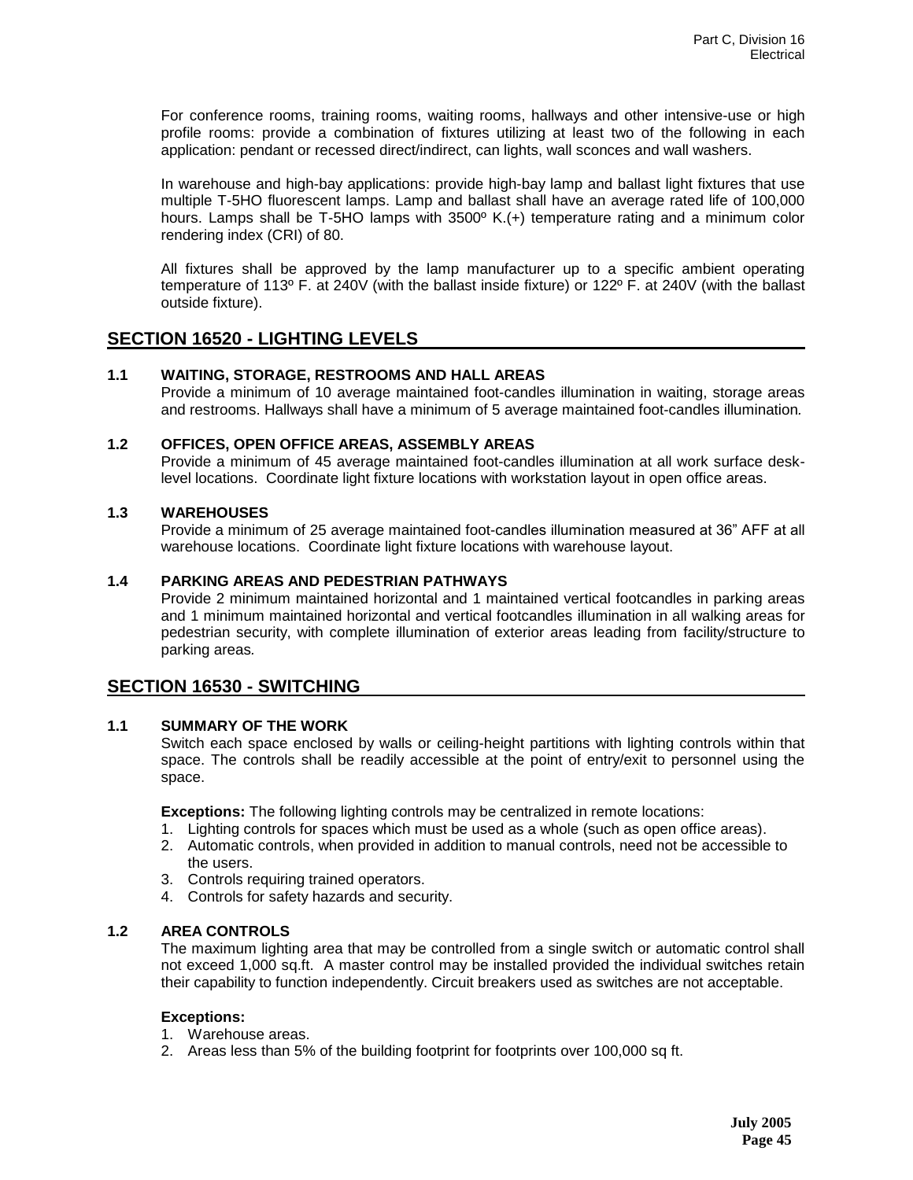For conference rooms, training rooms, waiting rooms, hallways and other intensive-use or high profile rooms: provide a combination of fixtures utilizing at least two of the following in each application: pendant or recessed direct/indirect, can lights, wall sconces and wall washers.

In warehouse and high-bay applications: provide high-bay lamp and ballast light fixtures that use multiple T-5HO fluorescent lamps. Lamp and ballast shall have an average rated life of 100,000 hours. Lamps shall be T-5HO lamps with 3500º K.(+) temperature rating and a minimum color rendering index (CRI) of 80.

All fixtures shall be approved by the lamp manufacturer up to a specific ambient operating temperature of 113º F. at 240V (with the ballast inside fixture) or 122º F. at 240V (with the ballast outside fixture).

## SECTION 16520 - LIGHTING LEVELS

### 1.1 WAITING, STORAGE, RESTROOMS AND HALL AREAS

Provide a minimum of 10 average maintained foot-candles illumination in waiting, storage areas and restrooms. Hallways shall have a minimum of 5 average maintained foot-candles illumination.

### 1.2 OFFICES, OPEN OFFICE AREAS, ASSEMBLY AREAS

Provide a minimum of 45 average maintained foot-candles illumination at all work surface desk-level locations. Coordinate light fixture locations with workstation layout in open office areas.

### 1.3 WAREHOUSES

Provide a minimum of 25 average maintained foot-candles illumination measured at 36" AFF at all warehouse locations. Coordinate light fixture locations with warehouse layout.

### 1.4 PARKING AREAS AND PEDESTRIAN PATHWAYS

Provide 2 minimum maintained horizontal and 1 maintained vertical footcandles in parking areas and 1 minimum maintained horizontal and vertical footcandles illumination in all walking areas for pedestrian security, with complete illumination of exterior areas leading from facility/structure to parking areas.

## SECTION 16530 - SWITCHING

### 1.1 SUMMARY OF THE WORK

Switch each space enclosed by walls or ceiling-height partitions with lighting controls within that space. The controls shall be readily accessible at the point of entry/exit to personnel using the space.

**Exceptions:** The following lighting controls may be centralized in remote locations:

1. Lighting controls for spaces which must be used as a whole (such as open office areas).
2. Automatic controls, when provided in addition to manual controls, need not be accessible to the users.
3. Controls requiring trained operators.
4. Controls for safety hazards and security.

### 1.2 AREA CONTROLS

The maximum lighting area that may be controlled from a single switch or automatic control shall not exceed 1,000 sq.ft. A master control may be installed provided the individual switches retain their capability to function independently. Circuit breakers used as switches are not acceptable.

**Exceptions:**

1. Warehouse areas.
2. Areas less than 5% of the building footprint for footprints over 100,000 sq ft.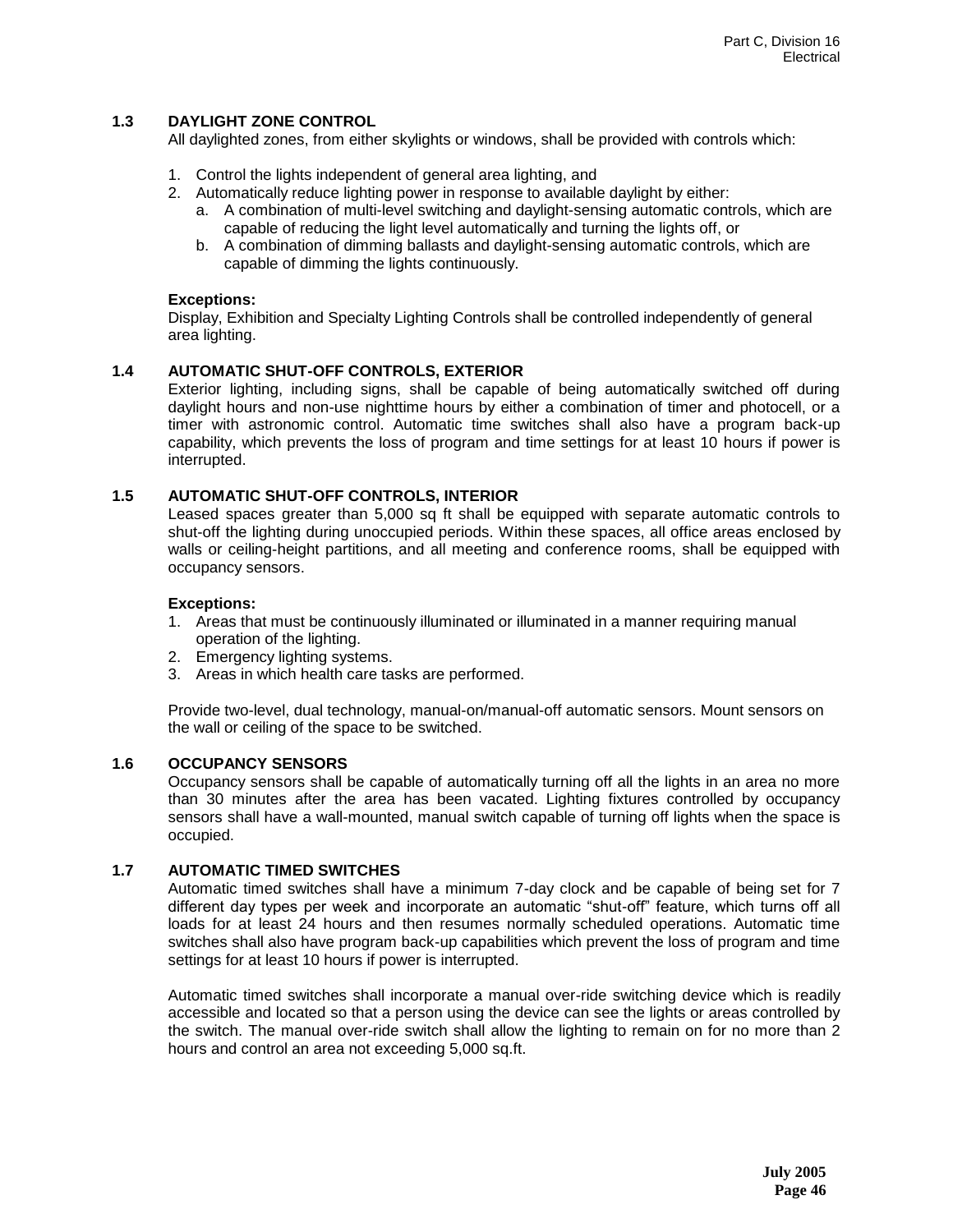### 1.3 DAYLIGHT ZONE CONTROL

All daylighted zones, from either skylights or windows, shall be provided with controls which:

1. Control the lights independent of general area lighting, and
2. Automatically reduce lighting power in response to available daylight by either:
   a. A combination of multi-level switching and daylight-sensing automatic controls, which are capable of reducing the light level automatically and turning the lights off, or
   b. A combination of dimming ballasts and daylight-sensing automatic controls, which are capable of dimming the lights continuously.

**Exceptions:**

Display, Exhibition and Specialty Lighting Controls shall be controlled independently of general area lighting.

### 1.4 AUTOMATIC SHUT-OFF CONTROLS, EXTERIOR

Exterior lighting, including signs, shall be capable of being automatically switched off during daylight hours and non-use nighttime hours by either a combination of timer and photocell, or a timer with astronomic control. Automatic time switches shall also have a program back-up capability, which prevents the loss of program and time settings for at least 10 hours if power is interrupted.

### 1.5 AUTOMATIC SHUT-OFF CONTROLS, INTERIOR

Leased spaces greater than 5,000 sq ft shall be equipped with separate automatic controls to shut-off the lighting during unoccupied periods. Within these spaces, all office areas enclosed by walls or ceiling-height partitions, and all meeting and conference rooms, shall be equipped with occupancy sensors.

**Exceptions:**

1. Areas that must be continuously illuminated or illuminated in a manner requiring manual operation of the lighting.
2. Emergency lighting systems.
3. Areas in which health care tasks are performed.

Provide two-level, dual technology, manual-on/manual-off automatic sensors. Mount sensors on the wall or ceiling of the space to be switched.

### 1.6 OCCUPANCY SENSORS

Occupancy sensors shall be capable of automatically turning off all the lights in an area no more than 30 minutes after the area has been vacated. Lighting fixtures controlled by occupancy sensors shall have a wall-mounted, manual switch capable of turning off lights when the space is occupied.

### 1.7 AUTOMATIC TIMED SWITCHES

Automatic timed switches shall have a minimum 7-day clock and be capable of being set for 7 different day types per week and incorporate an automatic "shut-off" feature, which turns off all loads for at least 24 hours and then resumes normally scheduled operations. Automatic time switches shall also have program back-up capabilities which prevent the loss of program and time settings for at least 10 hours if power is interrupted.

Automatic timed switches shall incorporate a manual over-ride switching device which is readily accessible and located so that a person using the device can see the lights or areas controlled by the switch. The manual over-ride switch shall allow the lighting to remain on for no more than 2 hours and control an area not exceeding 5,000 sq.ft.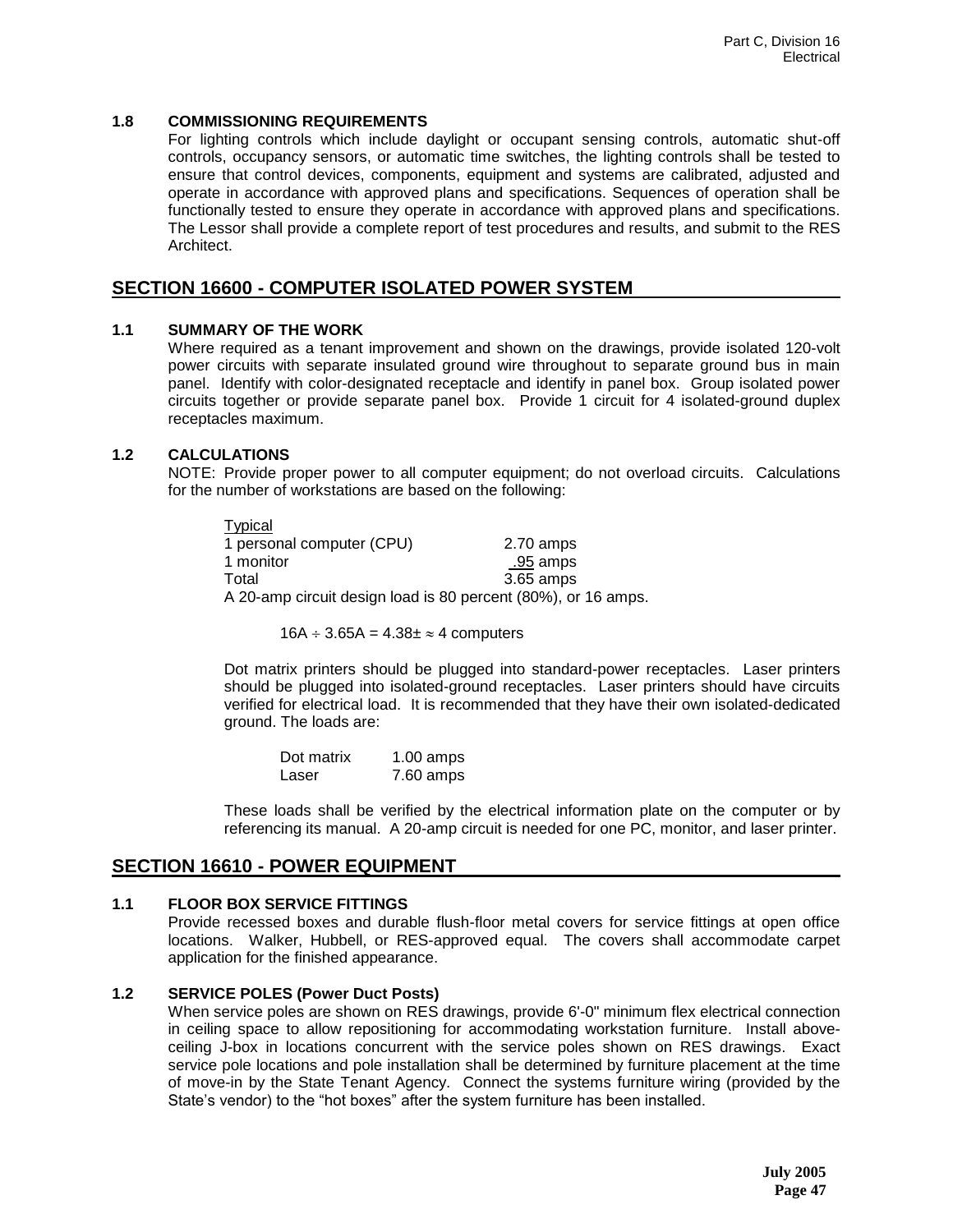### 1.8 COMMISSIONING REQUIREMENTS

For lighting controls which include daylight or occupant sensing controls, automatic shut-off controls, occupancy sensors, or automatic time switches, the lighting controls shall be tested to ensure that control devices, components, equipment and systems are calibrated, adjusted and operate in accordance with approved plans and specifications. Sequences of operation shall be functionally tested to ensure they operate in accordance with approved plans and specifications. The Lessor shall provide a complete report of test procedures and results, and submit to the RES Architect.

## SECTION 16600 - COMPUTER ISOLATED POWER SYSTEM

### 1.1 SUMMARY OF THE WORK

Where required as a tenant improvement and shown on the drawings, provide isolated 120-volt power circuits with separate insulated ground wire throughout to separate ground bus in main panel. Identify with color-designated receptacle and identify in panel box. Group isolated power circuits together or provide separate panel box. Provide 1 circuit for 4 isolated-ground duplex receptacles maximum.

### 1.2 CALCULATIONS

NOTE: Provide proper power to all computer equipment; do not overload circuits. Calculations for the number of workstations are based on the following:

| Typical | |
|---|---|
| 1 personal computer (CPU) | 2.70 amps |
| 1 monitor | .95 amps |
| Total | 3.65 amps |

A 20-amp circuit design load is 80 percent (80%), or 16 amps.

$16A \div 3.65A = 4.38\pm \approx 4$ computers

Dot matrix printers should be plugged into standard-power receptacles. Laser printers should be plugged into isolated-ground receptacles. Laser printers should have circuits verified for electrical load. It is recommended that they have their own isolated-dedicated ground. The loads are:

| | |
|---|---|
| Dot matrix | 1.00 amps |
| Laser | 7.60 amps |

These loads shall be verified by the electrical information plate on the computer or by referencing its manual. A 20-amp circuit is needed for one PC, monitor, and laser printer.

## SECTION 16610 - POWER EQUIPMENT

### 1.1 FLOOR BOX SERVICE FITTINGS

Provide recessed boxes and durable flush-floor metal covers for service fittings at open office locations. Walker, Hubbell, or RES-approved equal. The covers shall accommodate carpet application for the finished appearance.

### 1.2 SERVICE POLES (Power Duct Posts)

When service poles are shown on RES drawings, provide 6'-0" minimum flex electrical connection in ceiling space to allow repositioning for accommodating workstation furniture. Install above-ceiling J-box in locations concurrent with the service poles shown on RES drawings. Exact service pole locations and pole installation shall be determined by furniture placement at the time of move-in by the State Tenant Agency. Connect the systems furniture wiring (provided by the State's vendor) to the "hot boxes" after the system furniture has been installed.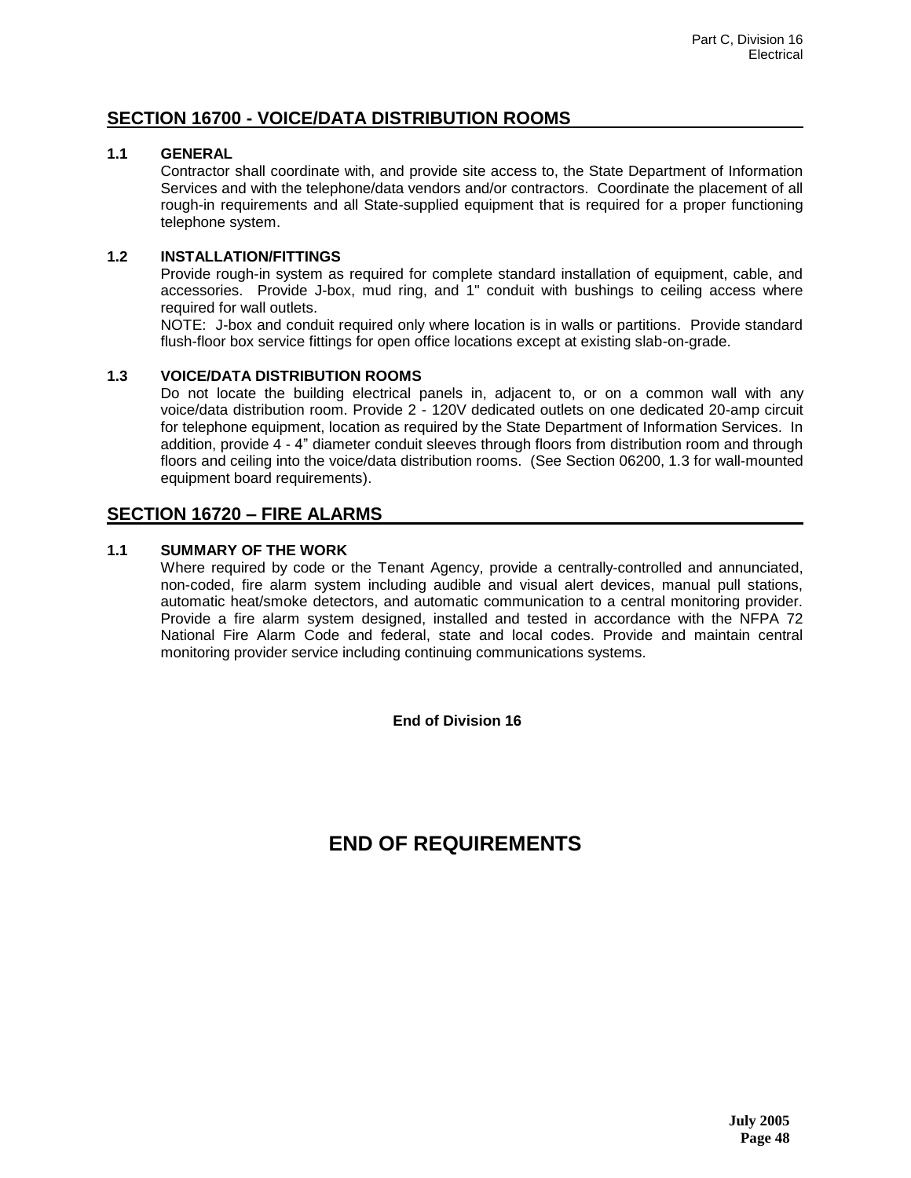## SECTION 16700 - VOICE/DATA DISTRIBUTION ROOMS

### 1.1 GENERAL

Contractor shall coordinate with, and provide site access to, the State Department of Information Services and with the telephone/data vendors and/or contractors. Coordinate the placement of all rough-in requirements and all State-supplied equipment that is required for a proper functioning telephone system.

### 1.2 INSTALLATION/FITTINGS

Provide rough-in system as required for complete standard installation of equipment, cable, and accessories. Provide J-box, mud ring, and 1" conduit with bushings to ceiling access where required for wall outlets.

NOTE: J-box and conduit required only where location is in walls or partitions. Provide standard flush-floor box service fittings for open office locations except at existing slab-on-grade.

### 1.3 VOICE/DATA DISTRIBUTION ROOMS

Do not locate the building electrical panels in, adjacent to, or on a common wall with any voice/data distribution room. Provide 2 - 120V dedicated outlets on one dedicated 20-amp circuit for telephone equipment, location as required by the State Department of Information Services. In addition, provide 4 - 4" diameter conduit sleeves through floors from distribution room and through floors and ceiling into the voice/data distribution rooms. (See Section 06200, 1.3 for wall-mounted equipment board requirements).

## SECTION 16720 – FIRE ALARMS

### 1.1 SUMMARY OF THE WORK

Where required by code or the Tenant Agency, provide a centrally-controlled and annunciated, non-coded, fire alarm system including audible and visual alert devices, manual pull stations, automatic heat/smoke detectors, and automatic communication to a central monitoring provider. Provide a fire alarm system designed, installed and tested in accordance with the NFPA 72 National Fire Alarm Code and federal, state and local codes. Provide and maintain central monitoring provider service including continuing communications systems.

**End of Division 16**

# END OF REQUIREMENTS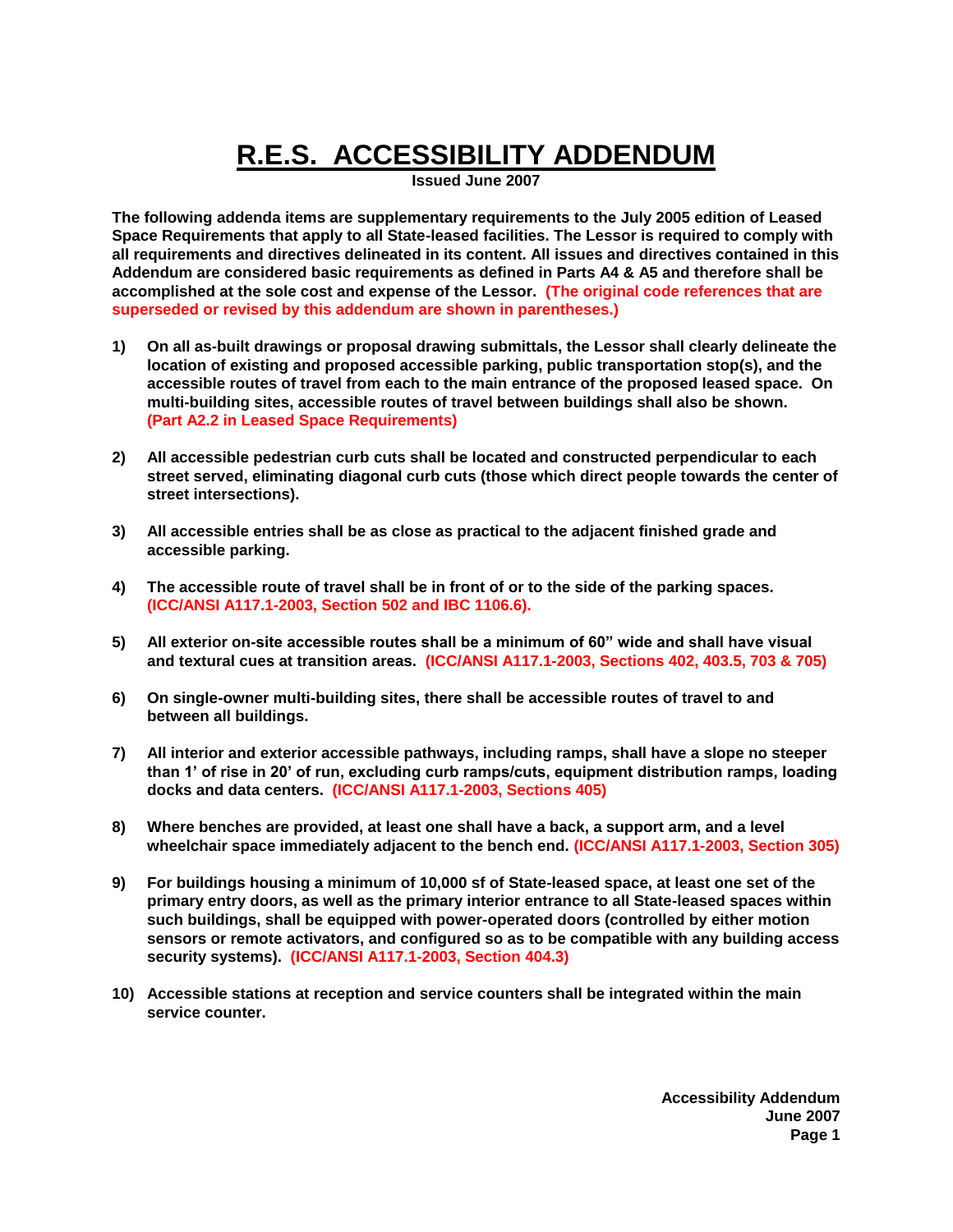# R.E.S. ACCESSIBILITY ADDENDUM

**Issued June 2007**

**The following addenda items are supplementary requirements to the July 2005 edition of Leased Space Requirements that apply to all State-leased facilities. The Lessor is required to comply with all requirements and directives delineated in its content. All issues and directives contained in this Addendum are considered basic requirements as defined in Parts A4 & A5 and therefore shall be accomplished at the sole cost and expense of the Lessor. (The original code references that are superseded or revised by this addendum are shown in parentheses.)**

1) **On all as-built drawings or proposal drawing submittals, the Lessor shall clearly delineate the location of existing and proposed accessible parking, public transportation stop(s), and the accessible routes of travel from each to the main entrance of the proposed leased space. On multi-building sites, accessible routes of travel between buildings shall also be shown. (Part A2.2 in Leased Space Requirements)**

2) **All accessible pedestrian curb cuts shall be located and constructed perpendicular to each street served, eliminating diagonal curb cuts (those which direct people towards the center of street intersections).**

3) **All accessible entries shall be as close as practical to the adjacent finished grade and accessible parking.**

4) **The accessible route of travel shall be in front of or to the side of the parking spaces. (ICC/ANSI A117.1-2003, Section 502 and IBC 1106.6).**

5) **All exterior on-site accessible routes shall be a minimum of 60" wide and shall have visual and textural cues at transition areas. (ICC/ANSI A117.1-2003, Sections 402, 403.5, 703 & 705)**

6) **On single-owner multi-building sites, there shall be accessible routes of travel to and between all buildings.**

7) **All interior and exterior accessible pathways, including ramps, shall have a slope no steeper than 1' of rise in 20' of run, excluding curb ramps/cuts, equipment distribution ramps, loading docks and data centers. (ICC/ANSI A117.1-2003, Sections 405)**

8) **Where benches are provided, at least one shall have a back, a support arm, and a level wheelchair space immediately adjacent to the bench end. (ICC/ANSI A117.1-2003, Section 305)**

9) **For buildings housing a minimum of 10,000 sf of State-leased space, at least one set of the primary entry doors, as well as the primary interior entrance to all State-leased spaces within such buildings, shall be equipped with power-operated doors (controlled by either motion sensors or remote activators, and configured so as to be compatible with any building access security systems). (ICC/ANSI A117.1-2003, Section 404.3)**

10) **Accessible stations at reception and service counters shall be integrated within the main service counter.**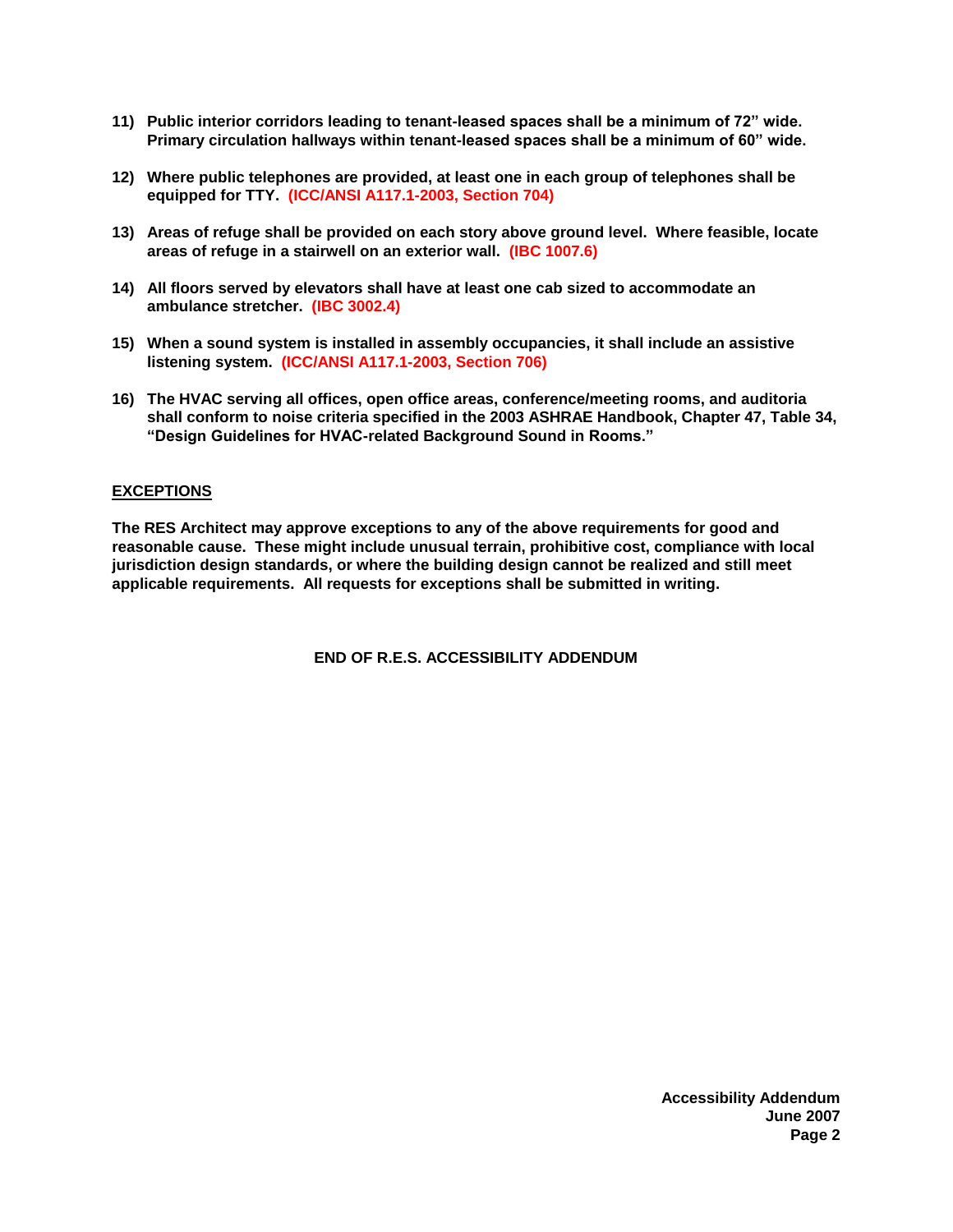11) **Public interior corridors leading to tenant-leased spaces shall be a minimum of 72" wide. Primary circulation hallways within tenant-leased spaces shall be a minimum of 60" wide.**

12) **Where public telephones are provided, at least one in each group of telephones shall be equipped for TTY. (ICC/ANSI A117.1-2003, Section 704)**

13) **Areas of refuge shall be provided on each story above ground level. Where feasible, locate areas of refuge in a stairwell on an exterior wall. (IBC 1007.6)**

14) **All floors served by elevators shall have at least one cab sized to accommodate an ambulance stretcher. (IBC 3002.4)**

15) **When a sound system is installed in assembly occupancies, it shall include an assistive listening system. (ICC/ANSI A117.1-2003, Section 706)**

16) **The HVAC serving all offices, open office areas, conference/meeting rooms, and auditoria shall conform to noise criteria specified in the 2003 ASHRAE Handbook, Chapter 47, Table 34, "Design Guidelines for HVAC-related Background Sound in Rooms."**

## EXCEPTIONS

**The RES Architect may approve exceptions to any of the above requirements for good and reasonable cause. These might include unusual terrain, prohibitive cost, compliance with local jurisdiction design standards, or where the building design cannot be realized and still meet applicable requirements. All requests for exceptions shall be submitted in writing.**

**END OF R.E.S. ACCESSIBILITY ADDENDUM**